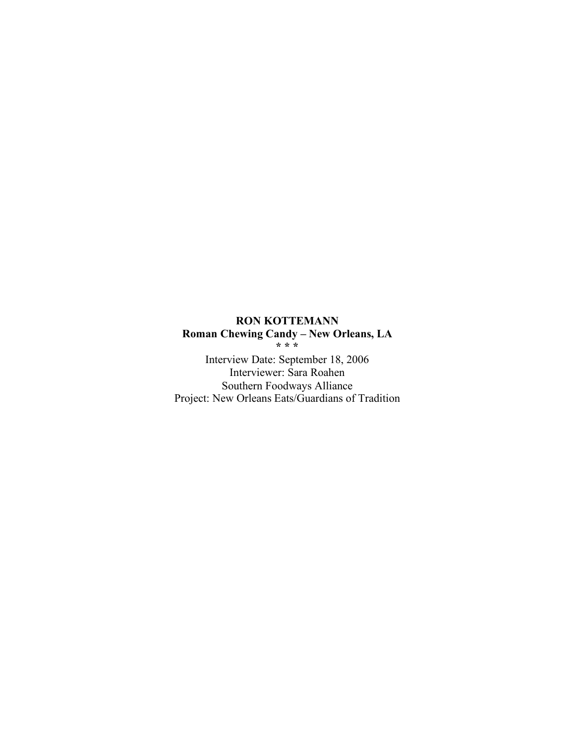**RON KOTTEMANN**
**Roman Chewing Candy – New Orleans, LA**
**\* \* \***

Interview Date: September 18, 2006
Interviewer: Sara Roahen
Southern Foodways Alliance
Project: New Orleans Eats/Guardians of Tradition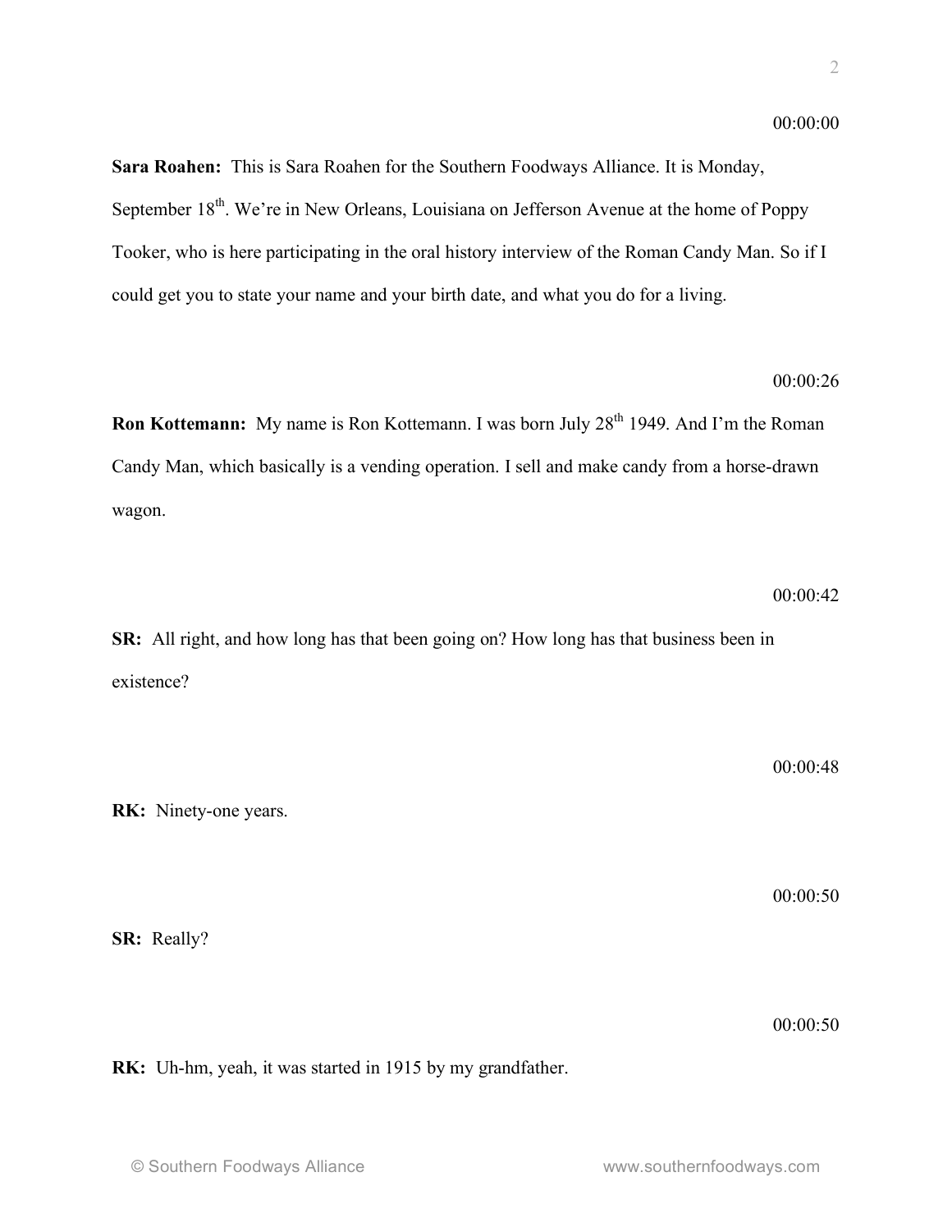00:00:00

**Sara Roahen:** This is Sara Roahen for the Southern Foodways Alliance. It is Monday, September 18th. We're in New Orleans, Louisiana on Jefferson Avenue at the home of Poppy Tooker, who is here participating in the oral history interview of the Roman Candy Man. So if I could get you to state your name and your birth date, and what you do for a living.

00:00:26

**Ron Kottemann:** My name is Ron Kottemann. I was born July 28th 1949. And I'm the Roman Candy Man, which basically is a vending operation. I sell and make candy from a horse-drawn wagon.

00:00:42

**SR:** All right, and how long has that been going on? How long has that business been in existence?

00:00:48

**RK:** Ninety-one years.

00:00:50

**SR:** Really?

00:00:50

**RK:** Uh-hm, yeah, it was started in 1915 by my grandfather.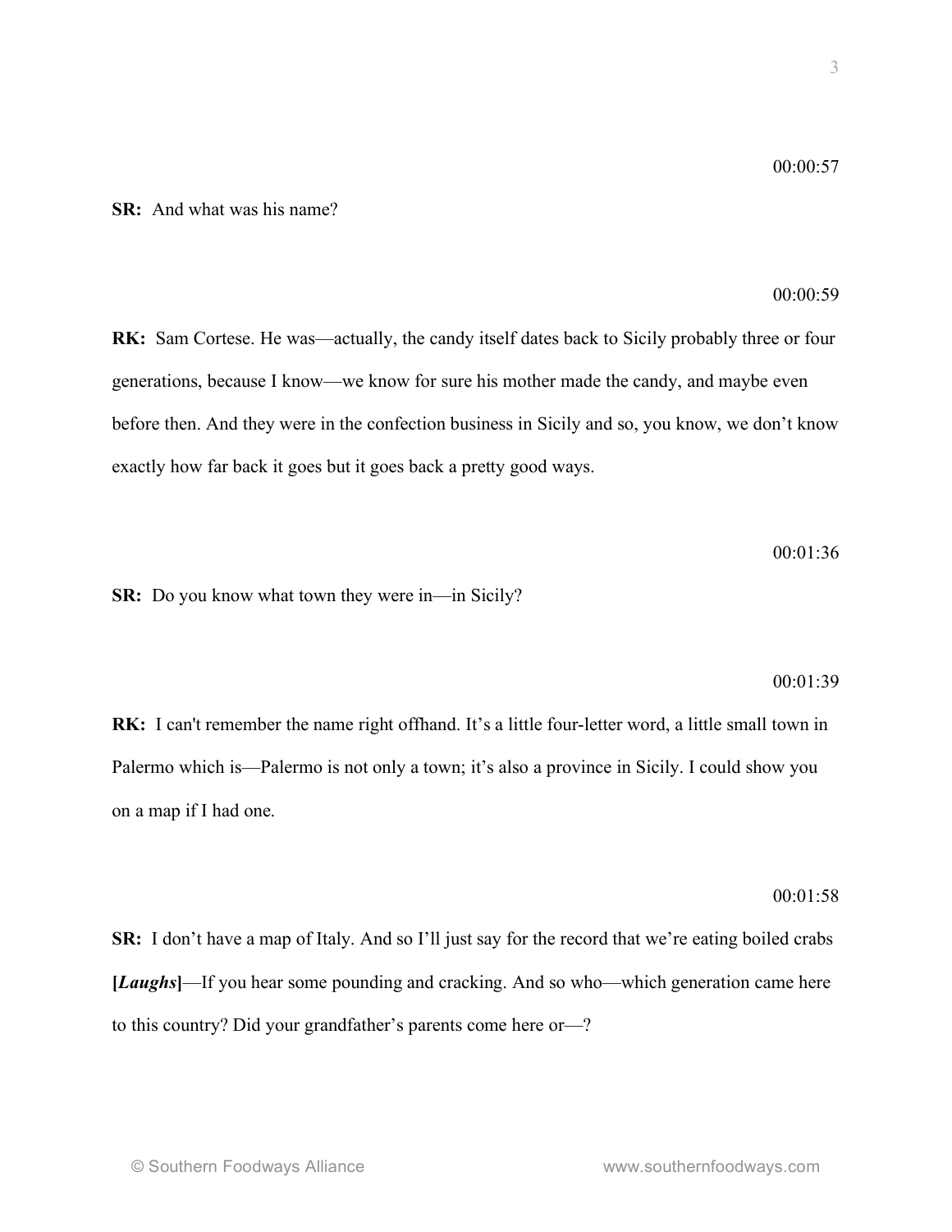00:00:57

**SR:** And what was his name?

00:00:59

**RK:** Sam Cortese. He was—actually, the candy itself dates back to Sicily probably three or four generations, because I know—we know for sure his mother made the candy, and maybe even before then. And they were in the confection business in Sicily and so, you know, we don't know exactly how far back it goes but it goes back a pretty good ways.

00:01:36

**SR:** Do you know what town they were in—in Sicily?

00:01:39

**RK:** I can't remember the name right offhand. It's a little four-letter word, a little small town in Palermo which is—Palermo is not only a town; it's also a province in Sicily. I could show you on a map if I had one.

00:01:58

**SR:** I don't have a map of Italy. And so I'll just say for the record that we're eating boiled crabs **[*Laughs*]**—If you hear some pounding and cracking. And so who—which generation came here to this country? Did your grandfather's parents come here or—?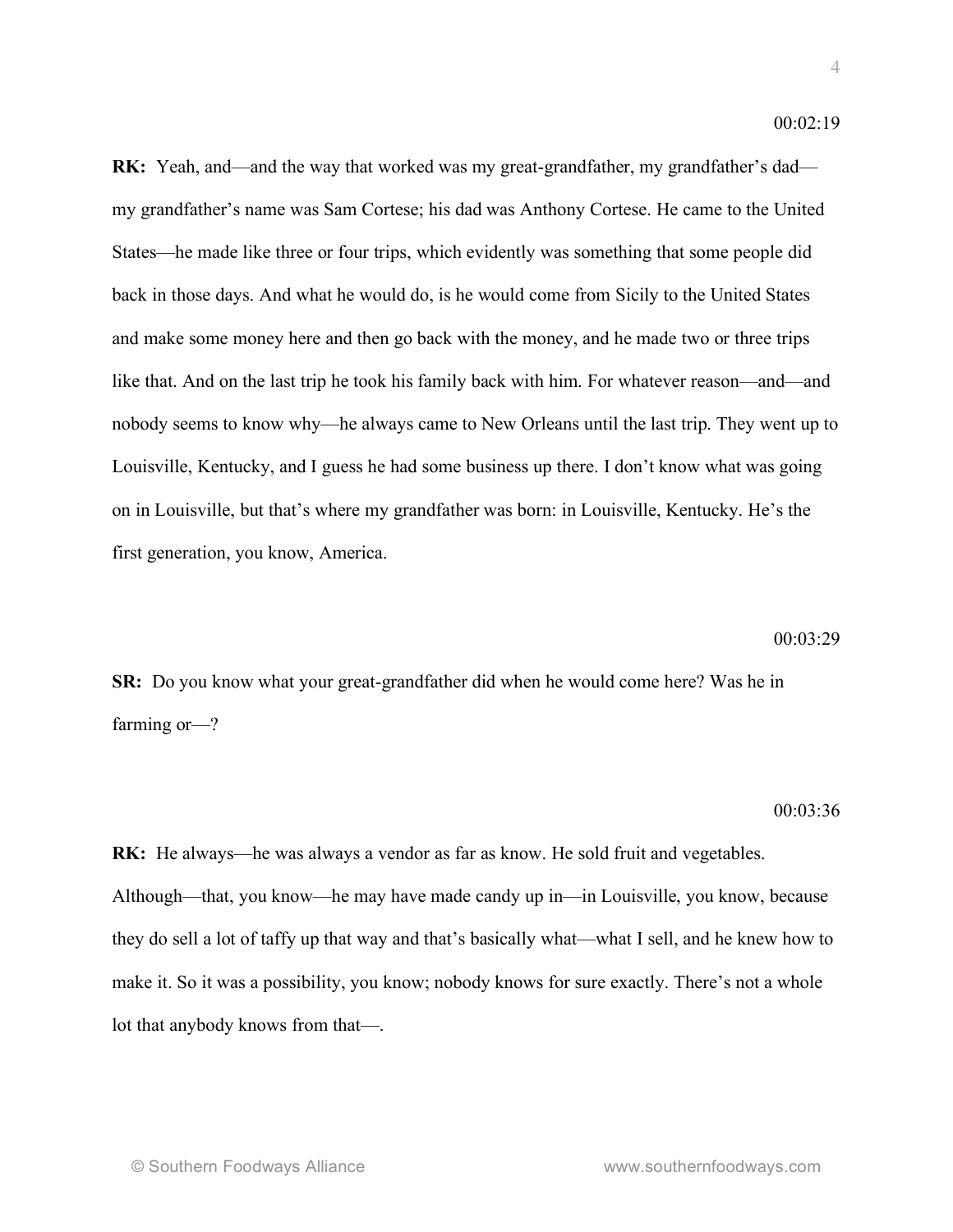00:02:19

**RK:** Yeah, and—and the way that worked was my great-grandfather, my grandfather's dad—my grandfather's name was Sam Cortese; his dad was Anthony Cortese. He came to the United States—he made like three or four trips, which evidently was something that some people did back in those days. And what he would do, is he would come from Sicily to the United States and make some money here and then go back with the money, and he made two or three trips like that. And on the last trip he took his family back with him. For whatever reason—and—and nobody seems to know why—he always came to New Orleans until the last trip. They went up to Louisville, Kentucky, and I guess he had some business up there. I don't know what was going on in Louisville, but that's where my grandfather was born: in Louisville, Kentucky. He's the first generation, you know, America.

00:03:29

**SR:** Do you know what your great-grandfather did when he would come here? Was he in farming or—?

00:03:36

**RK:** He always—he was always a vendor as far as know. He sold fruit and vegetables. Although—that, you know—he may have made candy up in—in Louisville, you know, because they do sell a lot of taffy up that way and that's basically what—what I sell, and he knew how to make it. So it was a possibility, you know; nobody knows for sure exactly. There's not a whole lot that anybody knows from that—.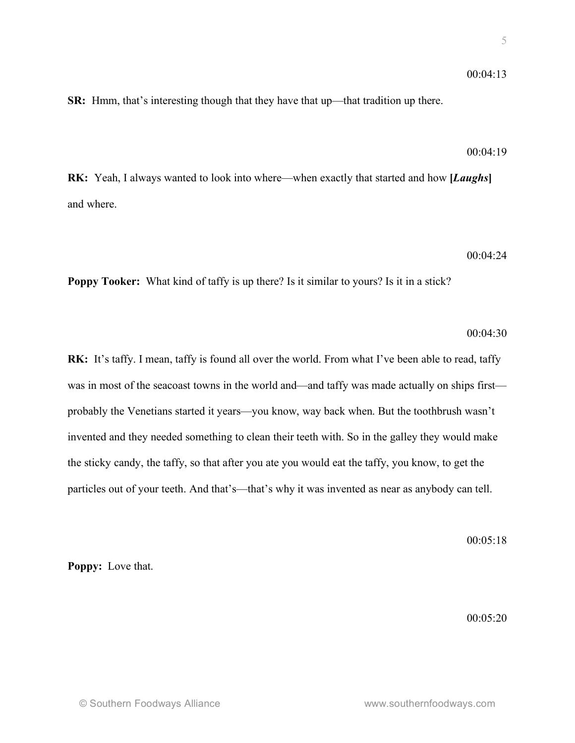00:04:13

**SR:** Hmm, that's interesting though that they have that up—that tradition up there.

00:04:19

**RK:** Yeah, I always wanted to look into where—when exactly that started and how **[*Laughs*]** and where.

00:04:24

**Poppy Tooker:** What kind of taffy is up there? Is it similar to yours? Is it in a stick?

00:04:30

**RK:** It's taffy. I mean, taffy is found all over the world. From what I've been able to read, taffy was in most of the seacoast towns in the world and—and taffy was made actually on ships first—probably the Venetians started it years—you know, way back when. But the toothbrush wasn't invented and they needed something to clean their teeth with. So in the galley they would make the sticky candy, the taffy, so that after you ate you would eat the taffy, you know, to get the particles out of your teeth. And that's—that's why it was invented as near as anybody can tell.

00:05:18

**Poppy:** Love that.

00:05:20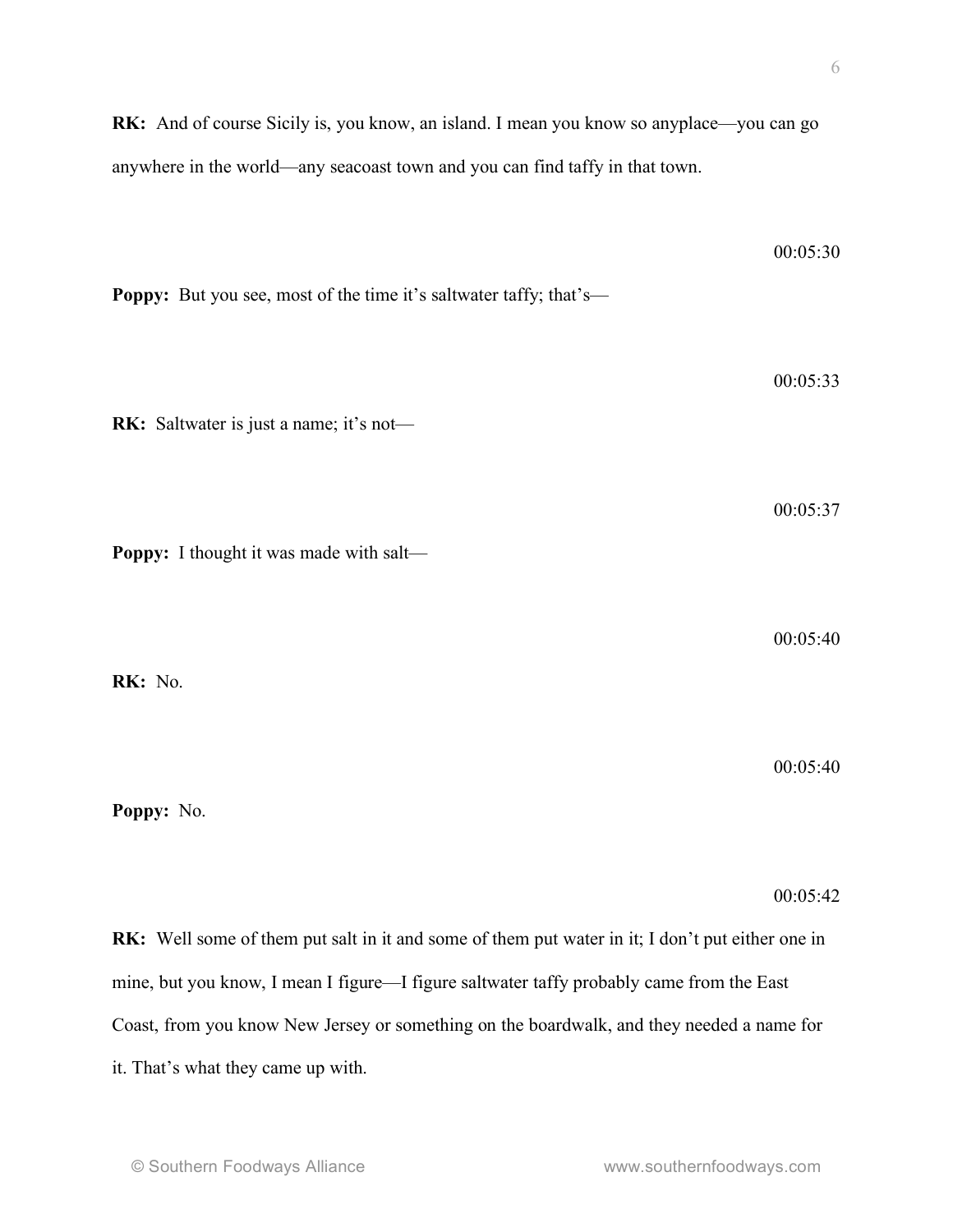**RK:** And of course Sicily is, you know, an island. I mean you know so anyplace—you can go anywhere in the world—any seacoast town and you can find taffy in that town.

00:05:30

**Poppy:** But you see, most of the time it's saltwater taffy; that's—

00:05:33

**RK:** Saltwater is just a name; it's not—

00:05:37

**Poppy:** I thought it was made with salt—

00:05:40

**RK:** No.

00:05:40

**Poppy:** No.

00:05:42

**RK:** Well some of them put salt in it and some of them put water in it; I don't put either one in mine, but you know, I mean I figure—I figure saltwater taffy probably came from the East Coast, from you know New Jersey or something on the boardwalk, and they needed a name for it. That's what they came up with.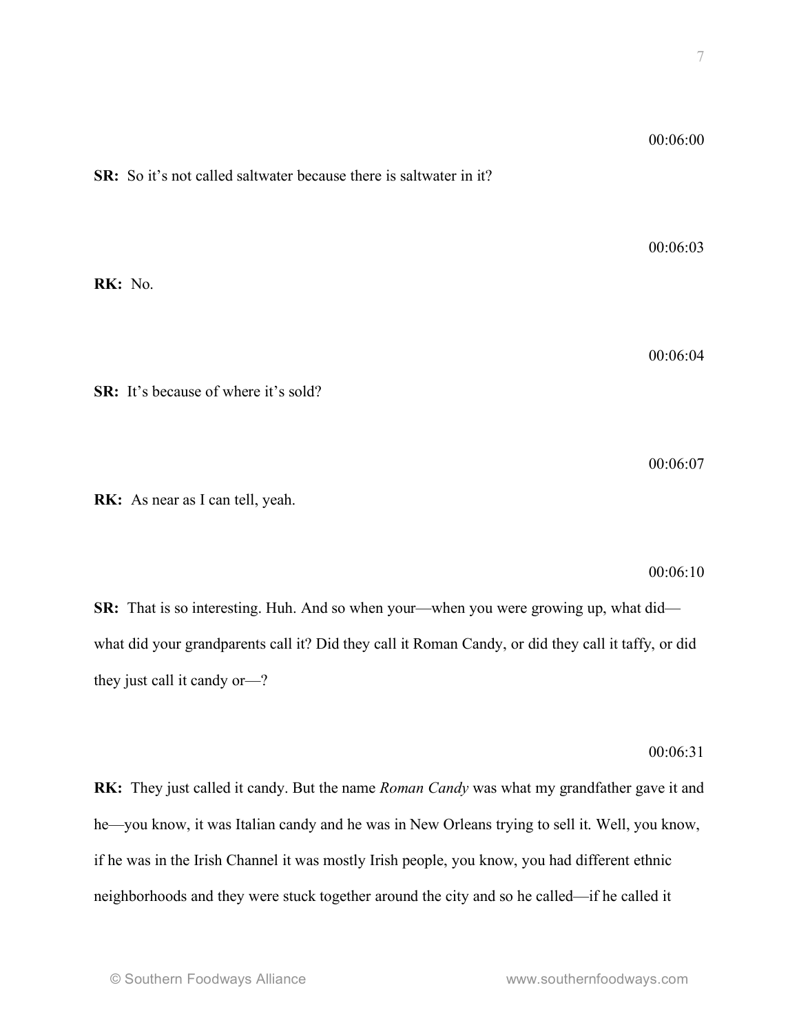00:06:00

**SR:** So it's not called saltwater because there is saltwater in it?

00:06:03

**RK:** No.

00:06:04

**SR:** It's because of where it's sold?

00:06:07

**RK:** As near as I can tell, yeah.

00:06:10

**SR:** That is so interesting. Huh. And so when your—when you were growing up, what did—what did your grandparents call it? Did they call it Roman Candy, or did they call it taffy, or did they just call it candy or—?

00:06:31

**RK:** They just called it candy. But the name *Roman Candy* was what my grandfather gave it and he—you know, it was Italian candy and he was in New Orleans trying to sell it. Well, you know, if he was in the Irish Channel it was mostly Irish people, you know, you had different ethnic neighborhoods and they were stuck together around the city and so he called—if he called it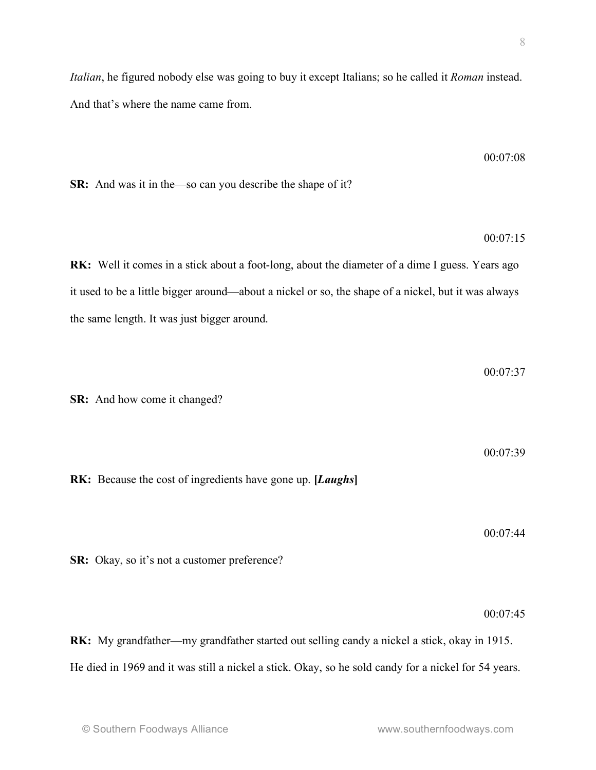*Italian*, he figured nobody else was going to buy it except Italians; so he called it *Roman* instead. And that's where the name came from.

00:07:08

**SR:** And was it in the—so can you describe the shape of it?

00:07:15

**RK:** Well it comes in a stick about a foot-long, about the diameter of a dime I guess. Years ago it used to be a little bigger around—about a nickel or so, the shape of a nickel, but it was always the same length. It was just bigger around.

00:07:37

**SR:** And how come it changed?

00:07:39

**RK:** Because the cost of ingredients have gone up. **[*Laughs*]**

00:07:44

**SR:** Okay, so it's not a customer preference?

00:07:45

**RK:** My grandfather—my grandfather started out selling candy a nickel a stick, okay in 1915. He died in 1969 and it was still a nickel a stick. Okay, so he sold candy for a nickel for 54 years.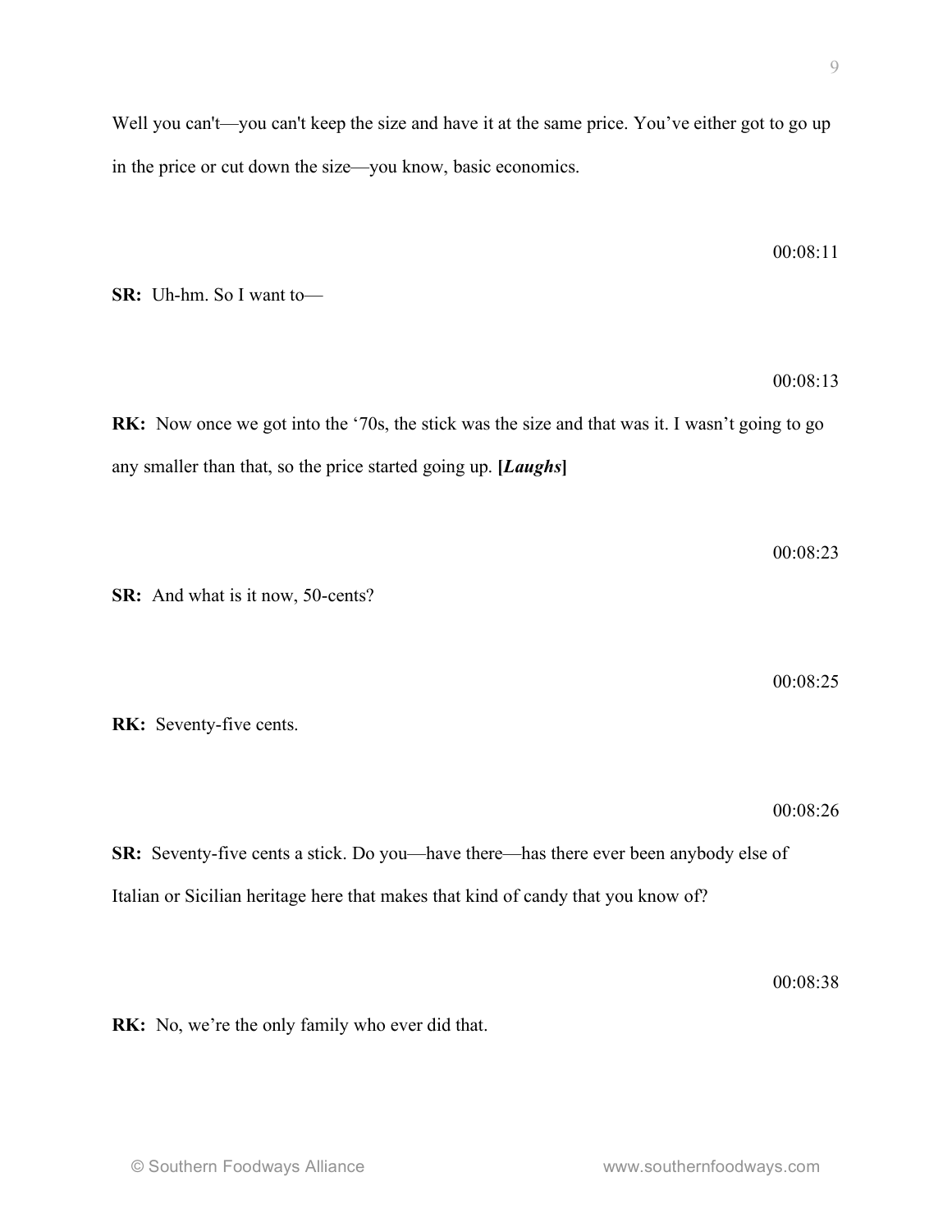Well you can't—you can't keep the size and have it at the same price. You've either got to go up in the price or cut down the size—you know, basic economics.

00:08:11

**SR:** Uh-hm. So I want to—

00:08:13

**RK:** Now once we got into the '70s, the stick was the size and that was it. I wasn't going to go any smaller than that, so the price started going up. **[*Laughs*]**

00:08:23

**SR:** And what is it now, 50-cents?

00:08:25

**RK:** Seventy-five cents.

00:08:26

**SR:** Seventy-five cents a stick. Do you—have there—has there ever been anybody else of Italian or Sicilian heritage here that makes that kind of candy that you know of?

00:08:38

**RK:** No, we're the only family who ever did that.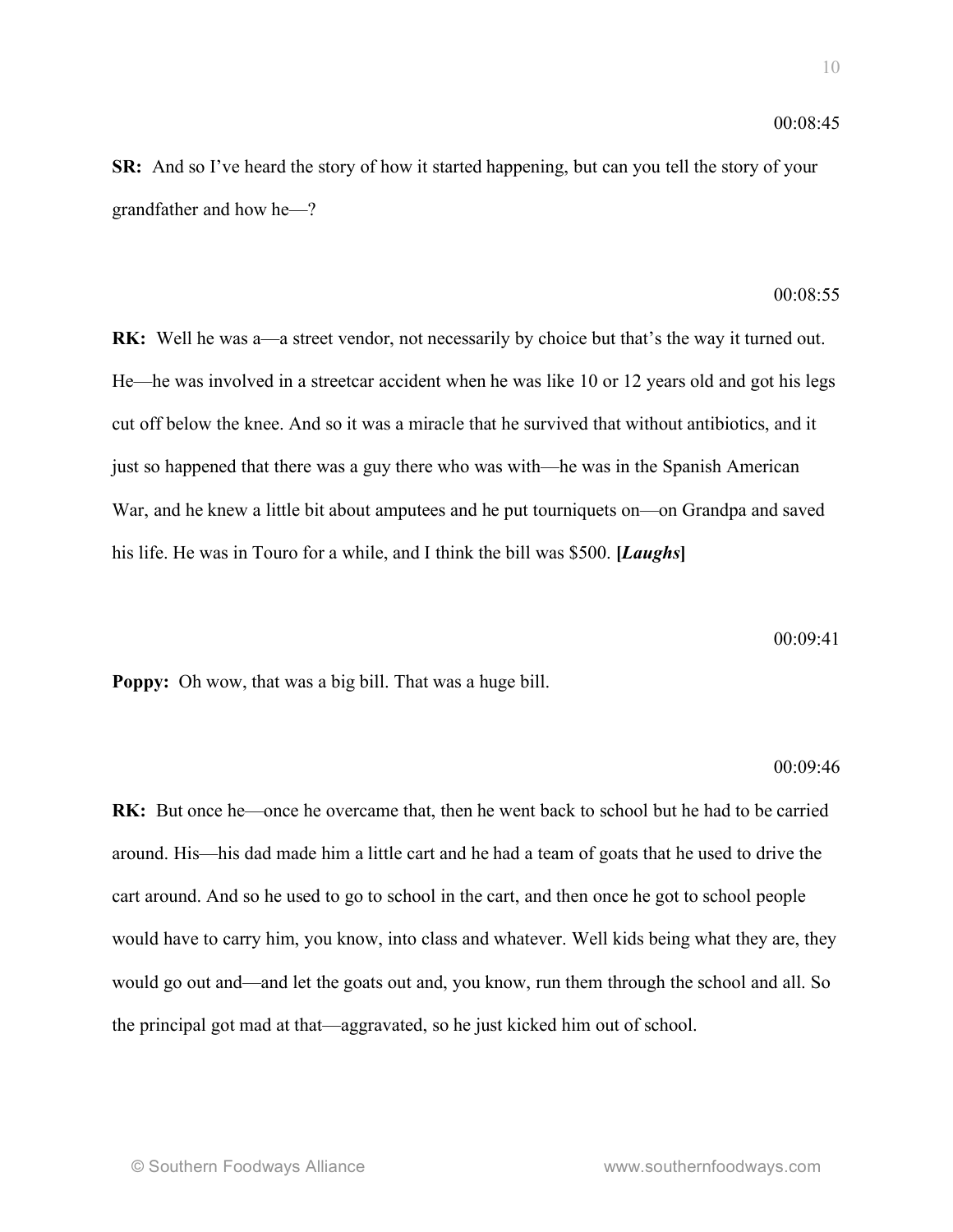00:08:45

**SR:** And so I've heard the story of how it started happening, but can you tell the story of your grandfather and how he—?

00:08:55

**RK:** Well he was a—a street vendor, not necessarily by choice but that's the way it turned out. He—he was involved in a streetcar accident when he was like 10 or 12 years old and got his legs cut off below the knee. And so it was a miracle that he survived that without antibiotics, and it just so happened that there was a guy there who was with—he was in the Spanish American War, and he knew a little bit about amputees and he put tourniquets on—on Grandpa and saved his life. He was in Touro for a while, and I think the bill was $500. **[*Laughs*]**

00:09:41

**Poppy:** Oh wow, that was a big bill. That was a huge bill.

00:09:46

**RK:** But once he—once he overcame that, then he went back to school but he had to be carried around. His—his dad made him a little cart and he had a team of goats that he used to drive the cart around. And so he used to go to school in the cart, and then once he got to school people would have to carry him, you know, into class and whatever. Well kids being what they are, they would go out and—and let the goats out and, you know, run them through the school and all. So the principal got mad at that—aggravated, so he just kicked him out of school.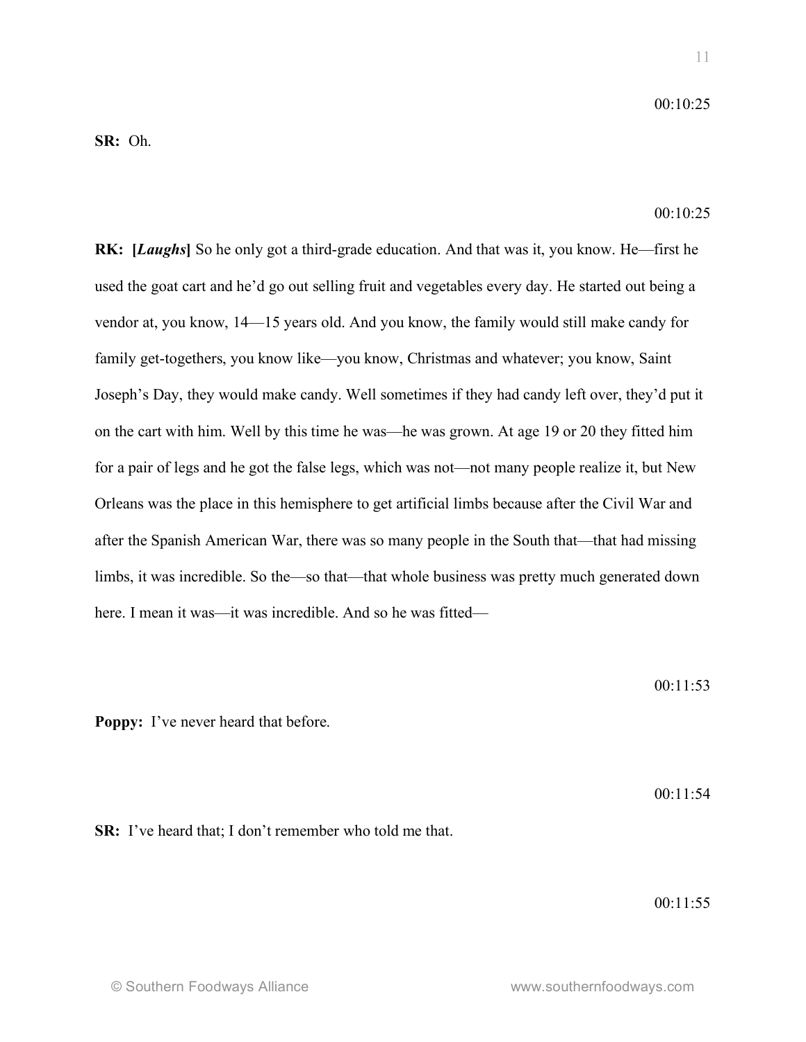00:10:25

**SR:** Oh.

00:10:25

**RK:** **[*Laughs*]** So he only got a third-grade education. And that was it, you know. He—first he used the goat cart and he'd go out selling fruit and vegetables every day. He started out being a vendor at, you know, 14—15 years old. And you know, the family would still make candy for family get-togethers, you know like—you know, Christmas and whatever; you know, Saint Joseph's Day, they would make candy. Well sometimes if they had candy left over, they'd put it on the cart with him. Well by this time he was—he was grown. At age 19 or 20 they fitted him for a pair of legs and he got the false legs, which was not—not many people realize it, but New Orleans was the place in this hemisphere to get artificial limbs because after the Civil War and after the Spanish American War, there was so many people in the South that—that had missing limbs, it was incredible. So the—so that—that whole business was pretty much generated down here. I mean it was—it was incredible. And so he was fitted—

00:11:53

**Poppy:** I've never heard that before.

00:11:54

**SR:** I've heard that; I don't remember who told me that.

00:11:55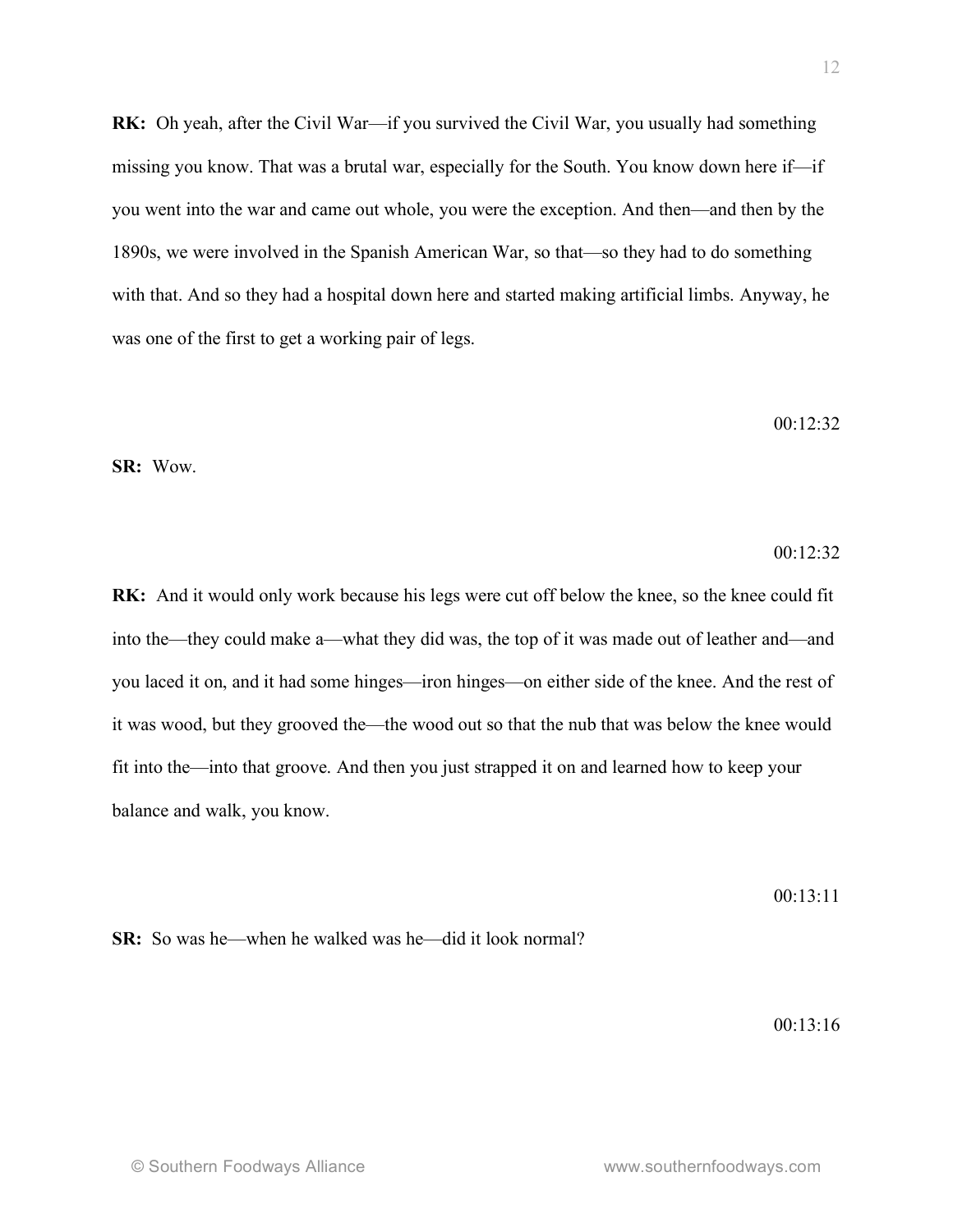**RK:** Oh yeah, after the Civil War—if you survived the Civil War, you usually had something missing you know. That was a brutal war, especially for the South. You know down here if—if you went into the war and came out whole, you were the exception. And then—and then by the 1890s, we were involved in the Spanish American War, so that—so they had to do something with that. And so they had a hospital down here and started making artificial limbs. Anyway, he was one of the first to get a working pair of legs.

00:12:32

**SR:** Wow.

00:12:32

**RK:** And it would only work because his legs were cut off below the knee, so the knee could fit into the—they could make a—what they did was, the top of it was made out of leather and—and you laced it on, and it had some hinges—iron hinges—on either side of the knee. And the rest of it was wood, but they grooved the—the wood out so that the nub that was below the knee would fit into the—into that groove. And then you just strapped it on and learned how to keep your balance and walk, you know.

00:13:11

**SR:** So was he—when he walked was he—did it look normal?

00:13:16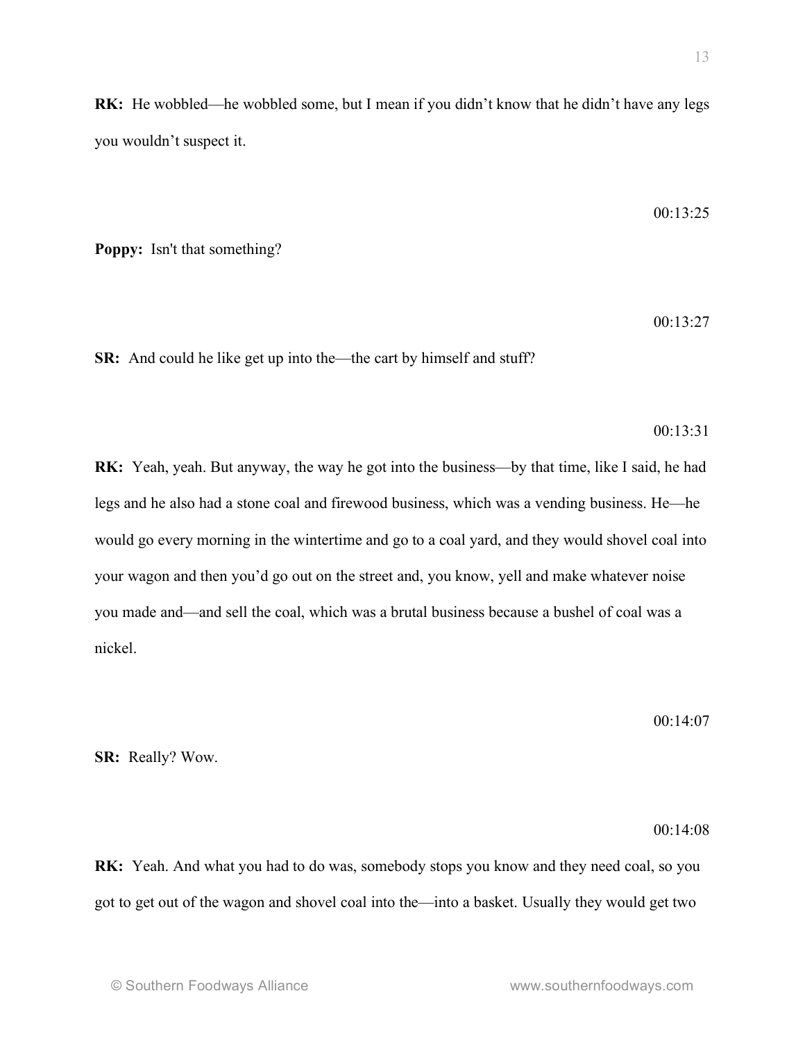**RK:** He wobbled—he wobbled some, but I mean if you didn't know that he didn't have any legs you wouldn't suspect it.

00:13:25

**Poppy:** Isn't that something?

00:13:27

**SR:** And could he like get up into the—the cart by himself and stuff?

00:13:31

**RK:** Yeah, yeah. But anyway, the way he got into the business—by that time, like I said, he had legs and he also had a stone coal and firewood business, which was a vending business. He—he would go every morning in the wintertime and go to a coal yard, and they would shovel coal into your wagon and then you'd go out on the street and, you know, yell and make whatever noise you made and—and sell the coal, which was a brutal business because a bushel of coal was a nickel.

00:14:07

**SR:** Really? Wow.

00:14:08

**RK:** Yeah. And what you had to do was, somebody stops you know and they need coal, so you got to get out of the wagon and shovel coal into the—into a basket. Usually they would get two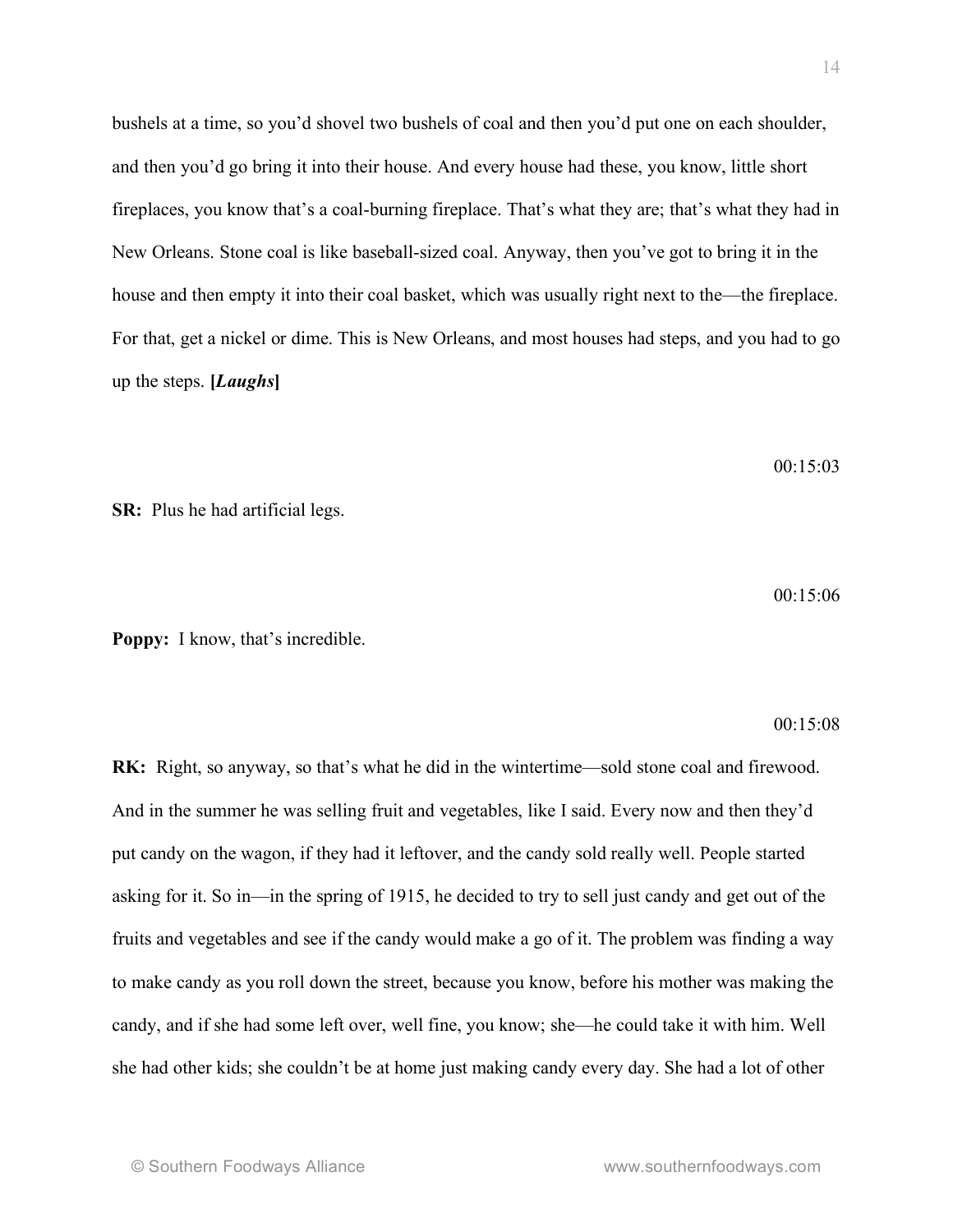bushels at a time, so you'd shovel two bushels of coal and then you'd put one on each shoulder, and then you'd go bring it into their house. And every house had these, you know, little short fireplaces, you know that's a coal-burning fireplace. That's what they are; that's what they had in New Orleans. Stone coal is like baseball-sized coal. Anyway, then you've got to bring it in the house and then empty it into their coal basket, which was usually right next to the—the fireplace. For that, get a nickel or dime. This is New Orleans, and most houses had steps, and you had to go up the steps. **[*Laughs*]**

00:15:03

**SR:** Plus he had artificial legs.

00:15:06

**Poppy:** I know, that's incredible.

00:15:08

**RK:** Right, so anyway, so that's what he did in the wintertime—sold stone coal and firewood. And in the summer he was selling fruit and vegetables, like I said. Every now and then they'd put candy on the wagon, if they had it leftover, and the candy sold really well. People started asking for it. So in—in the spring of 1915, he decided to try to sell just candy and get out of the fruits and vegetables and see if the candy would make a go of it. The problem was finding a way to make candy as you roll down the street, because you know, before his mother was making the candy, and if she had some left over, well fine, you know; she—he could take it with him. Well she had other kids; she couldn't be at home just making candy every day. She had a lot of other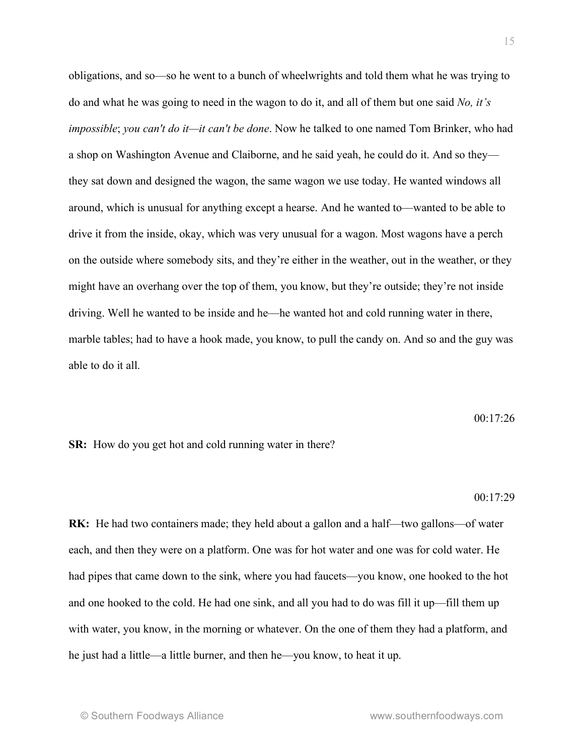obligations, and so—so he went to a bunch of wheelwrights and told them what he was trying to do and what he was going to need in the wagon to do it, and all of them but one said *No, it's impossible*; *you can't do it—it can't be done*. Now he talked to one named Tom Brinker, who had a shop on Washington Avenue and Claiborne, and he said yeah, he could do it. And so they—they sat down and designed the wagon, the same wagon we use today. He wanted windows all around, which is unusual for anything except a hearse. And he wanted to—wanted to be able to drive it from the inside, okay, which was very unusual for a wagon. Most wagons have a perch on the outside where somebody sits, and they're either in the weather, out in the weather, or they might have an overhang over the top of them, you know, but they're outside; they're not inside driving. Well he wanted to be inside and he—he wanted hot and cold running water in there, marble tables; had to have a hook made, you know, to pull the candy on. And so and the guy was able to do it all.

00:17:26

**SR:** How do you get hot and cold running water in there?

00:17:29

**RK:** He had two containers made; they held about a gallon and a half—two gallons—of water each, and then they were on a platform. One was for hot water and one was for cold water. He had pipes that came down to the sink, where you had faucets—you know, one hooked to the hot and one hooked to the cold. He had one sink, and all you had to do was fill it up—fill them up with water, you know, in the morning or whatever. On the one of them they had a platform, and he just had a little—a little burner, and then he—you know, to heat it up.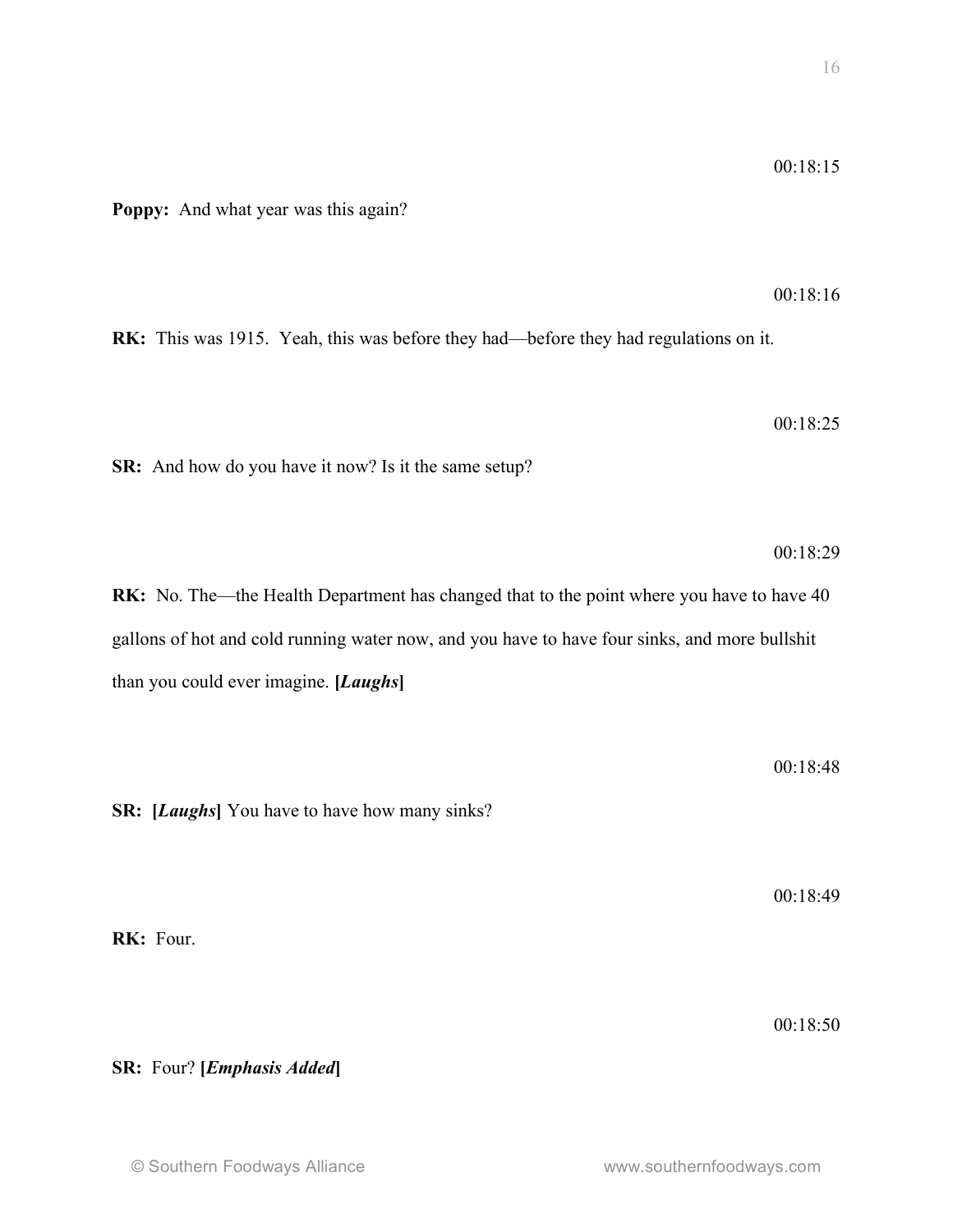00:18:15

**Poppy:** And what year was this again?

00:18:16

**RK:** This was 1915. Yeah, this was before they had—before they had regulations on it.

00:18:25

**SR:** And how do you have it now? Is it the same setup?

00:18:29

**RK:** No. The—the Health Department has changed that to the point where you have to have 40 gallons of hot and cold running water now, and you have to have four sinks, and more bullshit than you could ever imagine. **[*Laughs*]**

00:18:48

**SR:** **[*Laughs*]** You have to have how many sinks?

00:18:49

**RK:** Four.

00:18:50

**SR:** Four? **[*Emphasis Added*]**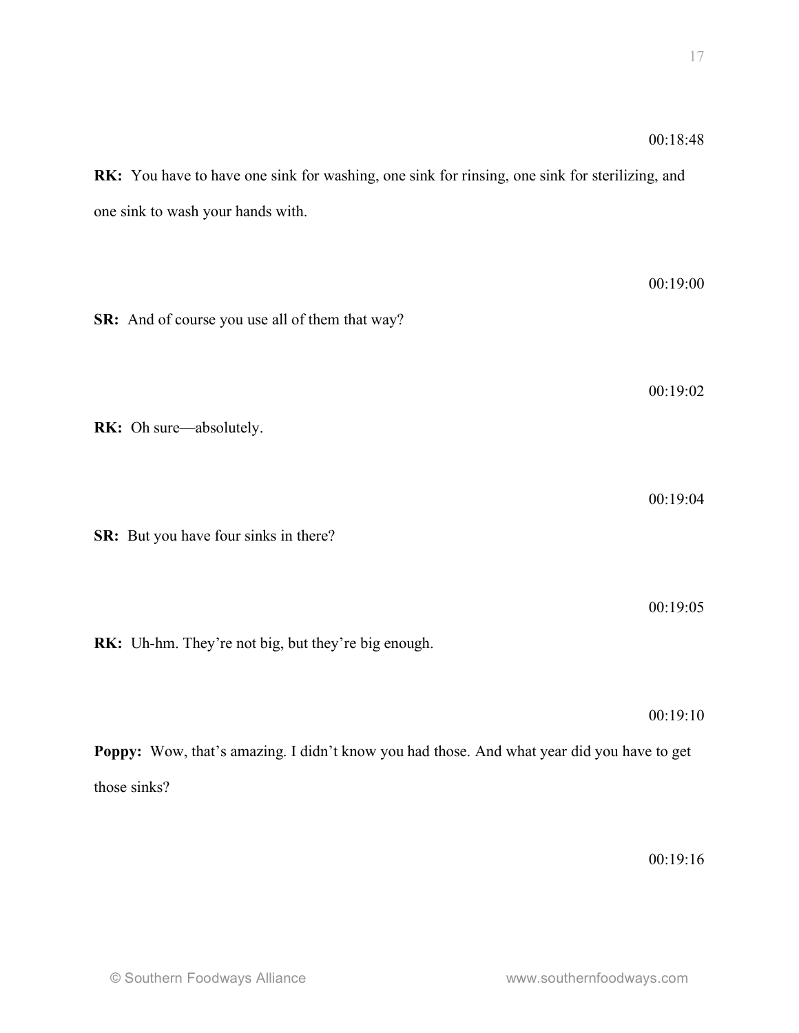00:18:48

**RK:** You have to have one sink for washing, one sink for rinsing, one sink for sterilizing, and one sink to wash your hands with.

00:19:00

**SR:** And of course you use all of them that way?

00:19:02

**RK:** Oh sure—absolutely.

00:19:04

**SR:** But you have four sinks in there?

00:19:05

**RK:** Uh-hm. They're not big, but they're big enough.

00:19:10

**Poppy:** Wow, that's amazing. I didn't know you had those. And what year did you have to get those sinks?

00:19:16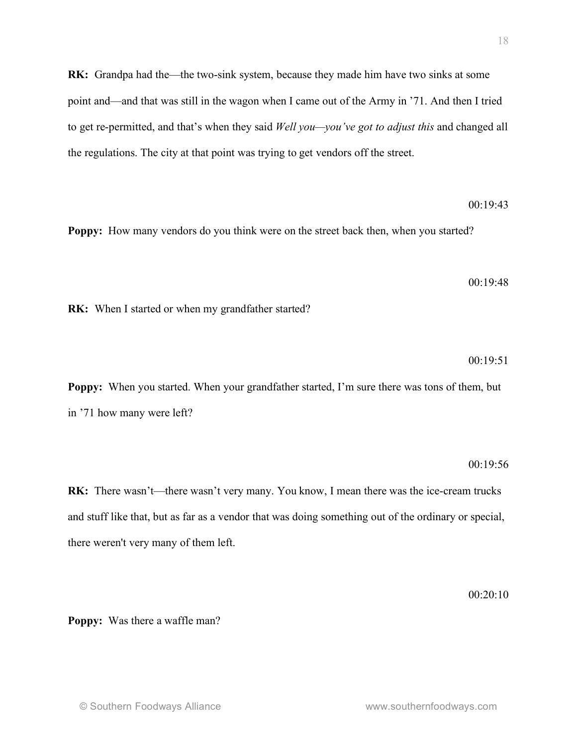**RK:** Grandpa had the—the two-sink system, because they made him have two sinks at some point and—and that was still in the wagon when I came out of the Army in '71. And then I tried to get re-permitted, and that's when they said *Well you—you've got to adjust this* and changed all the regulations. The city at that point was trying to get vendors off the street.

00:19:43

**Poppy:** How many vendors do you think were on the street back then, when you started?

00:19:48

**RK:** When I started or when my grandfather started?

00:19:51

**Poppy:** When you started. When your grandfather started, I'm sure there was tons of them, but in '71 how many were left?

00:19:56

**RK:** There wasn't—there wasn't very many. You know, I mean there was the ice-cream trucks and stuff like that, but as far as a vendor that was doing something out of the ordinary or special, there weren't very many of them left.

00:20:10

**Poppy:** Was there a waffle man?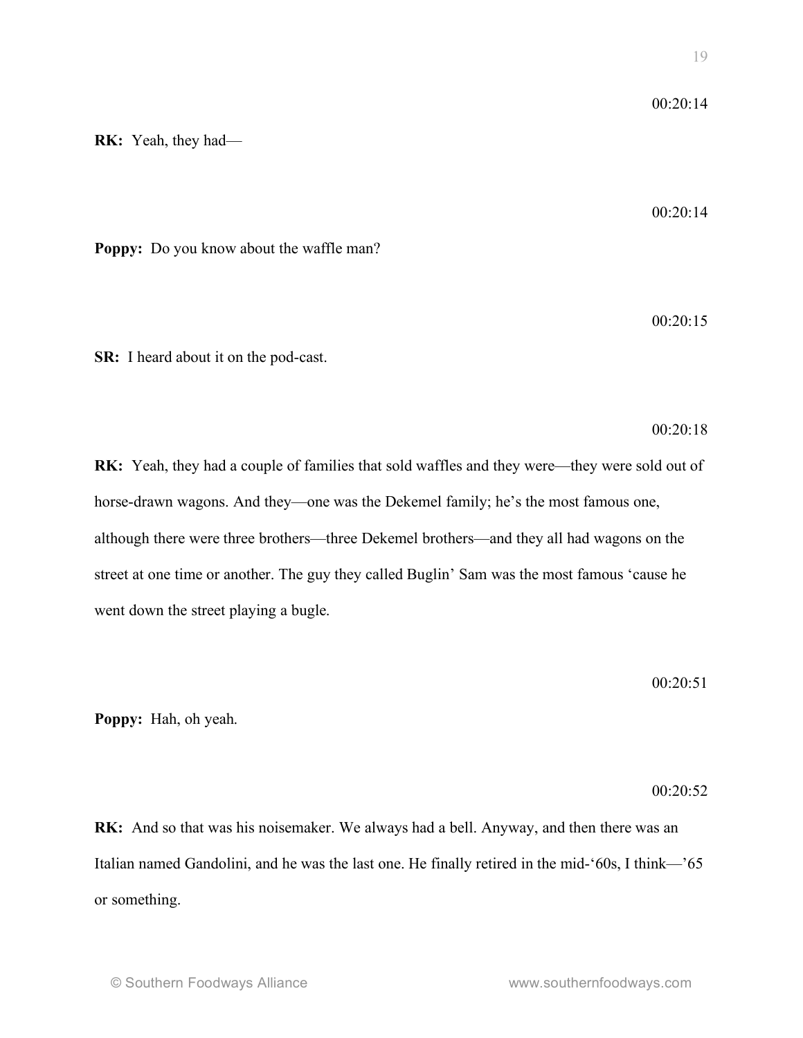00:20:14

**RK:** Yeah, they had—

00:20:14

**Poppy:** Do you know about the waffle man?

00:20:15

**SR:** I heard about it on the pod-cast.

00:20:18

**RK:** Yeah, they had a couple of families that sold waffles and they were—they were sold out of horse-drawn wagons. And they—one was the Dekemel family; he's the most famous one, although there were three brothers—three Dekemel brothers—and they all had wagons on the street at one time or another. The guy they called Buglin' Sam was the most famous 'cause he went down the street playing a bugle.

00:20:51

**Poppy:** Hah, oh yeah.

00:20:52

**RK:** And so that was his noisemaker. We always had a bell. Anyway, and then there was an Italian named Gandolini, and he was the last one. He finally retired in the mid-'60s, I think—'65 or something.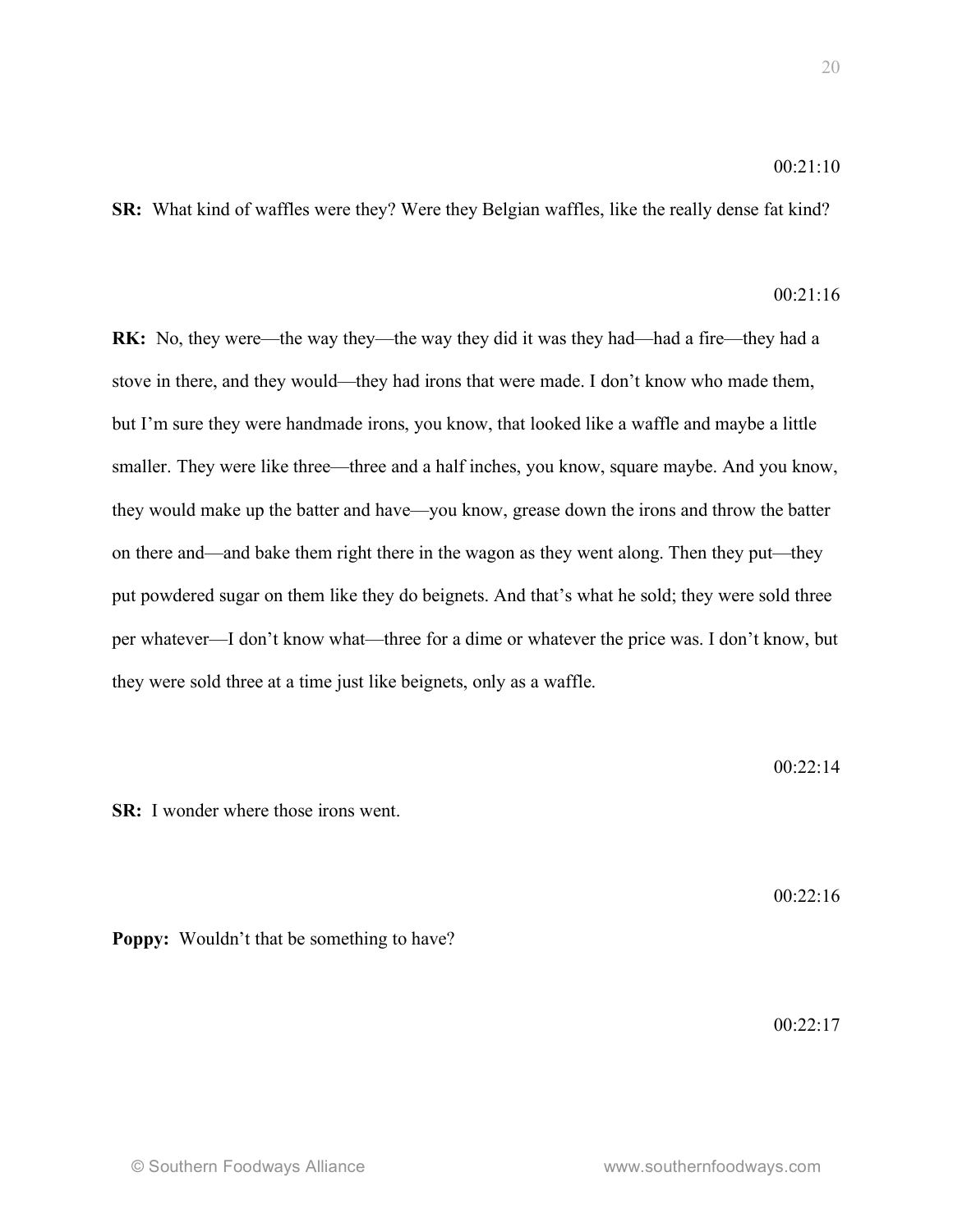00:21:10

**SR:** What kind of waffles were they? Were they Belgian waffles, like the really dense fat kind?

00:21:16

**RK:** No, they were—the way they—the way they did it was they had—had a fire—they had a stove in there, and they would—they had irons that were made. I don't know who made them, but I'm sure they were handmade irons, you know, that looked like a waffle and maybe a little smaller. They were like three—three and a half inches, you know, square maybe. And you know, they would make up the batter and have—you know, grease down the irons and throw the batter on there and—and bake them right there in the wagon as they went along. Then they put—they put powdered sugar on them like they do beignets. And that's what he sold; they were sold three per whatever—I don't know what—three for a dime or whatever the price was. I don't know, but they were sold three at a time just like beignets, only as a waffle.

00:22:14

**SR:** I wonder where those irons went.

00:22:16

**Poppy:** Wouldn't that be something to have?

00:22:17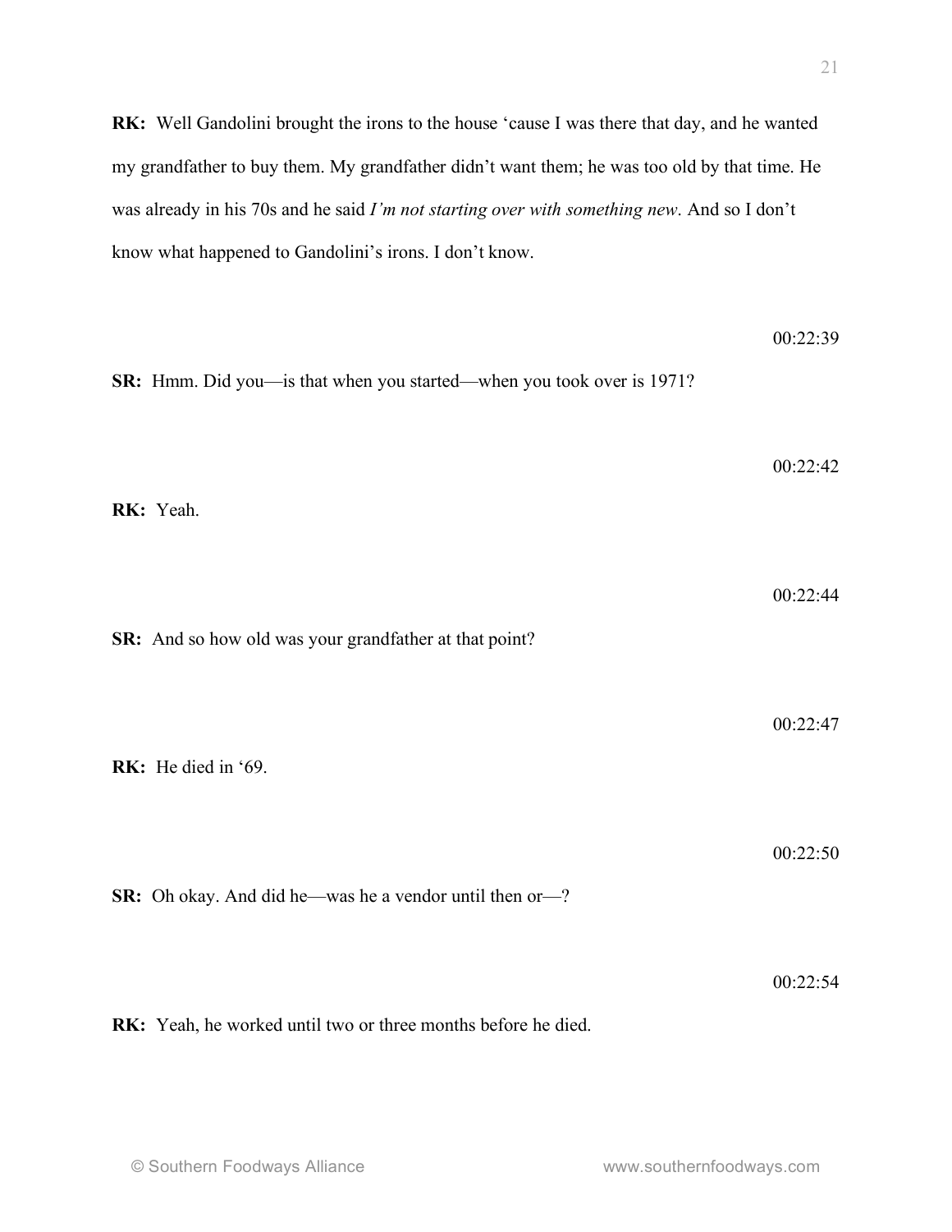**RK:** Well Gandolini brought the irons to the house 'cause I was there that day, and he wanted my grandfather to buy them. My grandfather didn't want them; he was too old by that time. He was already in his 70s and he said *I'm not starting over with something new*. And so I don't know what happened to Gandolini's irons. I don't know.

00:22:39

**SR:** Hmm. Did you—is that when you started—when you took over is 1971?

00:22:42

**RK:** Yeah.

00:22:44

**SR:** And so how old was your grandfather at that point?

00:22:47

**RK:** He died in '69.

00:22:50

**SR:** Oh okay. And did he—was he a vendor until then or—?

00:22:54

**RK:** Yeah, he worked until two or three months before he died.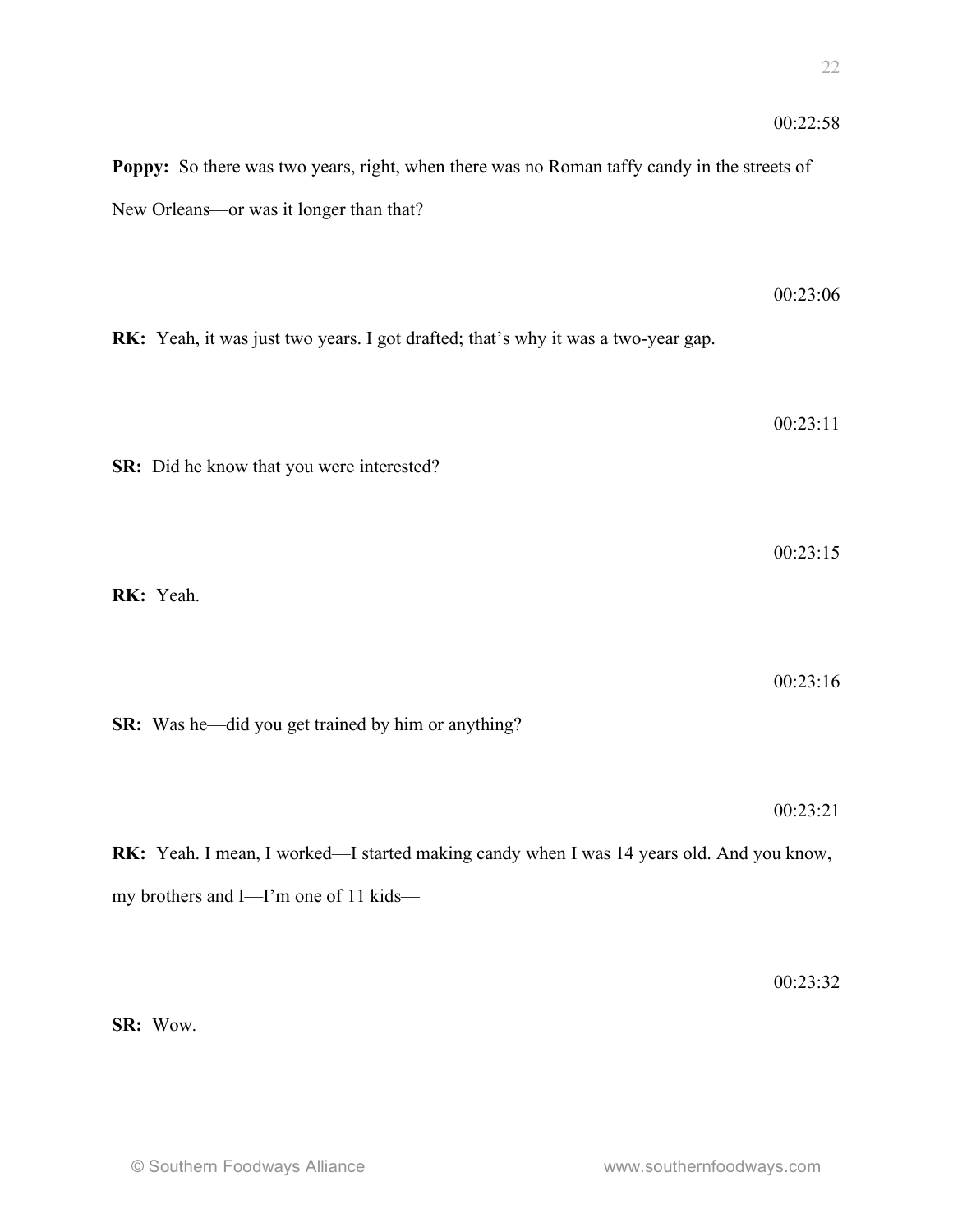00:22:58

**Poppy:** So there was two years, right, when there was no Roman taffy candy in the streets of New Orleans—or was it longer than that?

00:23:06

**RK:** Yeah, it was just two years. I got drafted; that's why it was a two-year gap.

00:23:11

**SR:** Did he know that you were interested?

00:23:15

**RK:** Yeah.

00:23:16

**SR:** Was he—did you get trained by him or anything?

00:23:21

**RK:** Yeah. I mean, I worked—I started making candy when I was 14 years old. And you know, my brothers and I—I'm one of 11 kids—

00:23:32

**SR:** Wow.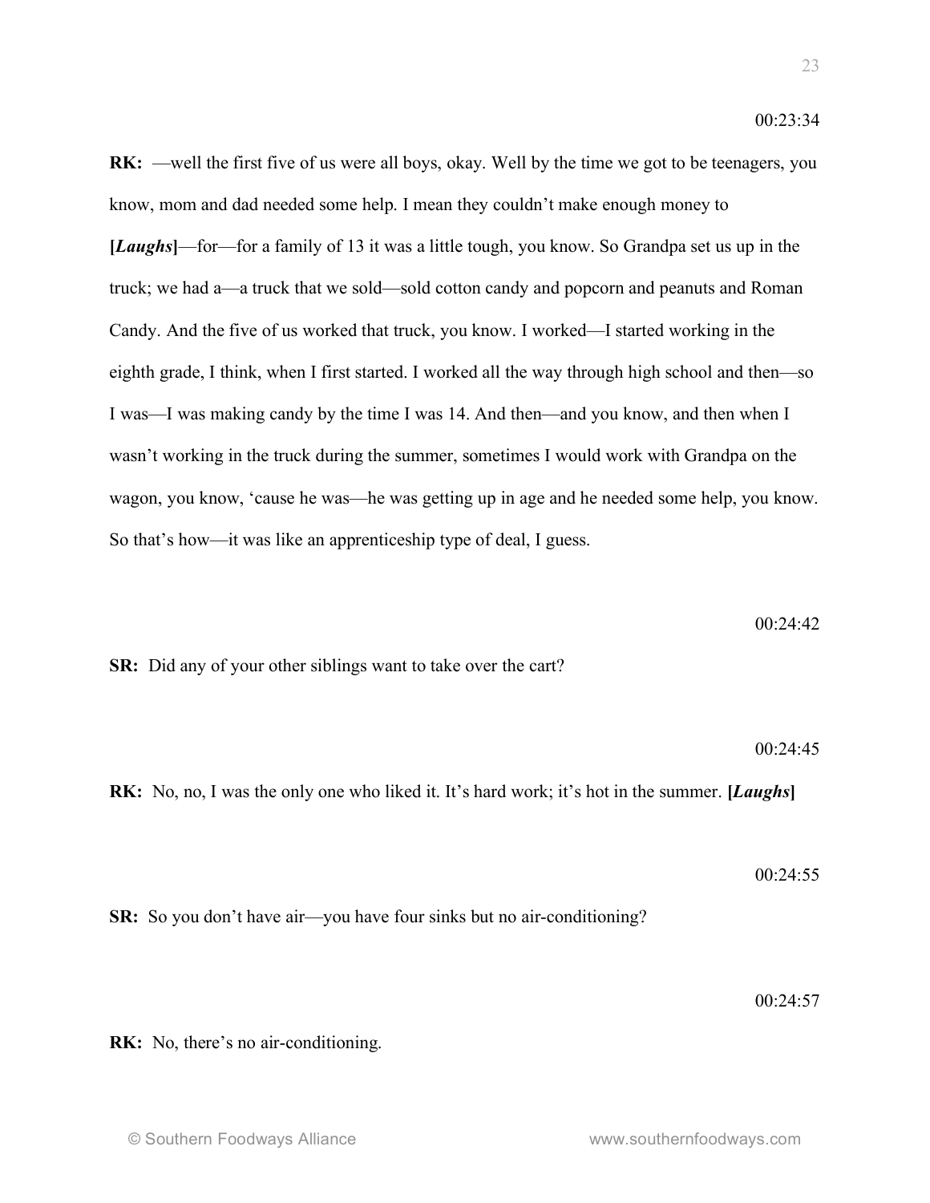00:23:34

**RK:** —well the first five of us were all boys, okay. Well by the time we got to be teenagers, you know, mom and dad needed some help. I mean they couldn't make enough money to **[*Laughs*]**—for—for a family of 13 it was a little tough, you know. So Grandpa set us up in the truck; we had a—a truck that we sold—sold cotton candy and popcorn and peanuts and Roman Candy. And the five of us worked that truck, you know. I worked—I started working in the eighth grade, I think, when I first started. I worked all the way through high school and then—so I was—I was making candy by the time I was 14. And then—and you know, and then when I wasn't working in the truck during the summer, sometimes I would work with Grandpa on the wagon, you know, 'cause he was—he was getting up in age and he needed some help, you know. So that's how—it was like an apprenticeship type of deal, I guess.

00:24:42

**SR:** Did any of your other siblings want to take over the cart?

00:24:45

**RK:** No, no, I was the only one who liked it. It's hard work; it's hot in the summer. **[*Laughs*]**

00:24:55

**SR:** So you don't have air—you have four sinks but no air-conditioning?

00:24:57

**RK:** No, there's no air-conditioning.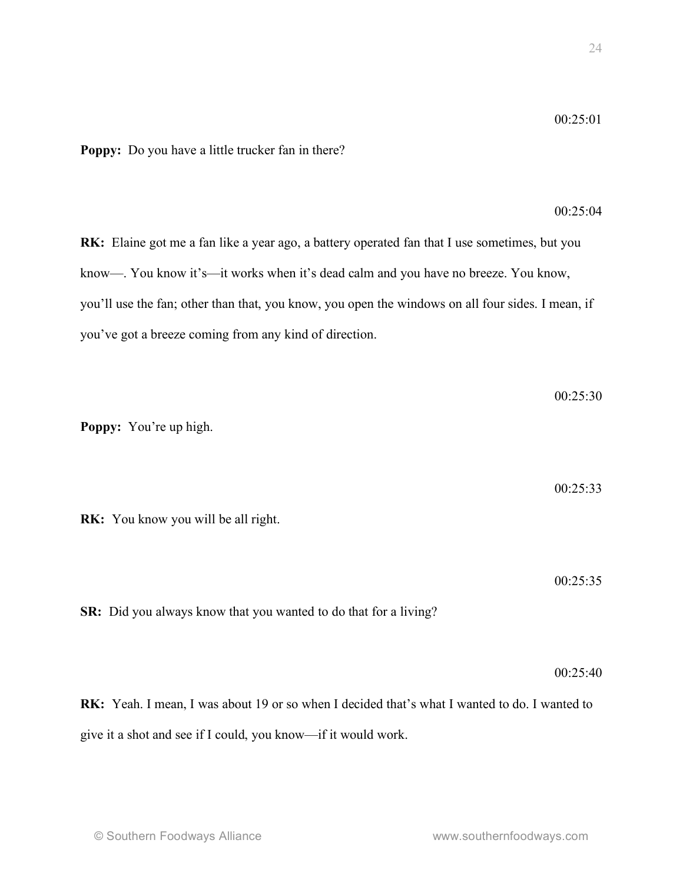00:25:01

**Poppy:** Do you have a little trucker fan in there?

00:25:04

**RK:** Elaine got me a fan like a year ago, a battery operated fan that I use sometimes, but you know—. You know it's—it works when it's dead calm and you have no breeze. You know, you'll use the fan; other than that, you know, you open the windows on all four sides. I mean, if you've got a breeze coming from any kind of direction.

00:25:30

**Poppy:** You're up high.

00:25:33

**RK:** You know you will be all right.

00:25:35

**SR:** Did you always know that you wanted to do that for a living?

00:25:40

**RK:** Yeah. I mean, I was about 19 or so when I decided that's what I wanted to do. I wanted to give it a shot and see if I could, you know—if it would work.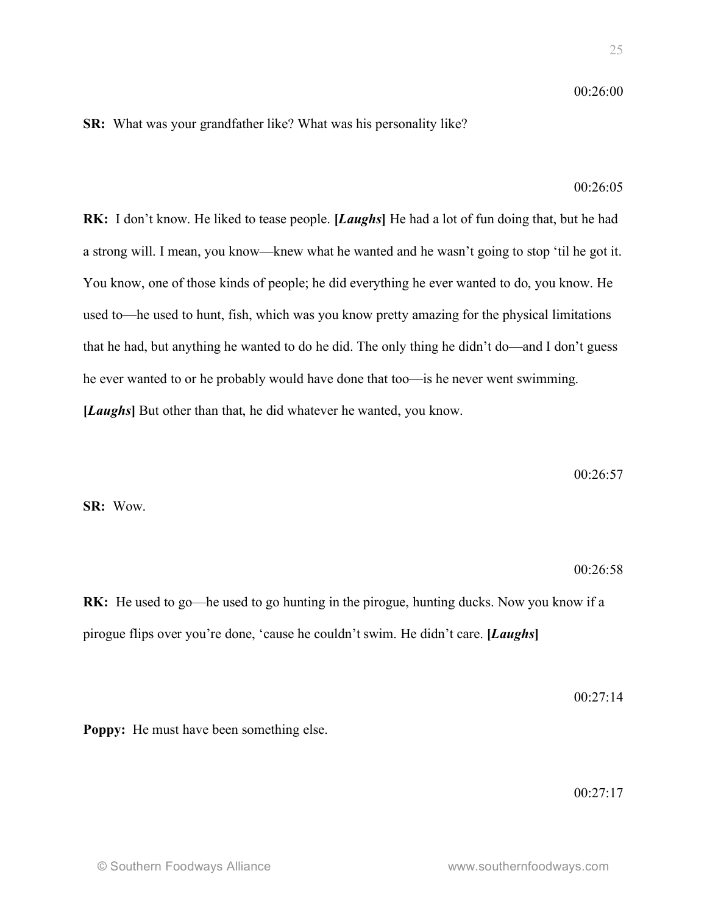00:26:00

**SR:** What was your grandfather like? What was his personality like?

00:26:05

**RK:** I don't know. He liked to tease people. **[*Laughs*]** He had a lot of fun doing that, but he had a strong will. I mean, you know—knew what he wanted and he wasn't going to stop 'til he got it. You know, one of those kinds of people; he did everything he ever wanted to do, you know. He used to—he used to hunt, fish, which was you know pretty amazing for the physical limitations that he had, but anything he wanted to do he did. The only thing he didn't do—and I don't guess he ever wanted to or he probably would have done that too—is he never went swimming. **[*Laughs*]** But other than that, he did whatever he wanted, you know.

00:26:57

**SR:** Wow.

00:26:58

**RK:** He used to go—he used to go hunting in the pirogue, hunting ducks. Now you know if a pirogue flips over you're done, 'cause he couldn't swim. He didn't care. **[*Laughs*]**

00:27:14

**Poppy:** He must have been something else.

00:27:17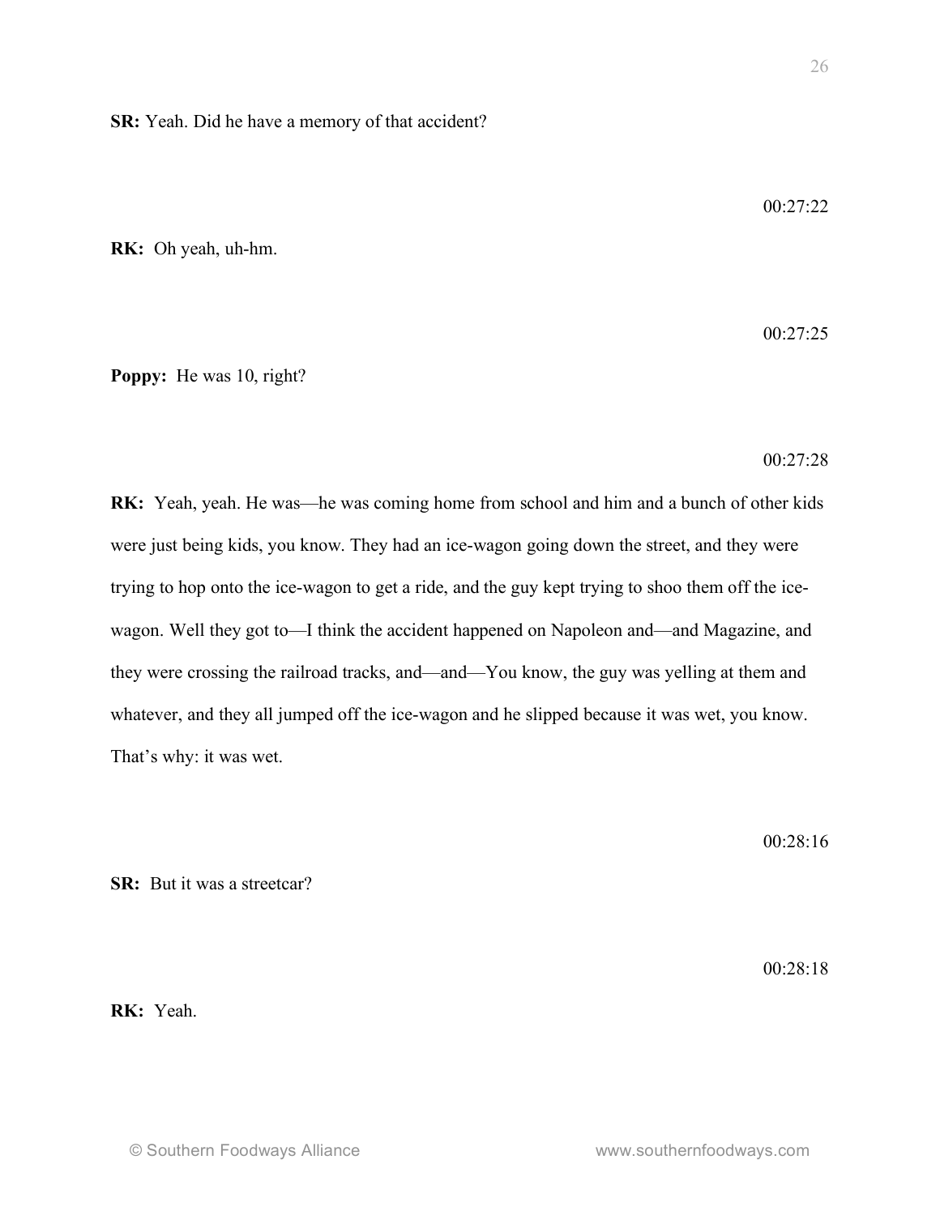**SR:** Yeah. Did he have a memory of that accident?

00:27:22

**RK:** Oh yeah, uh-hm.

00:27:25

**Poppy:** He was 10, right?

00:27:28

**RK:** Yeah, yeah. He was—he was coming home from school and him and a bunch of other kids were just being kids, you know. They had an ice-wagon going down the street, and they were trying to hop onto the ice-wagon to get a ride, and the guy kept trying to shoo them off the ice-wagon. Well they got to—I think the accident happened on Napoleon and—and Magazine, and they were crossing the railroad tracks, and—and—You know, the guy was yelling at them and whatever, and they all jumped off the ice-wagon and he slipped because it was wet, you know. That's why: it was wet.

00:28:16

**SR:** But it was a streetcar?

00:28:18

**RK:** Yeah.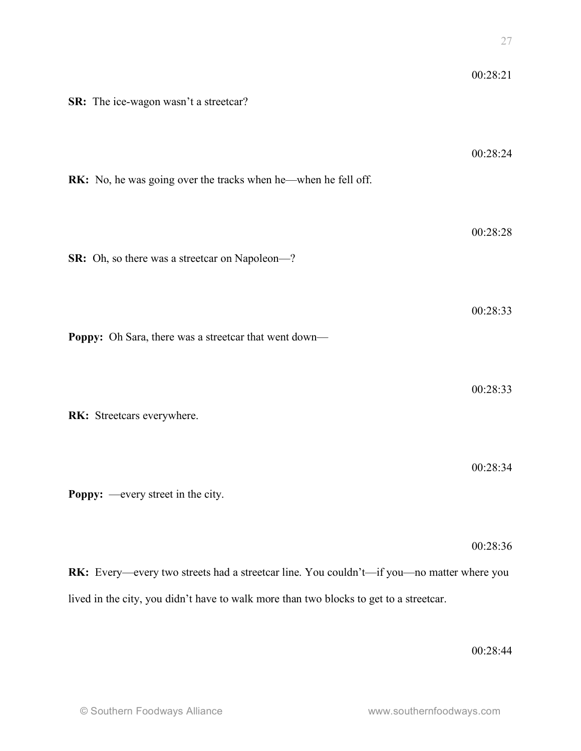00:28:21

**SR:** The ice-wagon wasn't a streetcar?

00:28:24

**RK:** No, he was going over the tracks when he—when he fell off.

00:28:28

**SR:** Oh, so there was a streetcar on Napoleon—?

00:28:33

**Poppy:** Oh Sara, there was a streetcar that went down—

00:28:33

**RK:** Streetcars everywhere.

00:28:34

**Poppy:** —every street in the city.

00:28:36

**RK:** Every—every two streets had a streetcar line. You couldn't—if you—no matter where you lived in the city, you didn't have to walk more than two blocks to get to a streetcar.

00:28:44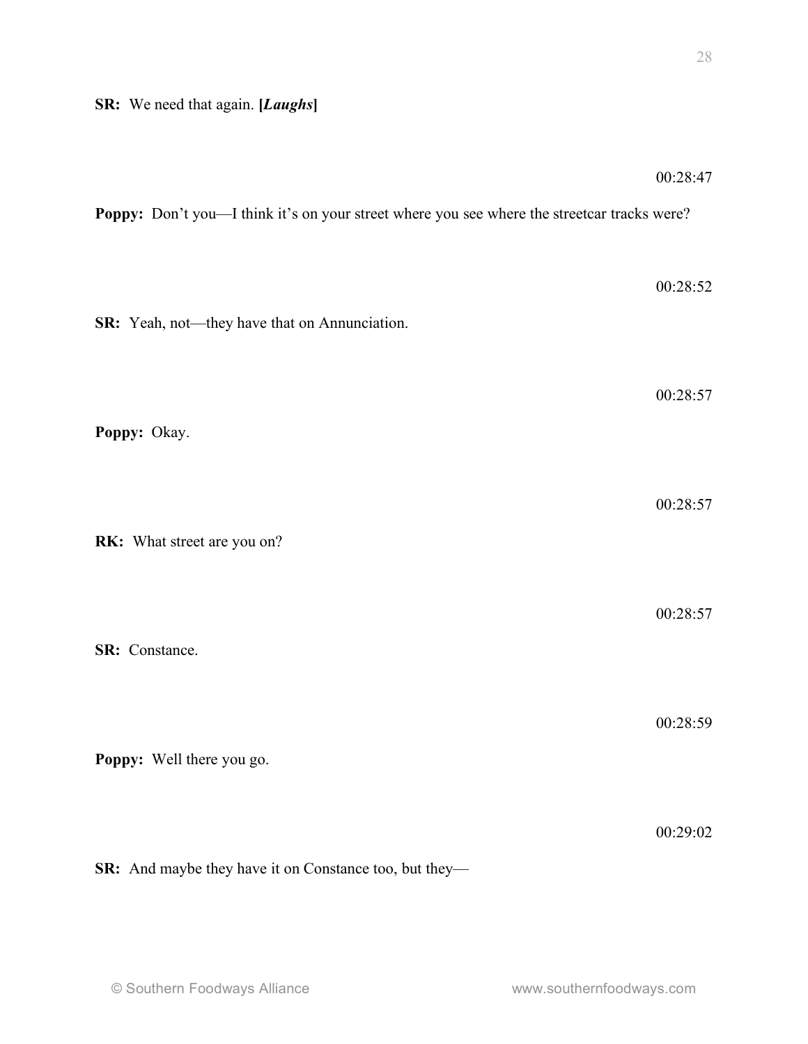**SR:** We need that again. **[*Laughs*]**

00:28:47

**Poppy:** Don't you—I think it's on your street where you see where the streetcar tracks were?

00:28:52

**SR:** Yeah, not—they have that on Annunciation.

00:28:57

**Poppy:** Okay.

00:28:57

**RK:** What street are you on?

00:28:57

**SR:** Constance.

00:28:59

**Poppy:** Well there you go.

00:29:02

**SR:** And maybe they have it on Constance too, but they—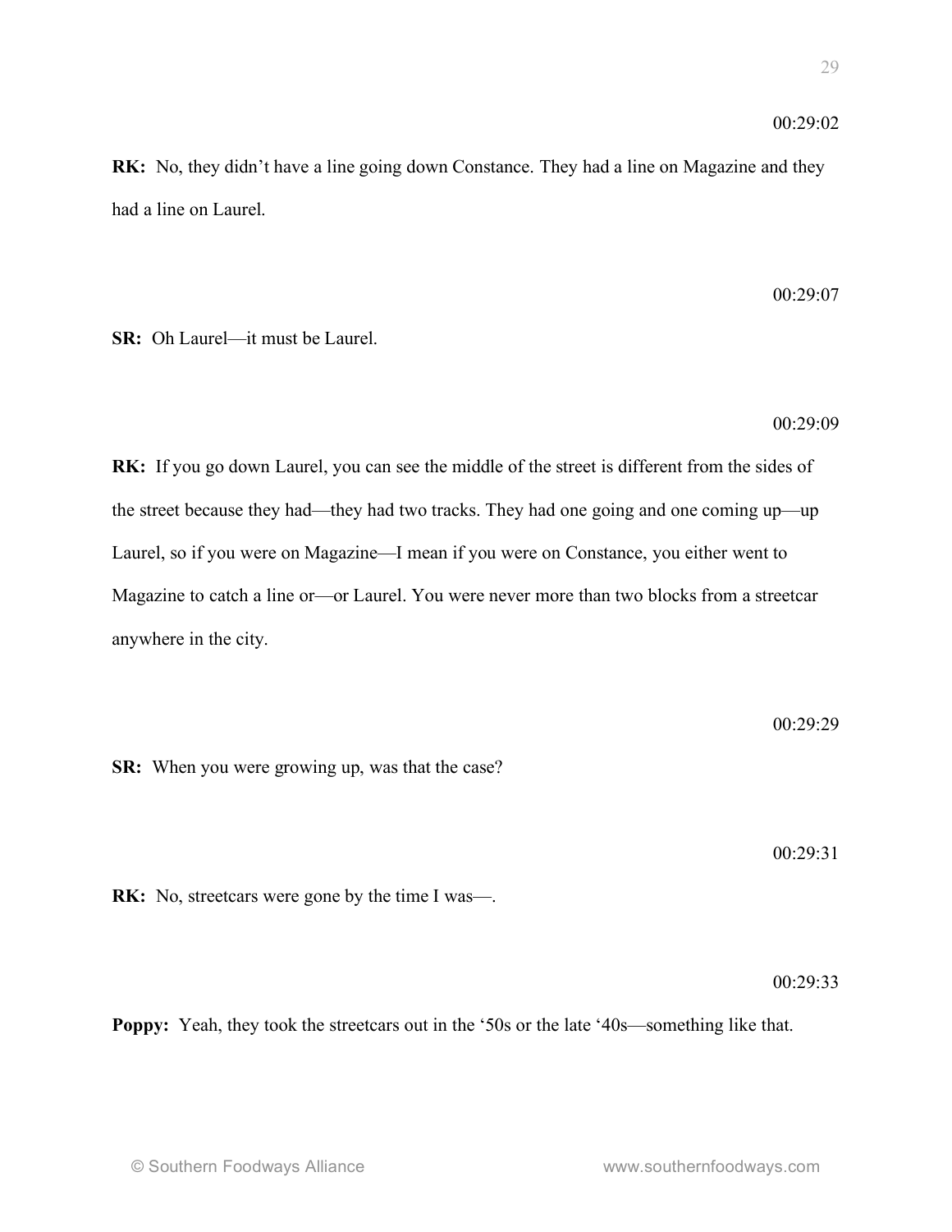00:29:02

**RK:** No, they didn't have a line going down Constance. They had a line on Magazine and they had a line on Laurel.

00:29:07

**SR:** Oh Laurel—it must be Laurel.

00:29:09

**RK:** If you go down Laurel, you can see the middle of the street is different from the sides of the street because they had—they had two tracks. They had one going and one coming up—up Laurel, so if you were on Magazine—I mean if you were on Constance, you either went to Magazine to catch a line or—or Laurel. You were never more than two blocks from a streetcar anywhere in the city.

00:29:29

**SR:** When you were growing up, was that the case?

00:29:31

**RK:** No, streetcars were gone by the time I was—.

00:29:33

**Poppy:** Yeah, they took the streetcars out in the '50s or the late '40s—something like that.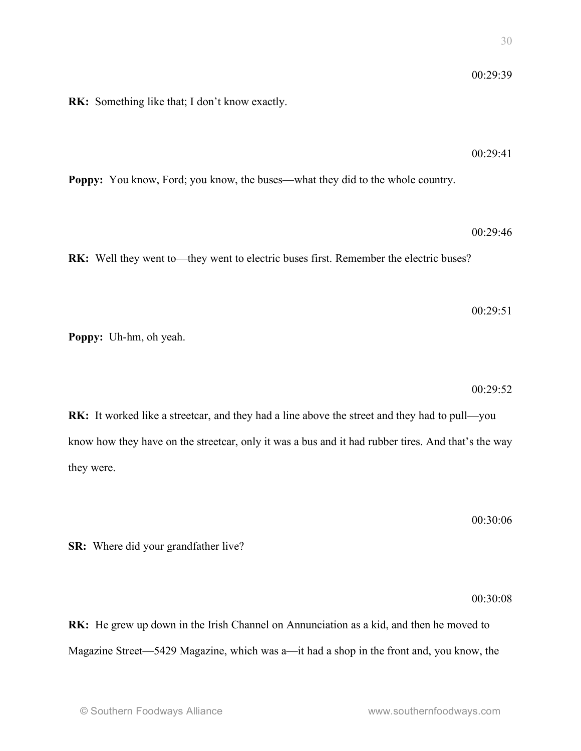00:29:39

**RK:** Something like that; I don't know exactly.

00:29:41

**Poppy:** You know, Ford; you know, the buses—what they did to the whole country.

00:29:46

**RK:** Well they went to—they went to electric buses first. Remember the electric buses?

00:29:51

**Poppy:** Uh-hm, oh yeah.

00:29:52

**RK:** It worked like a streetcar, and they had a line above the street and they had to pull—you know how they have on the streetcar, only it was a bus and it had rubber tires. And that's the way they were.

00:30:06

**SR:** Where did your grandfather live?

00:30:08

**RK:** He grew up down in the Irish Channel on Annunciation as a kid, and then he moved to Magazine Street—5429 Magazine, which was a—it had a shop in the front and, you know, the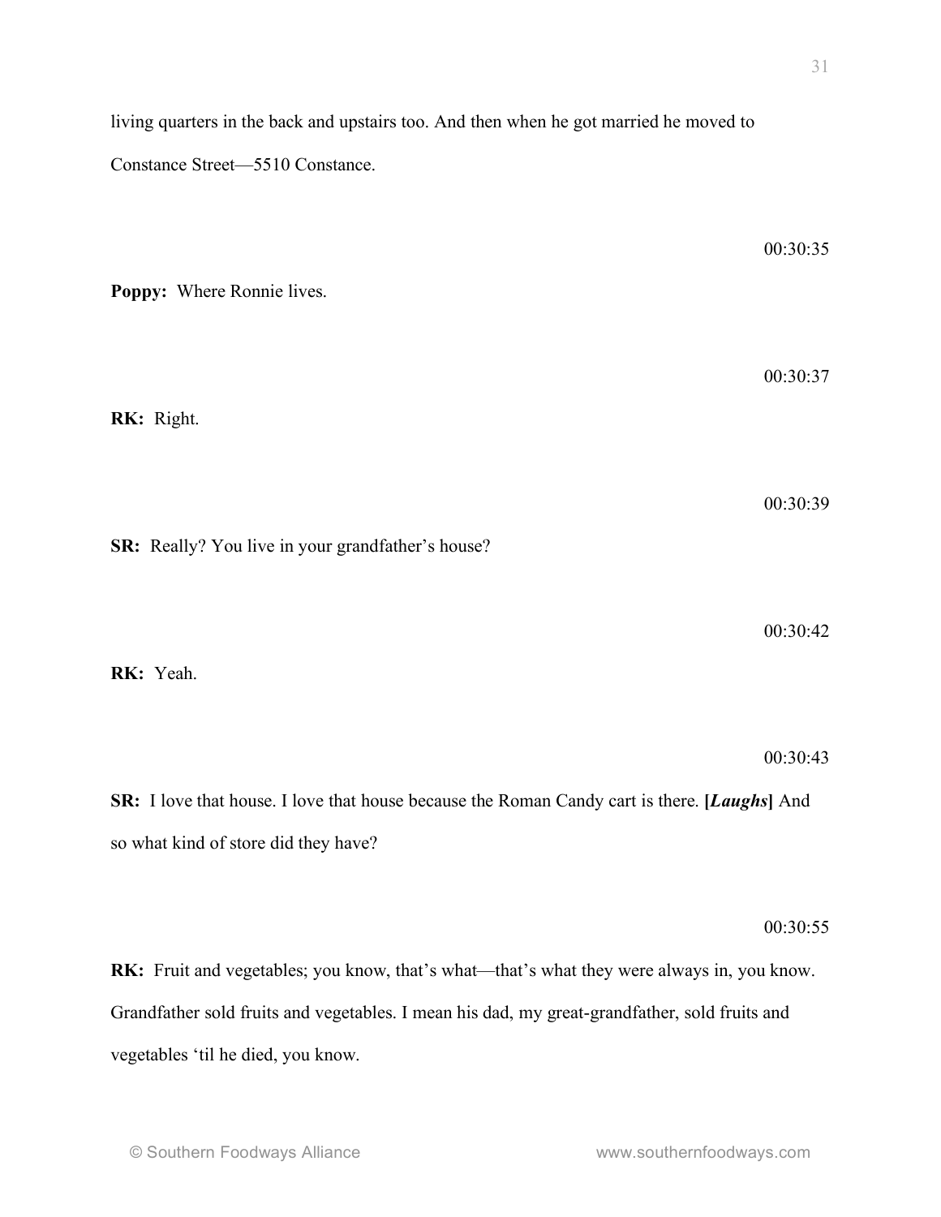living quarters in the back and upstairs too. And then when he got married he moved to Constance Street—5510 Constance.

00:30:35

**Poppy:** Where Ronnie lives.

00:30:37

**RK:** Right.

00:30:39

**SR:** Really? You live in your grandfather's house?

00:30:42

**RK:** Yeah.

00:30:43

**SR:** I love that house. I love that house because the Roman Candy cart is there. **[*Laughs*]** And so what kind of store did they have?

00:30:55

**RK:** Fruit and vegetables; you know, that's what—that's what they were always in, you know. Grandfather sold fruits and vegetables. I mean his dad, my great-grandfather, sold fruits and vegetables 'til he died, you know.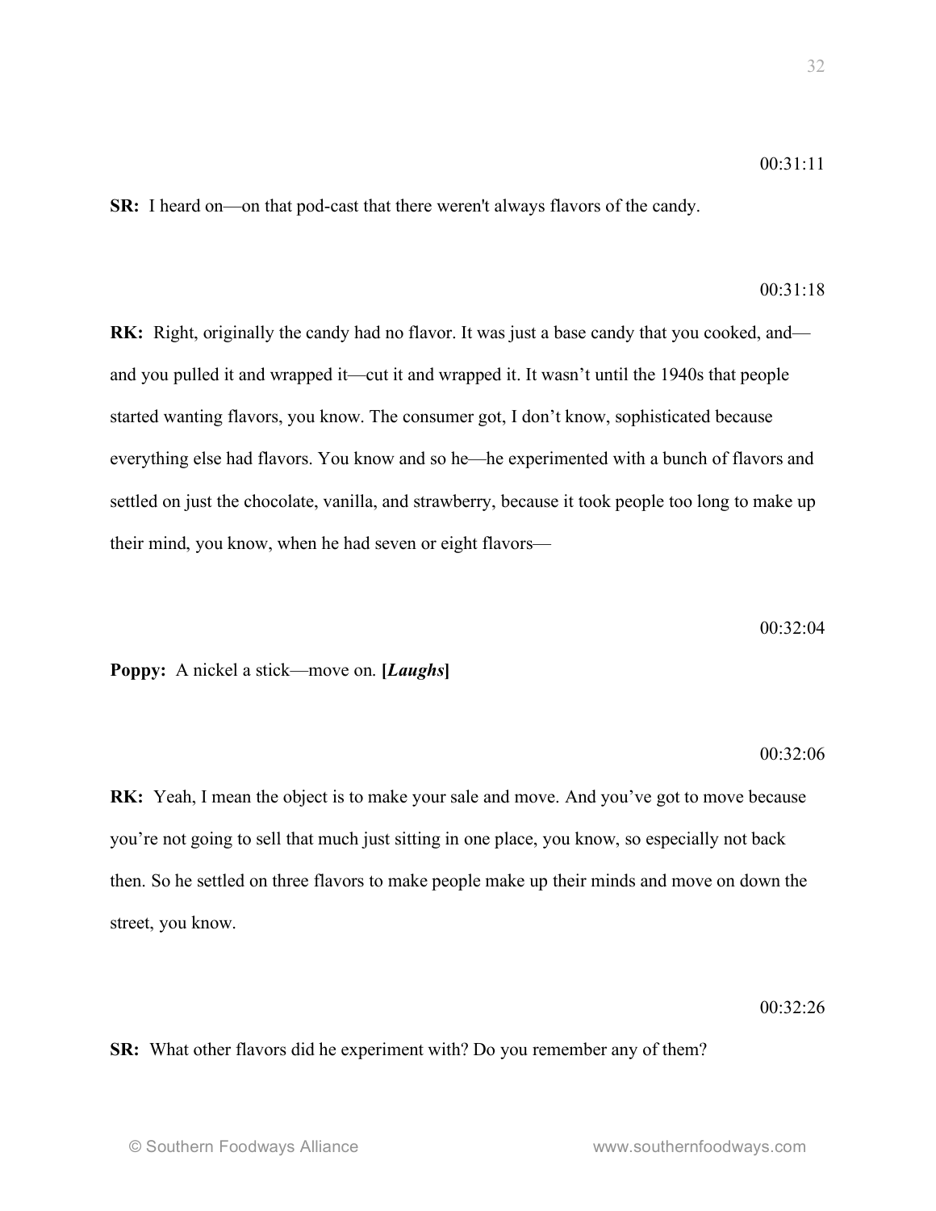00:31:11

**SR:** I heard on—on that pod-cast that there weren't always flavors of the candy.

00:31:18

**RK:** Right, originally the candy had no flavor. It was just a base candy that you cooked, and—and you pulled it and wrapped it—cut it and wrapped it. It wasn't until the 1940s that people started wanting flavors, you know. The consumer got, I don't know, sophisticated because everything else had flavors. You know and so he—he experimented with a bunch of flavors and settled on just the chocolate, vanilla, and strawberry, because it took people too long to make up their mind, you know, when he had seven or eight flavors—

00:32:04

**Poppy:** A nickel a stick—move on. **[*Laughs*]**

00:32:06

**RK:** Yeah, I mean the object is to make your sale and move. And you've got to move because you're not going to sell that much just sitting in one place, you know, so especially not back then. So he settled on three flavors to make people make up their minds and move on down the street, you know.

00:32:26

**SR:** What other flavors did he experiment with? Do you remember any of them?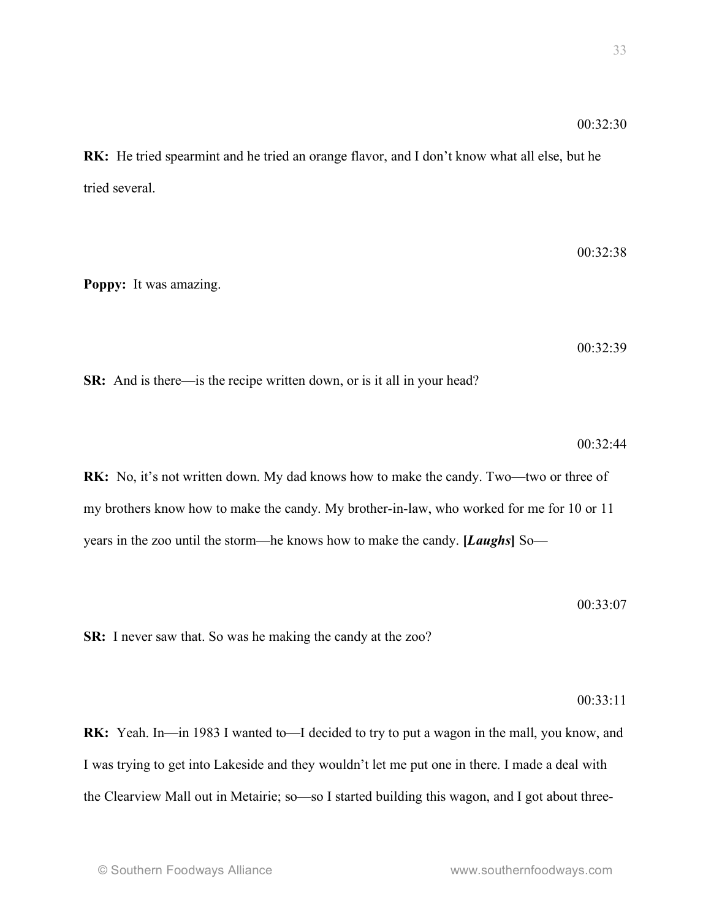00:32:30

**RK:** He tried spearmint and he tried an orange flavor, and I don't know what all else, but he tried several.

00:32:38

**Poppy:** It was amazing.

00:32:39

**SR:** And is there—is the recipe written down, or is it all in your head?

00:32:44

**RK:** No, it's not written down. My dad knows how to make the candy. Two—two or three of my brothers know how to make the candy. My brother-in-law, who worked for me for 10 or 11 years in the zoo until the storm—he knows how to make the candy. **[*Laughs*]** So—

00:33:07

**SR:** I never saw that. So was he making the candy at the zoo?

00:33:11

**RK:** Yeah. In—in 1983 I wanted to—I decided to try to put a wagon in the mall, you know, and I was trying to get into Lakeside and they wouldn't let me put one in there. I made a deal with the Clearview Mall out in Metairie; so—so I started building this wagon, and I got about three-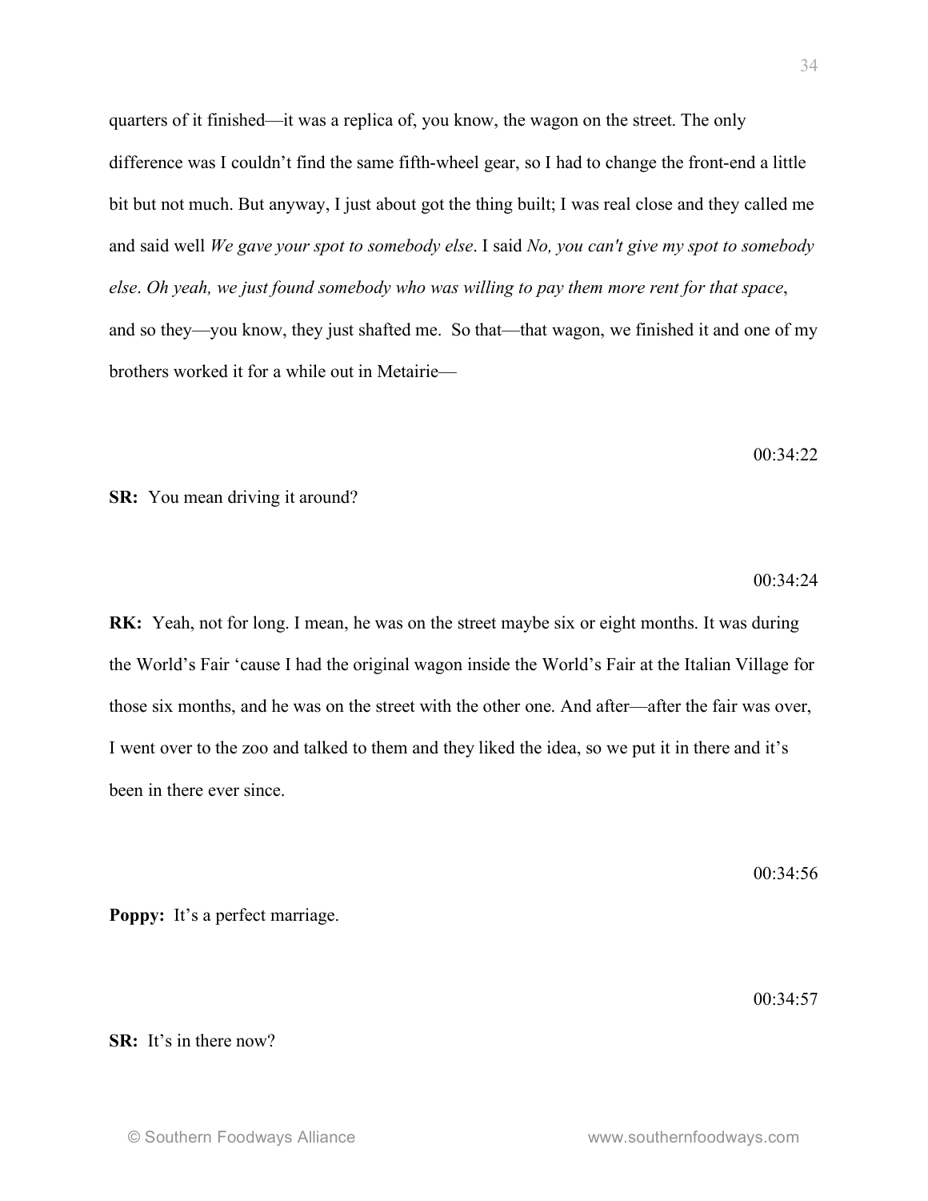quarters of it finished—it was a replica of, you know, the wagon on the street. The only difference was I couldn't find the same fifth-wheel gear, so I had to change the front-end a little bit but not much. But anyway, I just about got the thing built; I was real close and they called me and said well *We gave your spot to somebody else*. I said *No, you can't give my spot to somebody else*. *Oh yeah, we just found somebody who was willing to pay them more rent for that space*, and so they—you know, they just shafted me. So that—that wagon, we finished it and one of my brothers worked it for a while out in Metairie—

00:34:22

**SR:** You mean driving it around?

00:34:24

**RK:** Yeah, not for long. I mean, he was on the street maybe six or eight months. It was during the World's Fair 'cause I had the original wagon inside the World's Fair at the Italian Village for those six months, and he was on the street with the other one. And after—after the fair was over, I went over to the zoo and talked to them and they liked the idea, so we put it in there and it's been in there ever since.

00:34:56

**Poppy:** It's a perfect marriage.

00:34:57

**SR:** It's in there now?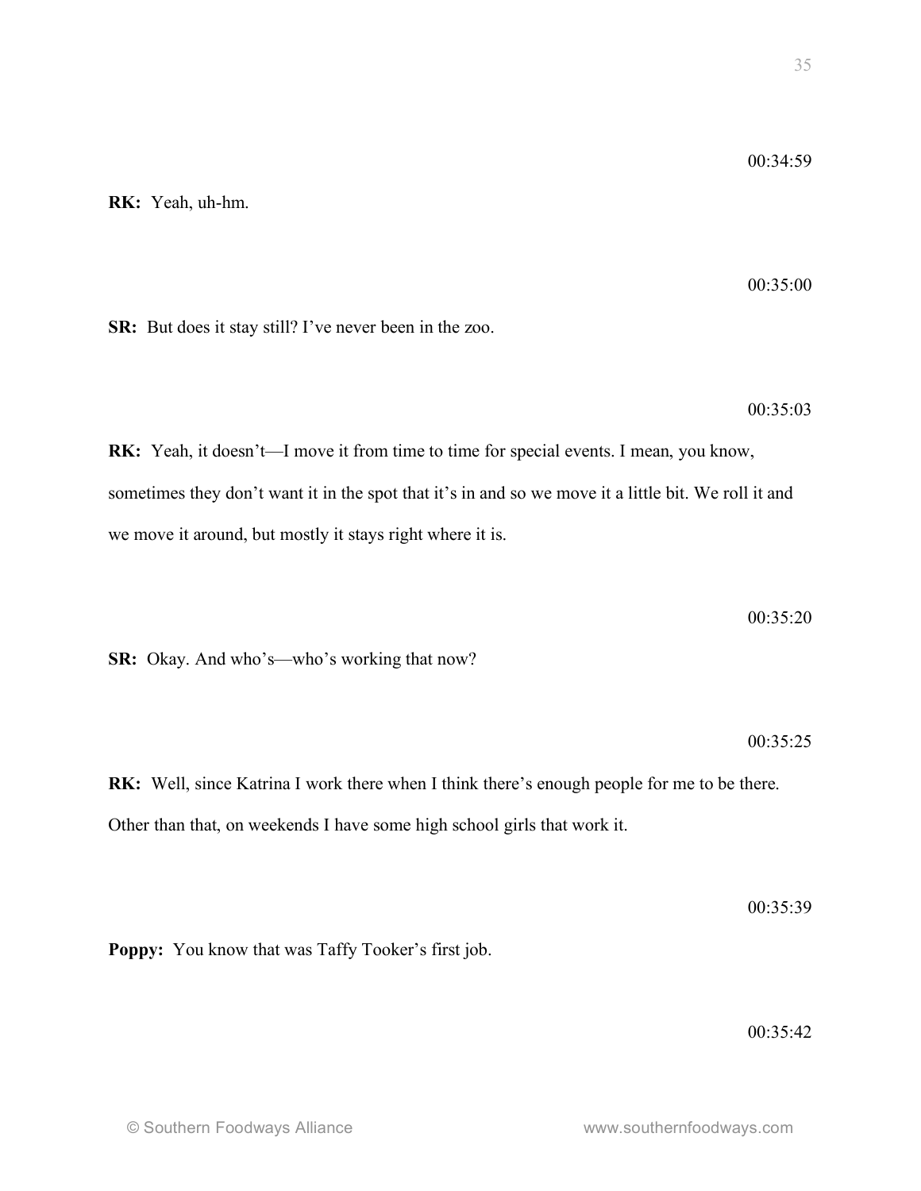00:34:59

**RK:** Yeah, uh-hm.

00:35:00

**SR:** But does it stay still? I've never been in the zoo.

00:35:03

**RK:** Yeah, it doesn't—I move it from time to time for special events. I mean, you know, sometimes they don't want it in the spot that it's in and so we move it a little bit. We roll it and we move it around, but mostly it stays right where it is.

00:35:20

**SR:** Okay. And who's—who's working that now?

00:35:25

**RK:** Well, since Katrina I work there when I think there's enough people for me to be there. Other than that, on weekends I have some high school girls that work it.

00:35:39

**Poppy:** You know that was Taffy Tooker's first job.

00:35:42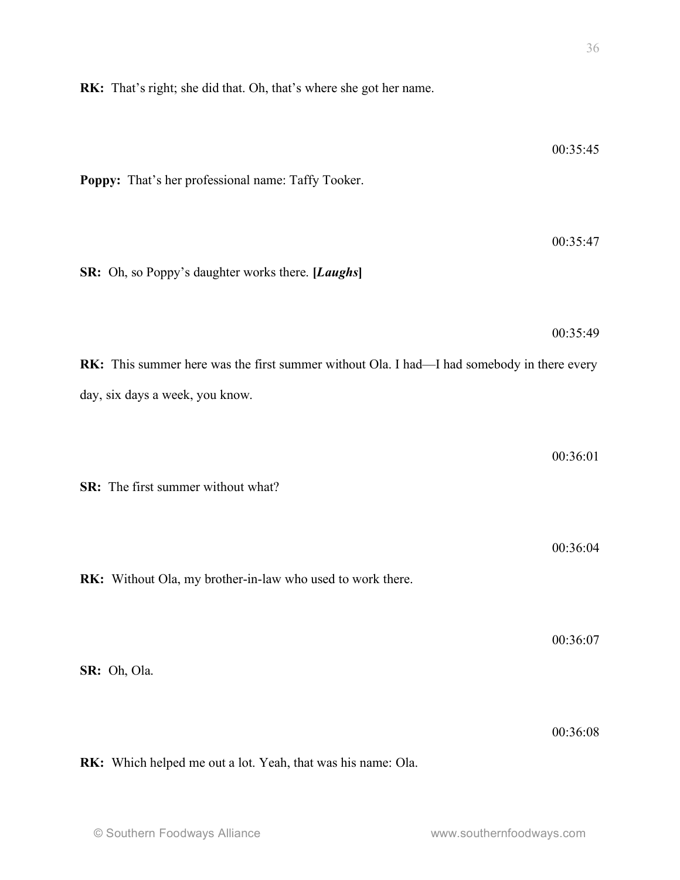**RK:** That's right; she did that. Oh, that's where she got her name.

00:35:45

**Poppy:** That's her professional name: Taffy Tooker.

00:35:47

**SR:** Oh, so Poppy's daughter works there. **[*Laughs*]**

00:35:49

**RK:** This summer here was the first summer without Ola. I had—I had somebody in there every day, six days a week, you know.

00:36:01

**SR:** The first summer without what?

00:36:04

**RK:** Without Ola, my brother-in-law who used to work there.

00:36:07

**SR:** Oh, Ola.

00:36:08

**RK:** Which helped me out a lot. Yeah, that was his name: Ola.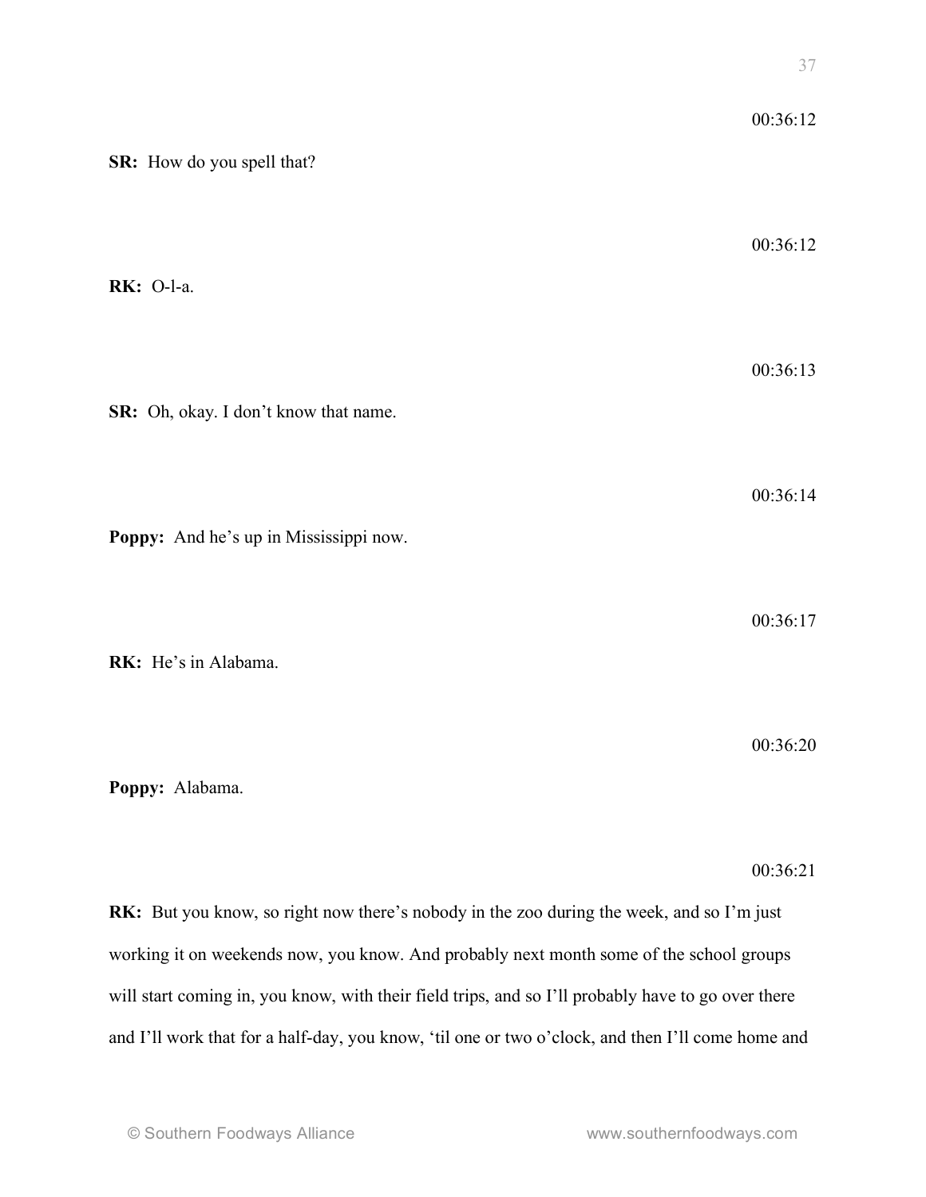00:36:12

**SR:** How do you spell that?

00:36:12

**RK:** O-l-a.

00:36:13

**SR:** Oh, okay. I don't know that name.

00:36:14

**Poppy:** And he's up in Mississippi now.

00:36:17

**RK:** He's in Alabama.

00:36:20

**Poppy:** Alabama.

00:36:21

**RK:** But you know, so right now there's nobody in the zoo during the week, and so I'm just working it on weekends now, you know. And probably next month some of the school groups will start coming in, you know, with their field trips, and so I'll probably have to go over there and I'll work that for a half-day, you know, 'til one or two o'clock, and then I'll come home and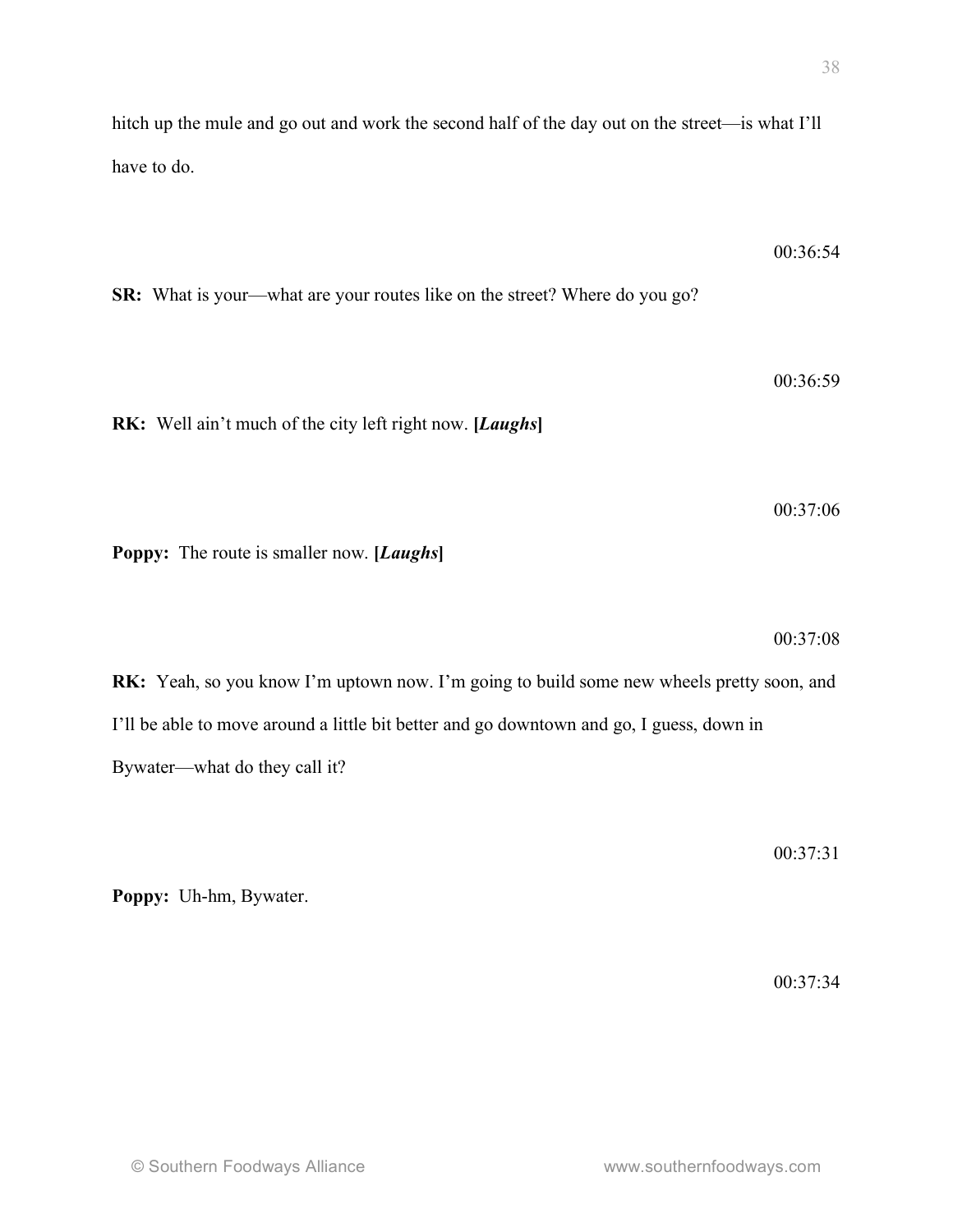hitch up the mule and go out and work the second half of the day out on the street—is what I'll have to do.

00:36:54

**SR:** What is your—what are your routes like on the street? Where do you go?

00:36:59

**RK:** Well ain't much of the city left right now. **[*Laughs*]**

00:37:06

**Poppy:** The route is smaller now. **[*Laughs*]**

00:37:08

**RK:** Yeah, so you know I'm uptown now. I'm going to build some new wheels pretty soon, and I'll be able to move around a little bit better and go downtown and go, I guess, down in Bywater—what do they call it?

00:37:31

**Poppy:** Uh-hm, Bywater.

00:37:34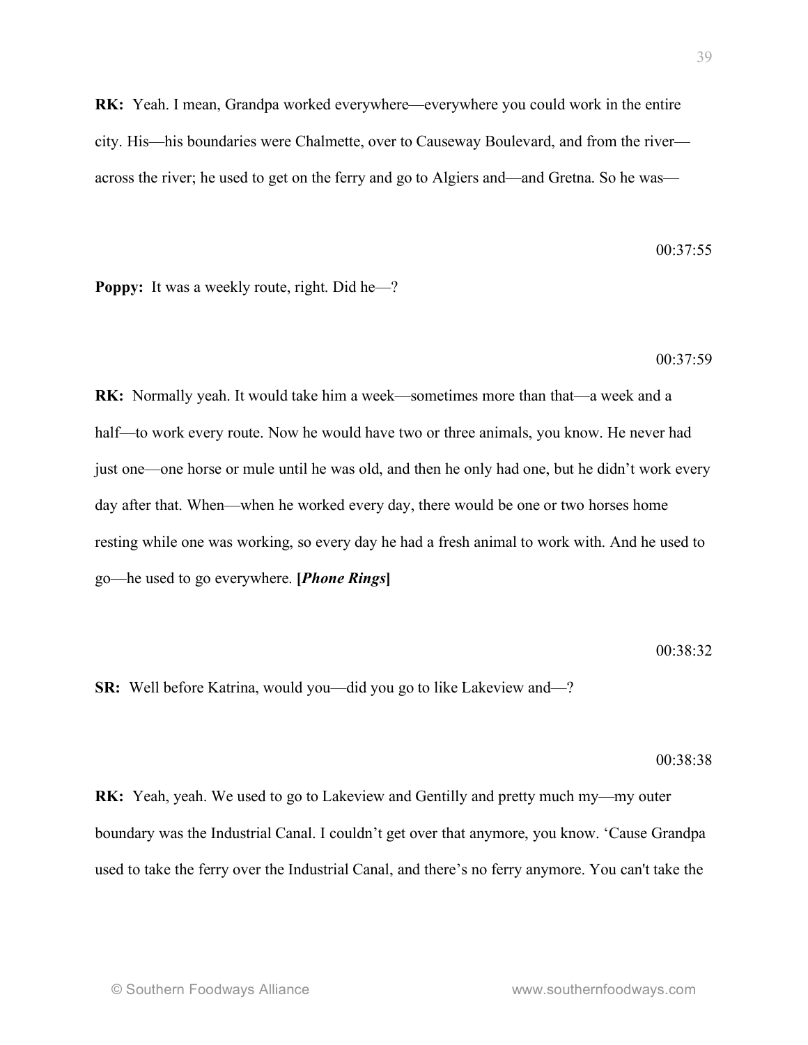**RK:** Yeah. I mean, Grandpa worked everywhere—everywhere you could work in the entire city. His—his boundaries were Chalmette, over to Causeway Boulevard, and from the river—across the river; he used to get on the ferry and go to Algiers and—and Gretna. So he was—

00:37:55

**Poppy:** It was a weekly route, right. Did he—?

00:37:59

**RK:** Normally yeah. It would take him a week—sometimes more than that—a week and a half—to work every route. Now he would have two or three animals, you know. He never had just one—one horse or mule until he was old, and then he only had one, but he didn't work every day after that. When—when he worked every day, there would be one or two horses home resting while one was working, so every day he had a fresh animal to work with. And he used to go—he used to go everywhere. **[*Phone Rings*]**

00:38:32

**SR:** Well before Katrina, would you—did you go to like Lakeview and—?

00:38:38

**RK:** Yeah, yeah. We used to go to Lakeview and Gentilly and pretty much my—my outer boundary was the Industrial Canal. I couldn't get over that anymore, you know. 'Cause Grandpa used to take the ferry over the Industrial Canal, and there's no ferry anymore. You can't take the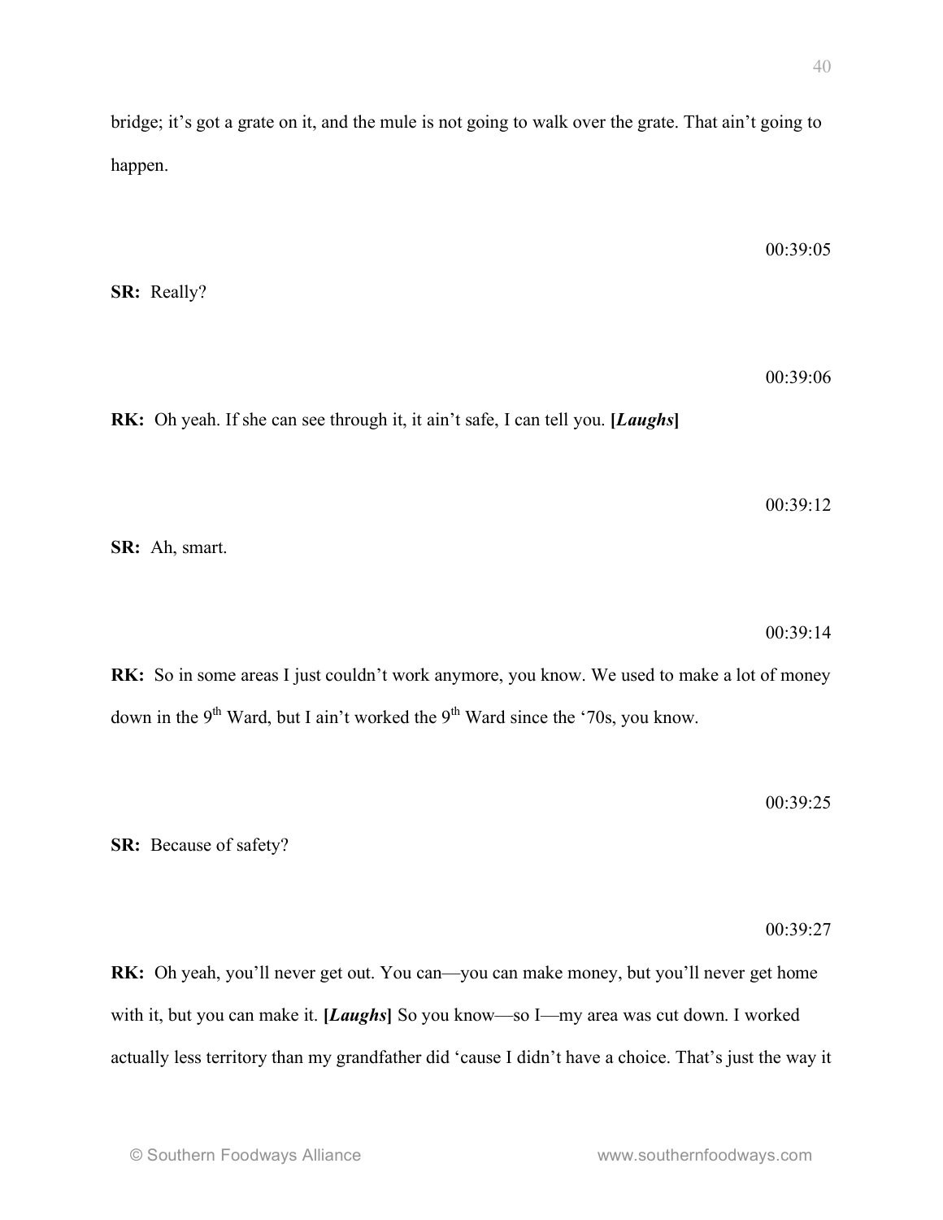bridge; it's got a grate on it, and the mule is not going to walk over the grate. That ain't going to happen.

00:39:05

**SR:** Really?

00:39:06

**RK:** Oh yeah. If she can see through it, it ain't safe, I can tell you. **[*Laughs*]**

00:39:12

**SR:** Ah, smart.

00:39:14

**RK:** So in some areas I just couldn't work anymore, you know. We used to make a lot of money down in the 9th Ward, but I ain't worked the 9th Ward since the '70s, you know.

00:39:25

**SR:** Because of safety?

00:39:27

**RK:** Oh yeah, you'll never get out. You can—you can make money, but you'll never get home with it, but you can make it. **[*Laughs*]** So you know—so I—my area was cut down. I worked actually less territory than my grandfather did 'cause I didn't have a choice. That's just the way it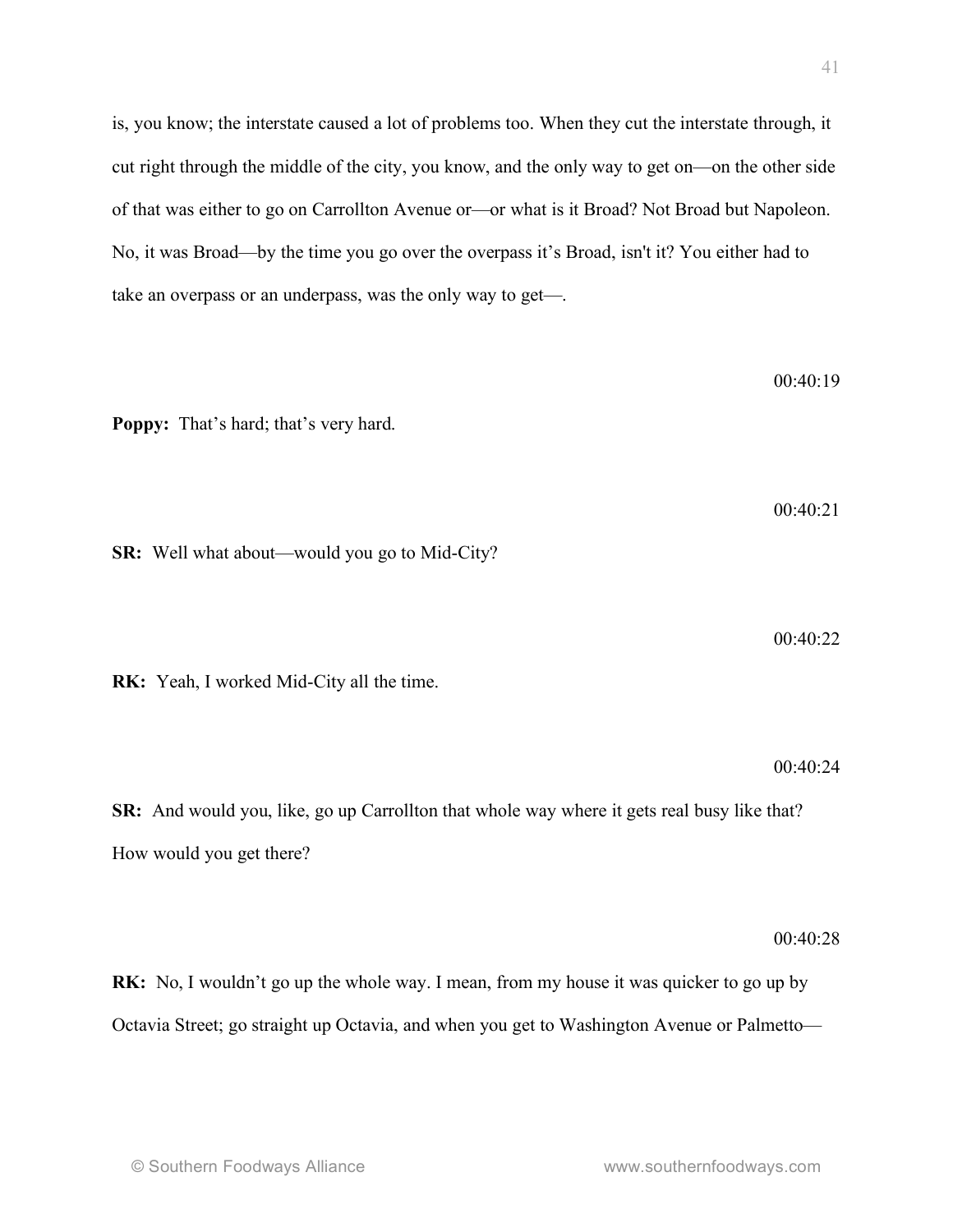is, you know; the interstate caused a lot of problems too. When they cut the interstate through, it cut right through the middle of the city, you know, and the only way to get on—on the other side of that was either to go on Carrollton Avenue or—or what is it Broad? Not Broad but Napoleon. No, it was Broad—by the time you go over the overpass it's Broad, isn't it? You either had to take an overpass or an underpass, was the only way to get—.

00:40:19

**Poppy:** That's hard; that's very hard.

00:40:21

**SR:** Well what about—would you go to Mid-City?

00:40:22

**RK:** Yeah, I worked Mid-City all the time.

00:40:24

**SR:** And would you, like, go up Carrollton that whole way where it gets real busy like that? How would you get there?

00:40:28

**RK:** No, I wouldn't go up the whole way. I mean, from my house it was quicker to go up by Octavia Street; go straight up Octavia, and when you get to Washington Avenue or Palmetto—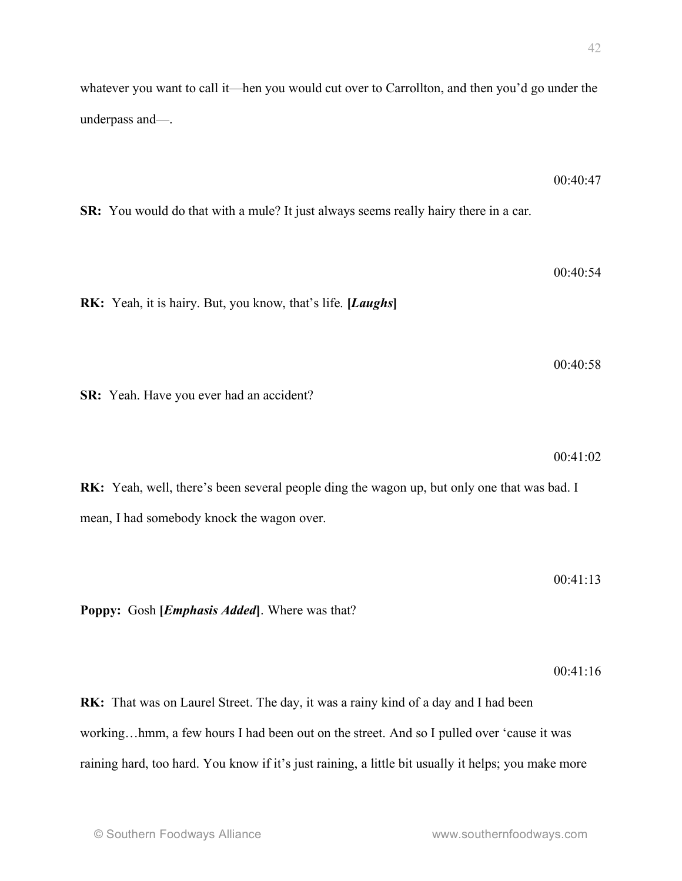whatever you want to call it—hen you would cut over to Carrollton, and then you'd go under the underpass and—.

00:40:47

**SR:** You would do that with a mule? It just always seems really hairy there in a car.

00:40:54

**RK:** Yeah, it is hairy. But, you know, that's life. **[*Laughs*]**

00:40:58

**SR:** Yeah. Have you ever had an accident?

00:41:02

**RK:** Yeah, well, there's been several people ding the wagon up, but only one that was bad. I mean, I had somebody knock the wagon over.

00:41:13

**Poppy:** Gosh **[*Emphasis Added*]**. Where was that?

00:41:16

**RK:** That was on Laurel Street. The day, it was a rainy kind of a day and I had been working…hmm, a few hours I had been out on the street. And so I pulled over 'cause it was raining hard, too hard. You know if it's just raining, a little bit usually it helps; you make more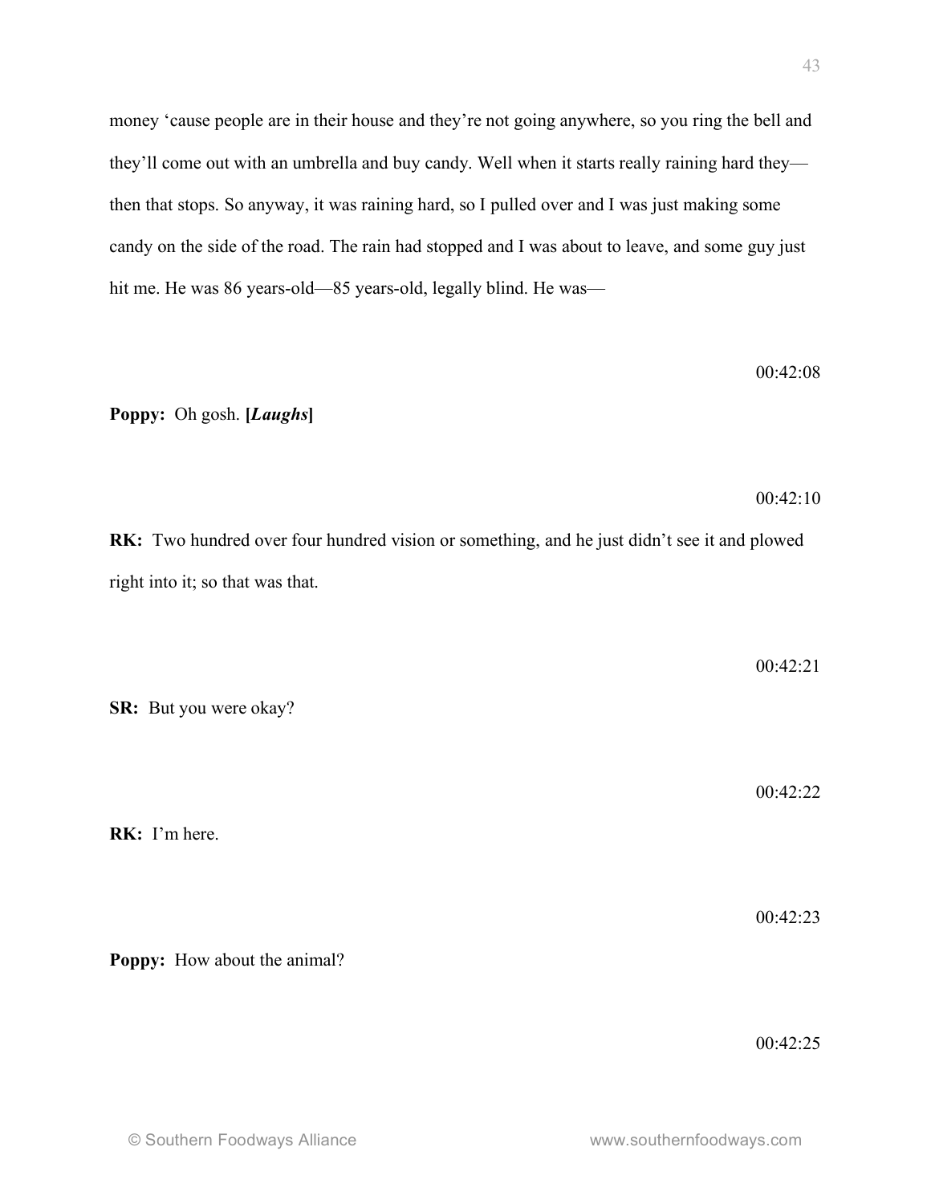money 'cause people are in their house and they're not going anywhere, so you ring the bell and they'll come out with an umbrella and buy candy. Well when it starts really raining hard they—then that stops. So anyway, it was raining hard, so I pulled over and I was just making some candy on the side of the road. The rain had stopped and I was about to leave, and some guy just hit me. He was 86 years-old—85 years-old, legally blind. He was—

00:42:08

**Poppy:** Oh gosh. **[*Laughs*]**

00:42:10

**RK:** Two hundred over four hundred vision or something, and he just didn't see it and plowed right into it; so that was that.

00:42:21

**SR:** But you were okay?

00:42:22

**RK:** I'm here.

00:42:23

**Poppy:** How about the animal?

00:42:25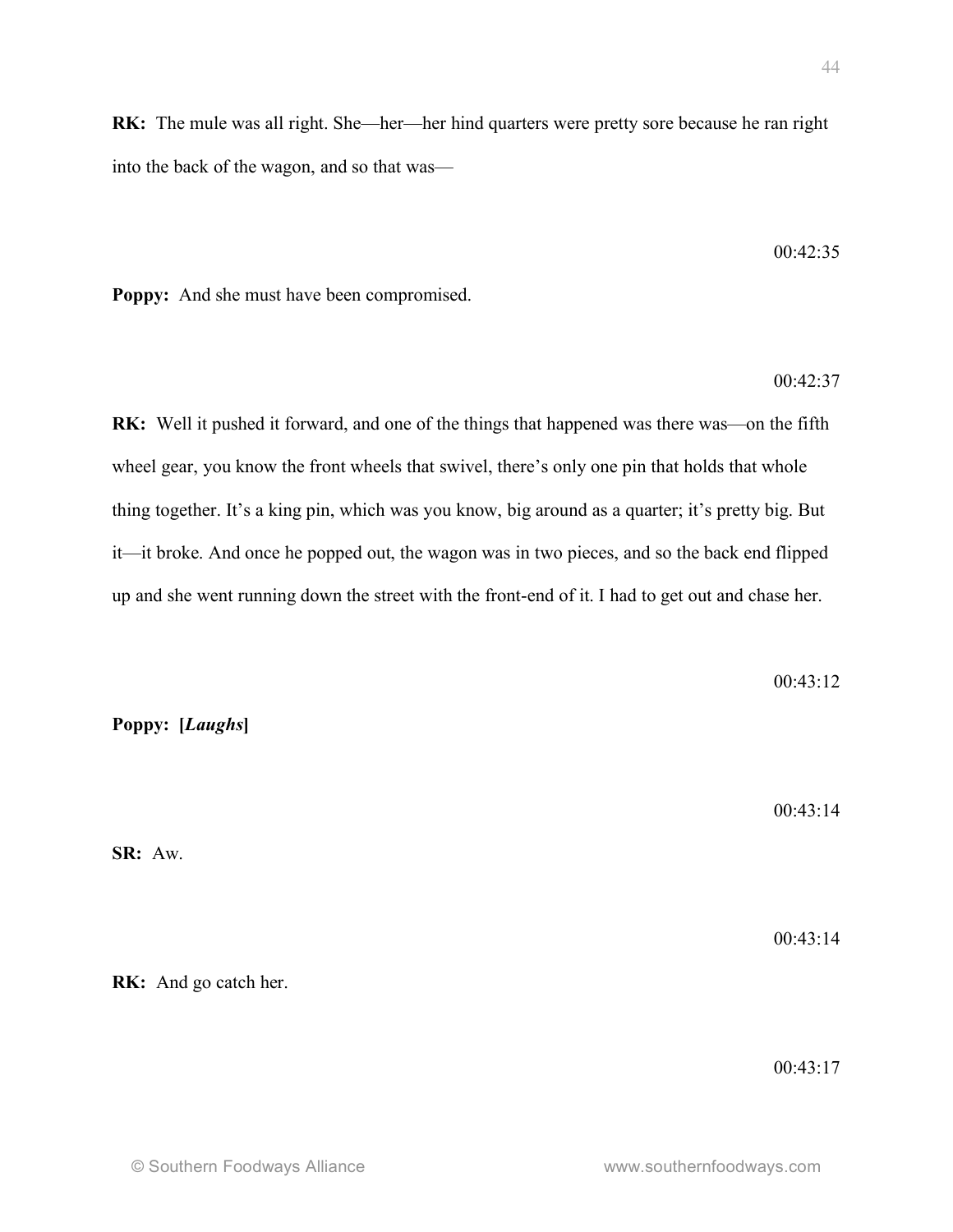**RK:** The mule was all right. She—her—her hind quarters were pretty sore because he ran right into the back of the wagon, and so that was—

00:42:35

**Poppy:** And she must have been compromised.

00:42:37

**RK:** Well it pushed it forward, and one of the things that happened was there was—on the fifth wheel gear, you know the front wheels that swivel, there's only one pin that holds that whole thing together. It's a king pin, which was you know, big around as a quarter; it's pretty big. But it—it broke. And once he popped out, the wagon was in two pieces, and so the back end flipped up and she went running down the street with the front-end of it. I had to get out and chase her.

00:43:12

**Poppy: [*Laughs*]**

00:43:14

**SR:** Aw.

00:43:14

**RK:** And go catch her.

00:43:17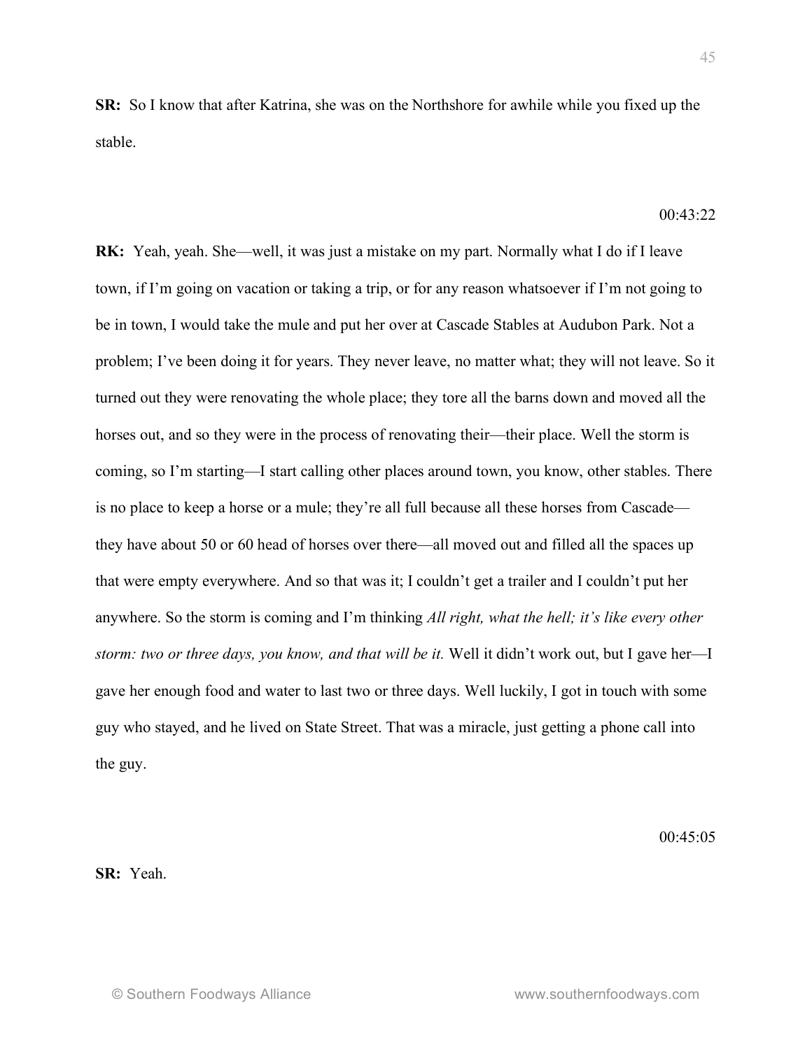**SR:** So I know that after Katrina, she was on the Northshore for awhile while you fixed up the stable.

00:43:22

**RK:** Yeah, yeah. She—well, it was just a mistake on my part. Normally what I do if I leave town, if I'm going on vacation or taking a trip, or for any reason whatsoever if I'm not going to be in town, I would take the mule and put her over at Cascade Stables at Audubon Park. Not a problem; I've been doing it for years. They never leave, no matter what; they will not leave. So it turned out they were renovating the whole place; they tore all the barns down and moved all the horses out, and so they were in the process of renovating their—their place. Well the storm is coming, so I'm starting—I start calling other places around town, you know, other stables. There is no place to keep a horse or a mule; they're all full because all these horses from Cascade—they have about 50 or 60 head of horses over there—all moved out and filled all the spaces up that were empty everywhere. And so that was it; I couldn't get a trailer and I couldn't put her anywhere. So the storm is coming and I'm thinking *All right, what the hell; it's like every other storm: two or three days, you know, and that will be it.* Well it didn't work out, but I gave her—I gave her enough food and water to last two or three days. Well luckily, I got in touch with some guy who stayed, and he lived on State Street. That was a miracle, just getting a phone call into the guy.

00:45:05

**SR:** Yeah.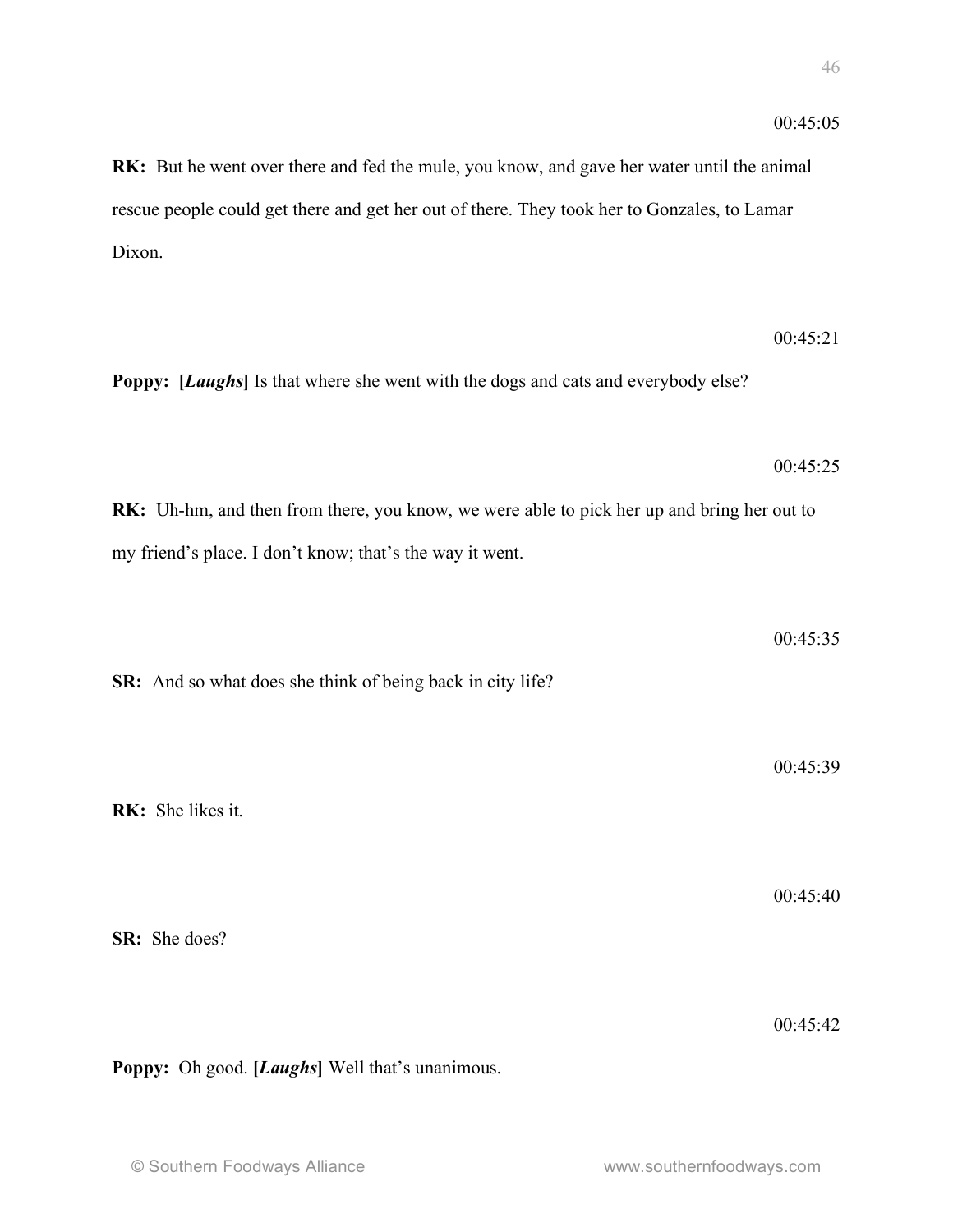00:45:05

**RK:** But he went over there and fed the mule, you know, and gave her water until the animal rescue people could get there and get her out of there. They took her to Gonzales, to Lamar Dixon.

00:45:21

**Poppy:** **[*Laughs*]** Is that where she went with the dogs and cats and everybody else?

00:45:25

**RK:** Uh-hm, and then from there, you know, we were able to pick her up and bring her out to my friend's place. I don't know; that's the way it went.

00:45:35

**SR:** And so what does she think of being back in city life?

00:45:39

**RK:** She likes it.

00:45:40

**SR:** She does?

00:45:42

**Poppy:** Oh good. **[*Laughs*]** Well that's unanimous.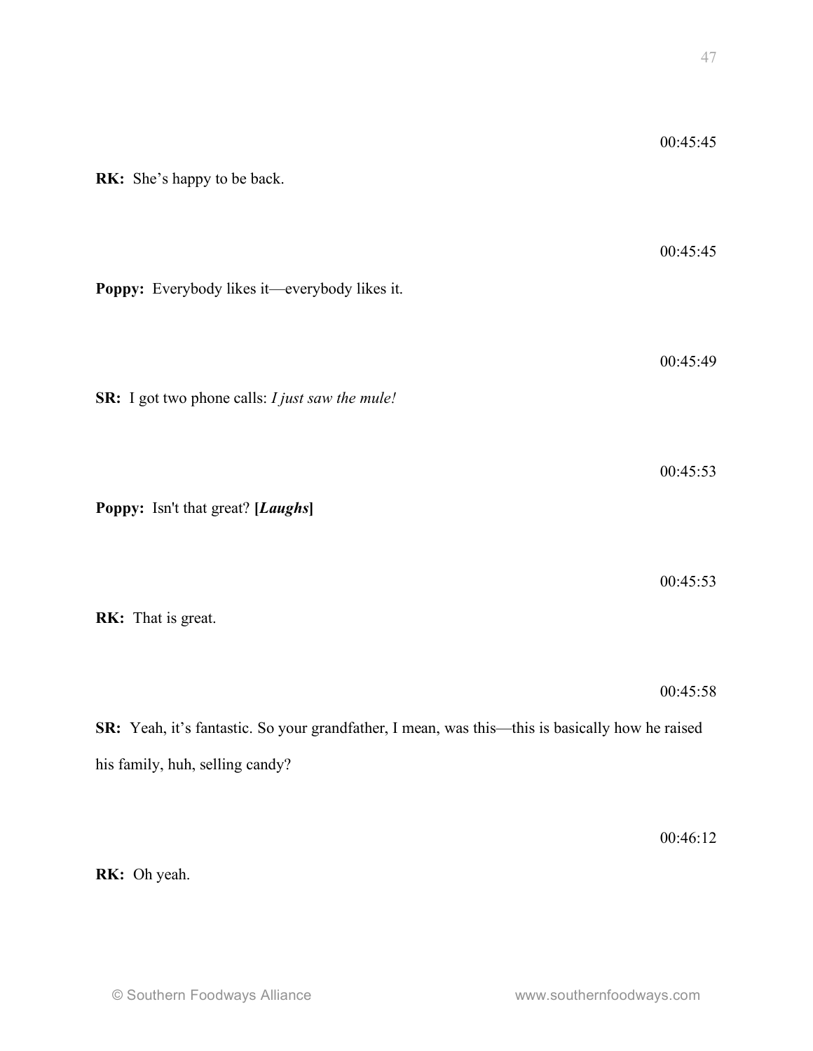00:45:45

**RK:** She's happy to be back.

00:45:45

**Poppy:** Everybody likes it—everybody likes it.

00:45:49

**SR:** I got two phone calls: *I just saw the mule!*

00:45:53

**Poppy:** Isn't that great? **[*Laughs*]**

00:45:53

**RK:** That is great.

00:45:58

**SR:** Yeah, it's fantastic. So your grandfather, I mean, was this—this is basically how he raised his family, huh, selling candy?

00:46:12

**RK:** Oh yeah.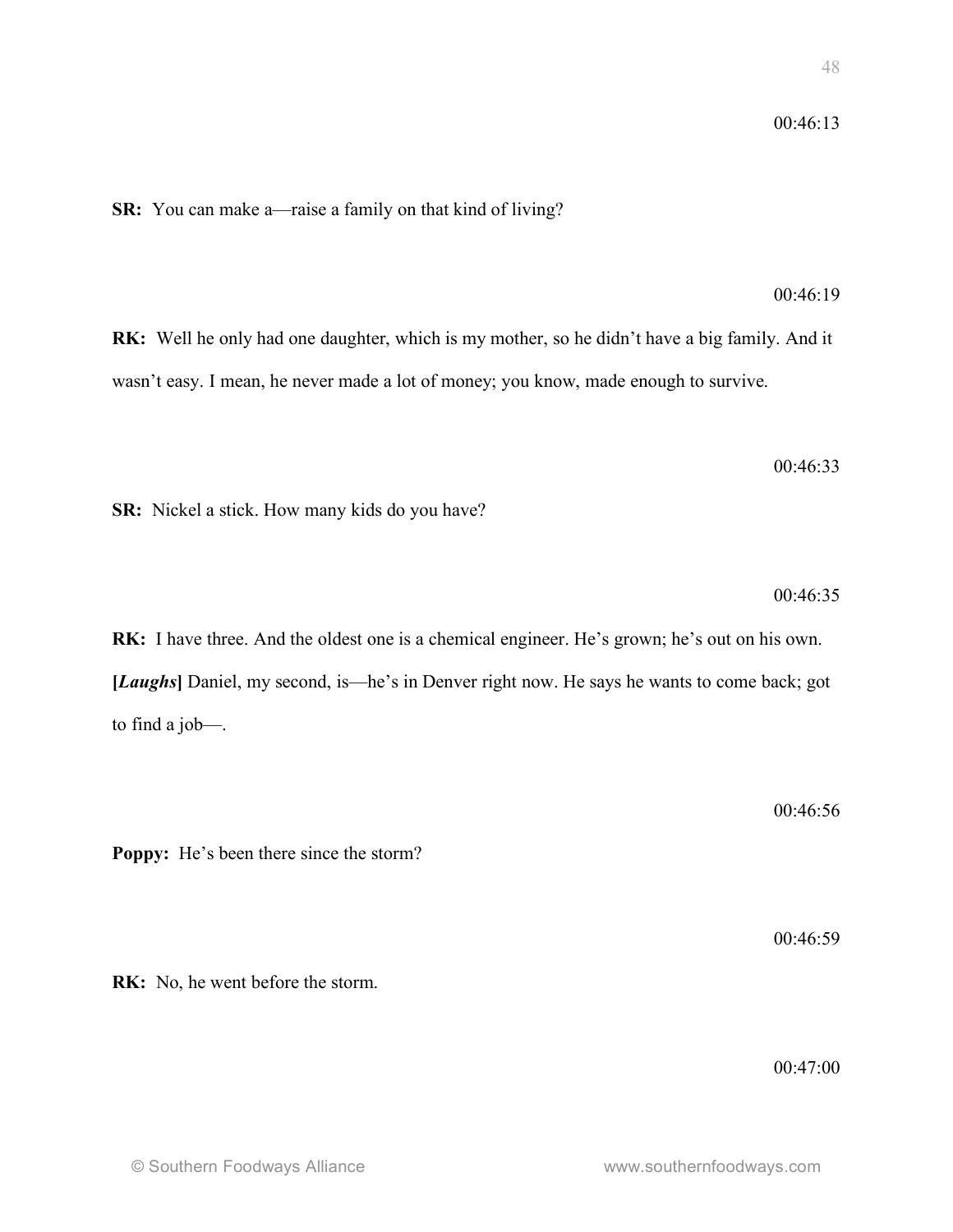00:46:13

**SR:** You can make a—raise a family on that kind of living?

00:46:19

**RK:** Well he only had one daughter, which is my mother, so he didn't have a big family. And it wasn't easy. I mean, he never made a lot of money; you know, made enough to survive.

00:46:33

**SR:** Nickel a stick. How many kids do you have?

00:46:35

**RK:** I have three. And the oldest one is a chemical engineer. He's grown; he's out on his own. **[*Laughs*]** Daniel, my second, is—he's in Denver right now. He says he wants to come back; got to find a job—.

00:46:56

**Poppy:** He's been there since the storm?

00:46:59

**RK:** No, he went before the storm.

00:47:00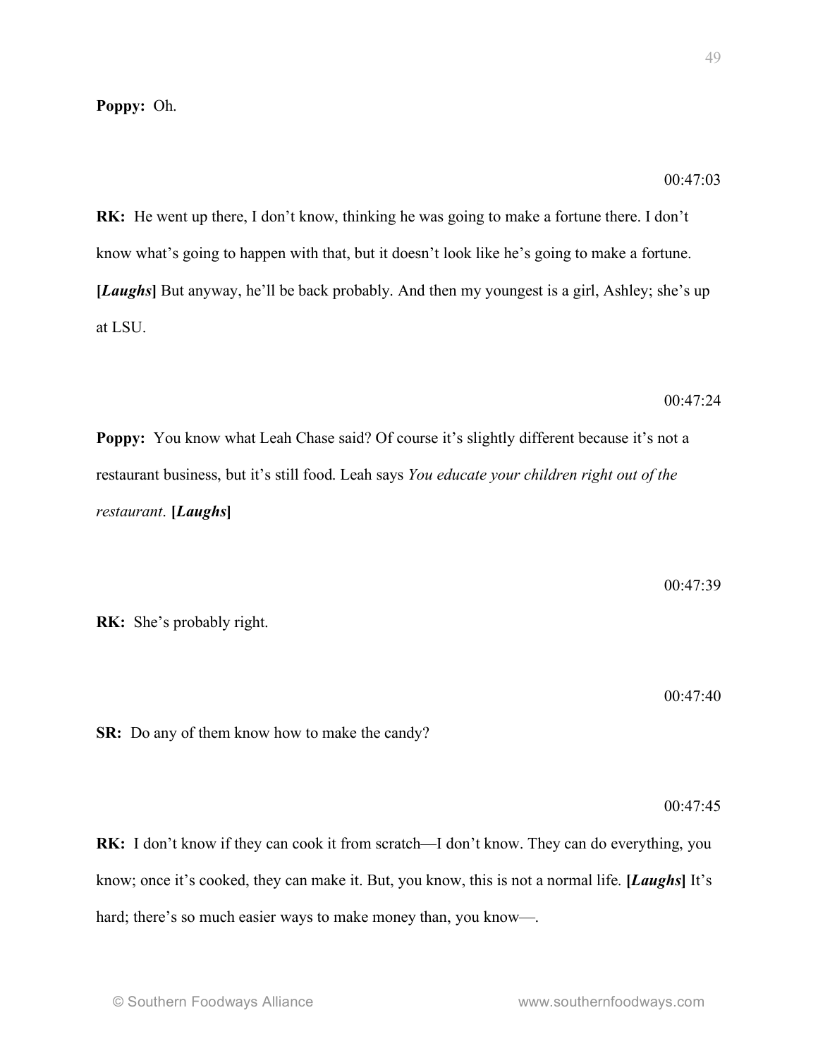**Poppy:** Oh.

00:47:03

**RK:** He went up there, I don't know, thinking he was going to make a fortune there. I don't know what's going to happen with that, but it doesn't look like he's going to make a fortune. **[*Laughs*]** But anyway, he'll be back probably. And then my youngest is a girl, Ashley; she's up at LSU.

00:47:24

**Poppy:** You know what Leah Chase said? Of course it's slightly different because it's not a restaurant business, but it's still food. Leah says *You educate your children right out of the restaurant*. **[*Laughs*]**

00:47:39

**RK:** She's probably right.

00:47:40

**SR:** Do any of them know how to make the candy?

00:47:45

**RK:** I don't know if they can cook it from scratch—I don't know. They can do everything, you know; once it's cooked, they can make it. But, you know, this is not a normal life. **[*Laughs*]** It's hard; there's so much easier ways to make money than, you know—.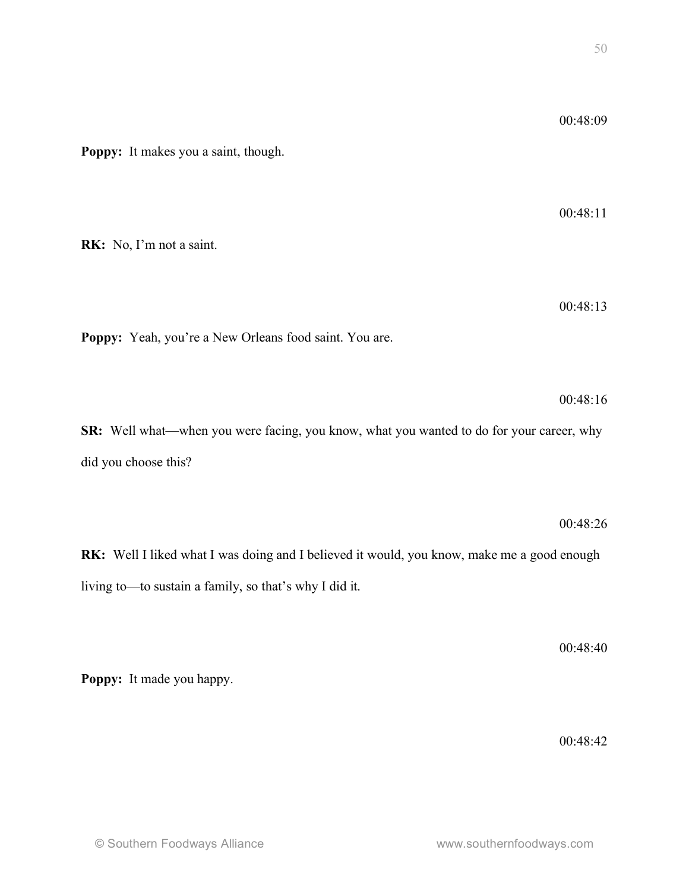00:48:09

**Poppy:** It makes you a saint, though.

00:48:11

**RK:** No, I'm not a saint.

00:48:13

**Poppy:** Yeah, you're a New Orleans food saint. You are.

00:48:16

**SR:** Well what—when you were facing, you know, what you wanted to do for your career, why did you choose this?

00:48:26

**RK:** Well I liked what I was doing and I believed it would, you know, make me a good enough living to—to sustain a family, so that's why I did it.

00:48:40

**Poppy:** It made you happy.

00:48:42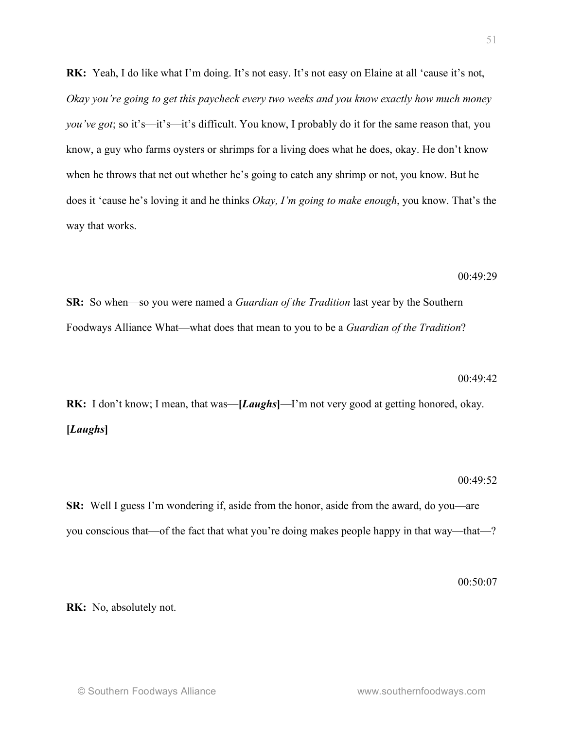**RK:** Yeah, I do like what I'm doing. It's not easy. It's not easy on Elaine at all 'cause it's not, *Okay you're going to get this paycheck every two weeks and you know exactly how much money you've got*; so it's—it's—it's difficult. You know, I probably do it for the same reason that, you know, a guy who farms oysters or shrimps for a living does what he does, okay. He don't know when he throws that net out whether he's going to catch any shrimp or not, you know. But he does it 'cause he's loving it and he thinks *Okay, I'm going to make enough*, you know. That's the way that works.

00:49:29

**SR:** So when—so you were named a *Guardian of the Tradition* last year by the Southern Foodways Alliance What—what does that mean to you to be a *Guardian of the Tradition*?

00:49:42

**RK:** I don't know; I mean, that was—**[*Laughs*]**—I'm not very good at getting honored, okay. **[*Laughs*]**

00:49:52

**SR:** Well I guess I'm wondering if, aside from the honor, aside from the award, do you—are you conscious that—of the fact that what you're doing makes people happy in that way—that—?

00:50:07

**RK:** No, absolutely not.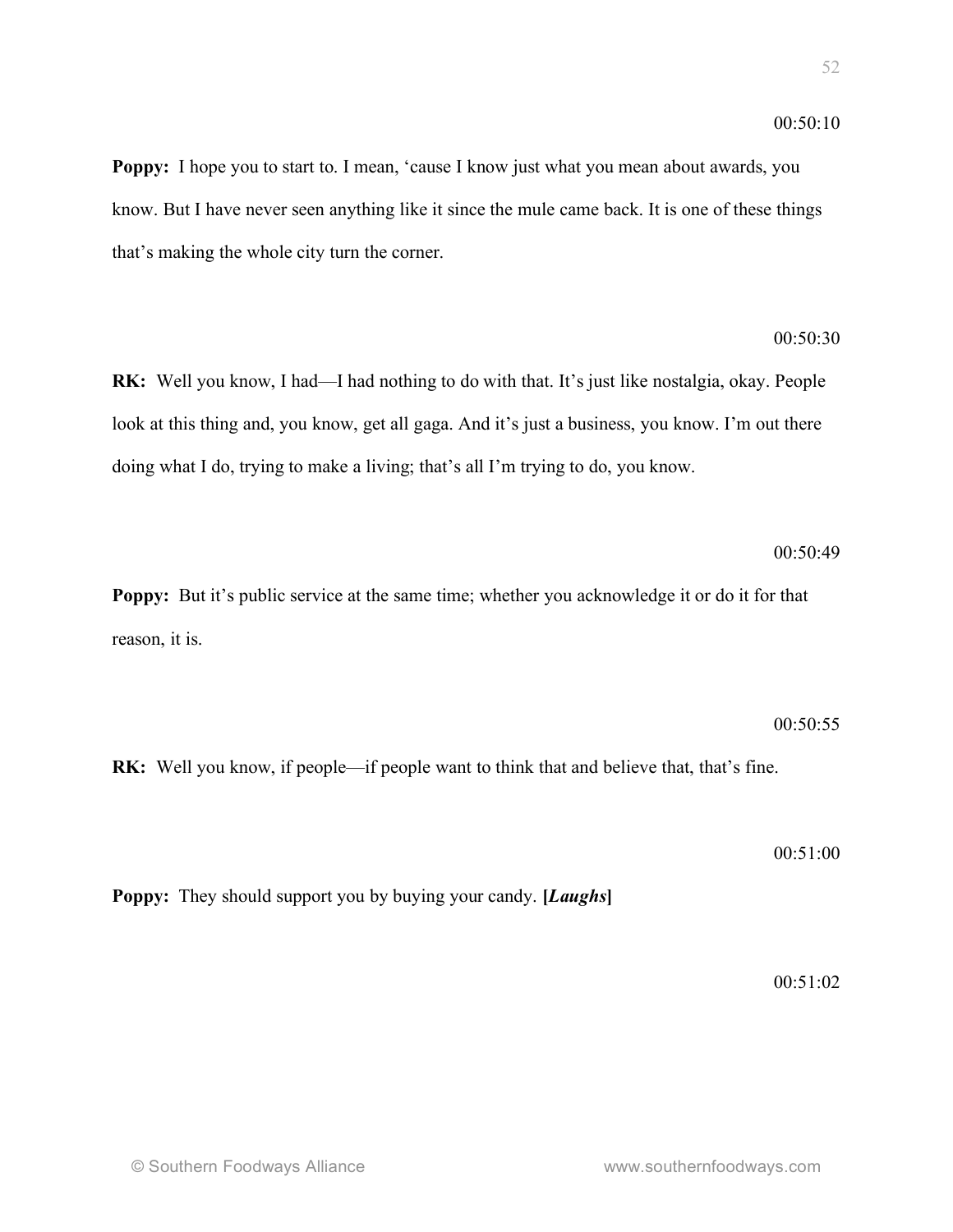00:50:10

**Poppy:** I hope you to start to. I mean, 'cause I know just what you mean about awards, you know. But I have never seen anything like it since the mule came back. It is one of these things that's making the whole city turn the corner.

00:50:30

**RK:** Well you know, I had—I had nothing to do with that. It's just like nostalgia, okay. People look at this thing and, you know, get all gaga. And it's just a business, you know. I'm out there doing what I do, trying to make a living; that's all I'm trying to do, you know.

00:50:49

**Poppy:** But it's public service at the same time; whether you acknowledge it or do it for that reason, it is.

00:50:55

**RK:** Well you know, if people—if people want to think that and believe that, that's fine.

00:51:00

**Poppy:** They should support you by buying your candy. **[*Laughs*]**

00:51:02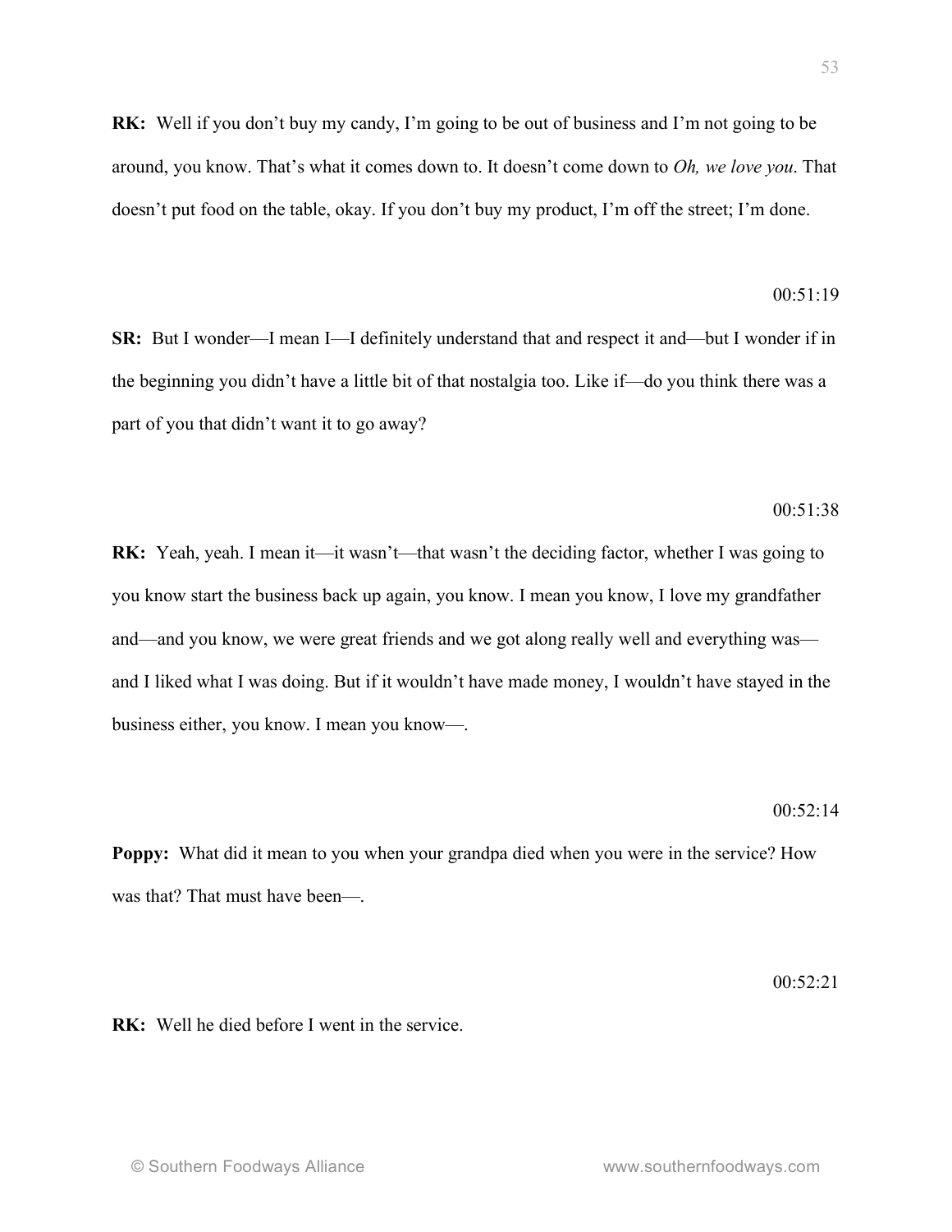**RK:** Well if you don't buy my candy, I'm going to be out of business and I'm not going to be around, you know. That's what it comes down to. It doesn't come down to *Oh, we love you*. That doesn't put food on the table, okay. If you don't buy my product, I'm off the street; I'm done.

00:51:19

**SR:** But I wonder—I mean I—I definitely understand that and respect it and—but I wonder if in the beginning you didn't have a little bit of that nostalgia too. Like if—do you think there was a part of you that didn't want it to go away?

00:51:38

**RK:** Yeah, yeah. I mean it—it wasn't—that wasn't the deciding factor, whether I was going to you know start the business back up again, you know. I mean you know, I love my grandfather and—and you know, we were great friends and we got along really well and everything was—and I liked what I was doing. But if it wouldn't have made money, I wouldn't have stayed in the business either, you know. I mean you know—.

00:52:14

**Poppy:** What did it mean to you when your grandpa died when you were in the service? How was that? That must have been—.

00:52:21

**RK:** Well he died before I went in the service.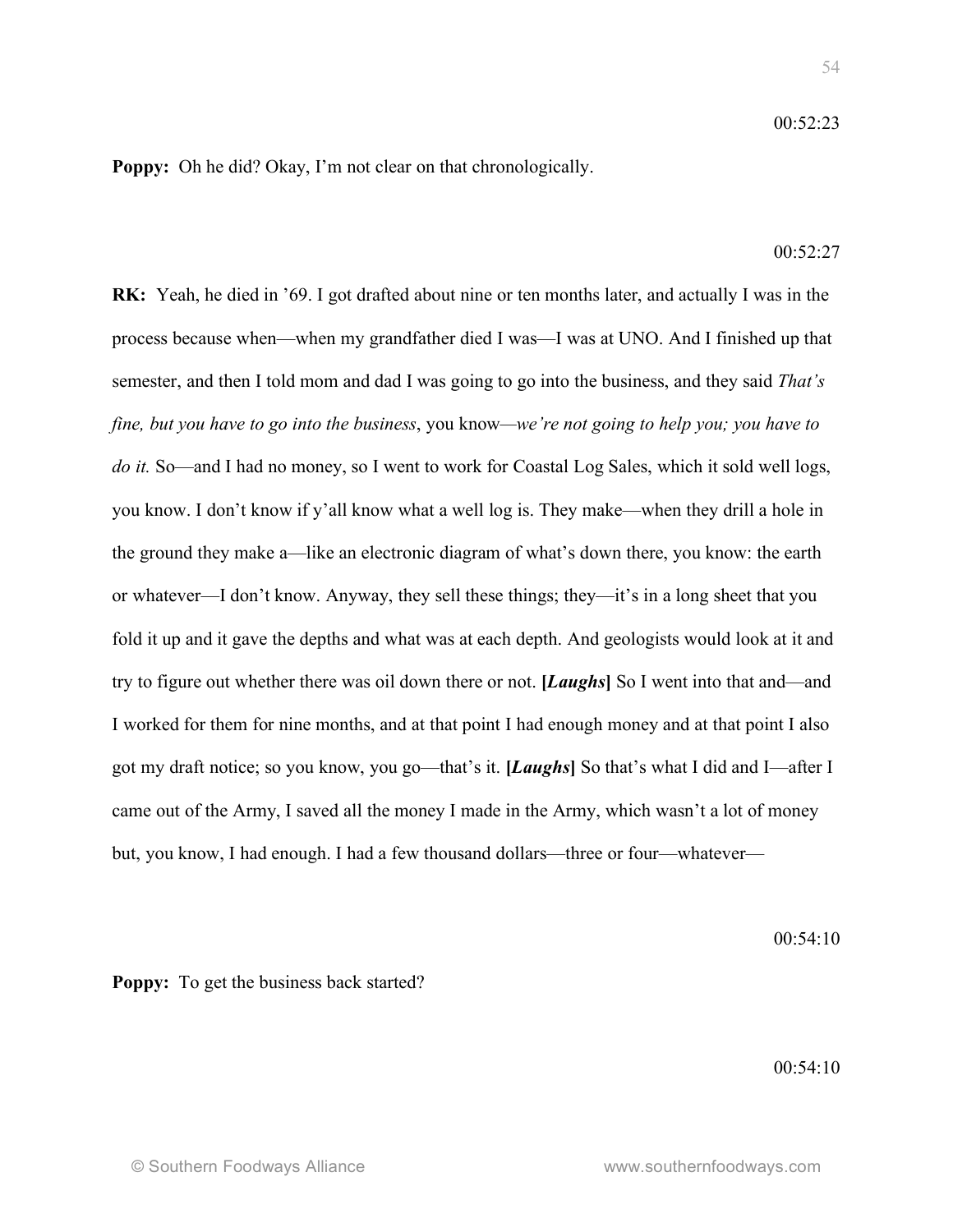00:52:23

**Poppy:** Oh he did? Okay, I'm not clear on that chronologically.

00:52:27

**RK:** Yeah, he died in '69. I got drafted about nine or ten months later, and actually I was in the process because when—when my grandfather died I was—I was at UNO. And I finished up that semester, and then I told mom and dad I was going to go into the business, and they said *That's fine, but you have to go into the business*, you know—*we're not going to help you; you have to do it.* So—and I had no money, so I went to work for Coastal Log Sales, which it sold well logs, you know. I don't know if y'all know what a well log is. They make—when they drill a hole in the ground they make a—like an electronic diagram of what's down there, you know: the earth or whatever—I don't know. Anyway, they sell these things; they—it's in a long sheet that you fold it up and it gave the depths and what was at each depth. And geologists would look at it and try to figure out whether there was oil down there or not. **[*Laughs*]** So I went into that and—and I worked for them for nine months, and at that point I had enough money and at that point I also got my draft notice; so you know, you go—that's it. **[*Laughs*]** So that's what I did and I—after I came out of the Army, I saved all the money I made in the Army, which wasn't a lot of money but, you know, I had enough. I had a few thousand dollars—three or four—whatever—

00:54:10

**Poppy:** To get the business back started?

00:54:10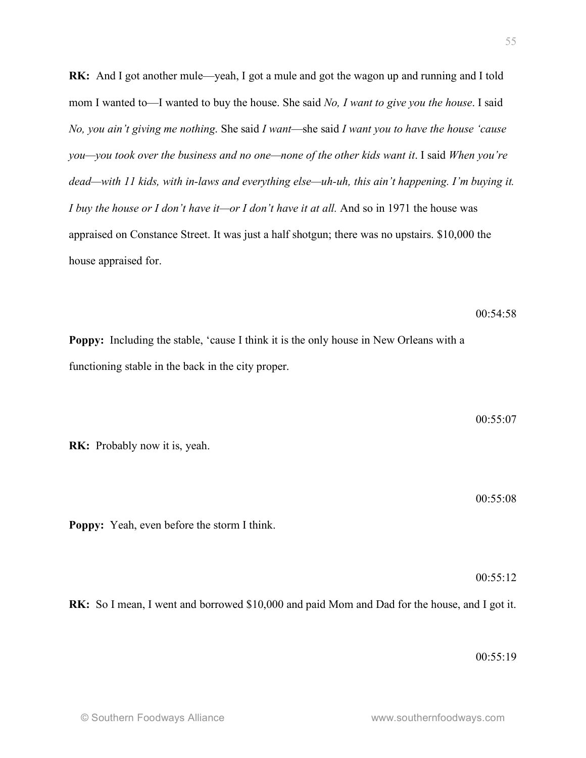**RK:** And I got another mule—yeah, I got a mule and got the wagon up and running and I told mom I wanted to—I wanted to buy the house. She said *No, I want to give you the house*. I said *No, you ain't giving me nothing*. She said *I want*—she said *I want you to have the house 'cause you—you took over the business and no one—none of the other kids want it*. I said *When you're dead—with 11 kids, with in-laws and everything else—uh-uh, this ain't happening. I'm buying it. I buy the house or I don't have it—or I don't have it at all.* And so in 1971 the house was appraised on Constance Street. It was just a half shotgun; there was no upstairs. $10,000 the house appraised for.

00:54:58

**Poppy:** Including the stable, 'cause I think it is the only house in New Orleans with a functioning stable in the back in the city proper.

00:55:07

**RK:** Probably now it is, yeah.

00:55:08

**Poppy:** Yeah, even before the storm I think.

00:55:12

**RK:** So I mean, I went and borrowed $10,000 and paid Mom and Dad for the house, and I got it.

00:55:19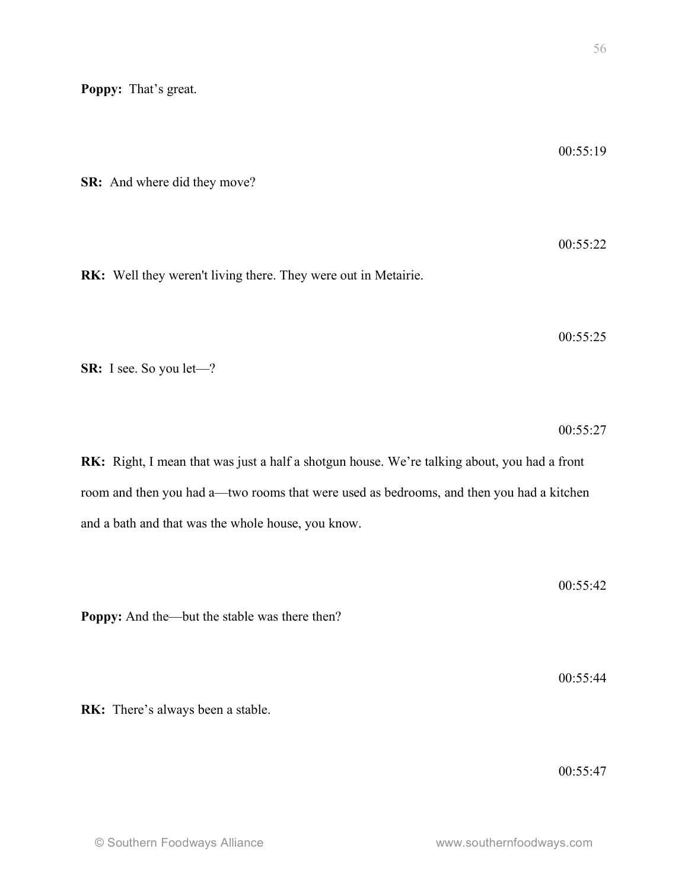**Poppy:** That's great.

00:55:19

**SR:** And where did they move?

00:55:22

**RK:** Well they weren't living there. They were out in Metairie.

00:55:25

**SR:** I see. So you let—?

00:55:27

**RK:** Right, I mean that was just a half a shotgun house. We're talking about, you had a front room and then you had a—two rooms that were used as bedrooms, and then you had a kitchen and a bath and that was the whole house, you know.

00:55:42

**Poppy:** And the—but the stable was there then?

00:55:44

**RK:** There's always been a stable.

00:55:47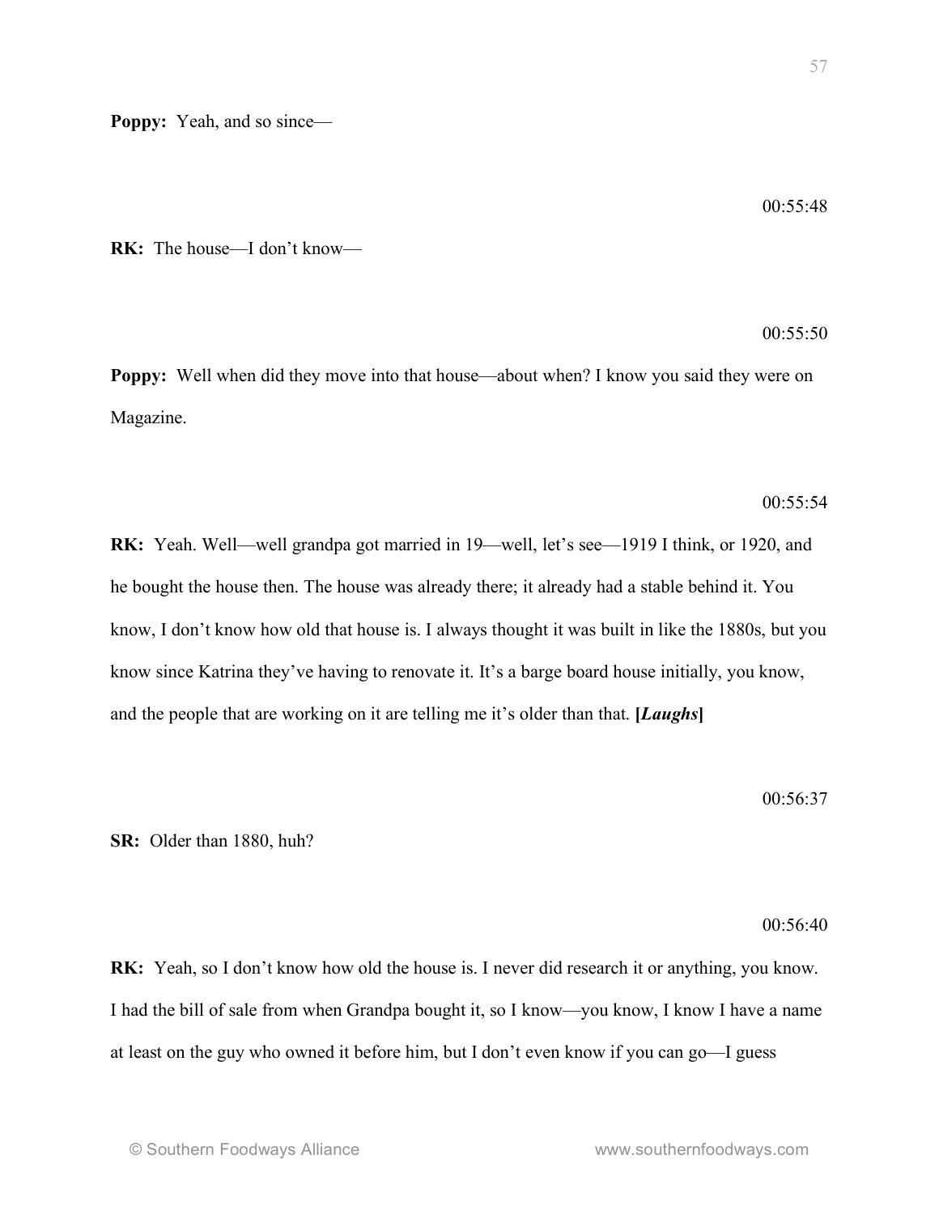**Poppy:** Yeah, and so since—

00:55:48

**RK:** The house—I don't know—

00:55:50

**Poppy:** Well when did they move into that house—about when? I know you said they were on Magazine.

00:55:54

**RK:** Yeah. Well—well grandpa got married in 19—well, let's see—1919 I think, or 1920, and he bought the house then. The house was already there; it already had a stable behind it. You know, I don't know how old that house is. I always thought it was built in like the 1880s, but you know since Katrina they've having to renovate it. It's a barge board house initially, you know, and the people that are working on it are telling me it's older than that. **[*Laughs*]**

00:56:37

**SR:** Older than 1880, huh?

00:56:40

**RK:** Yeah, so I don't know how old the house is. I never did research it or anything, you know. I had the bill of sale from when Grandpa bought it, so I know—you know, I know I have a name at least on the guy who owned it before him, but I don't even know if you can go—I guess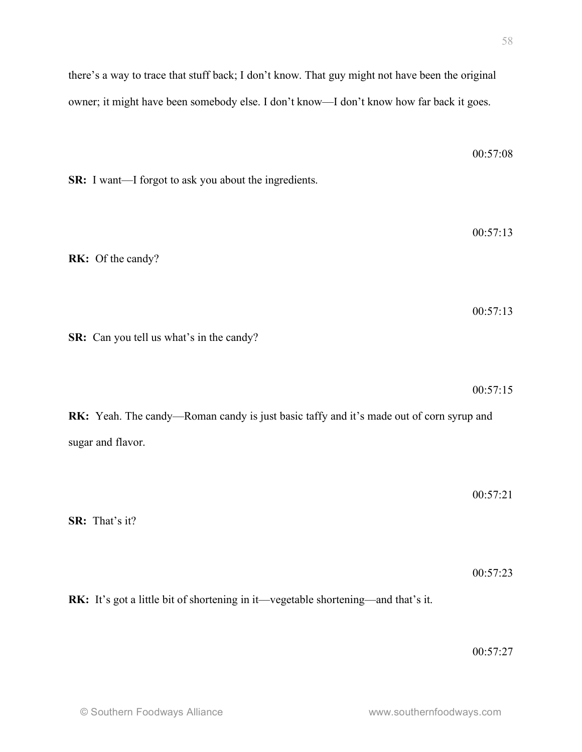there's a way to trace that stuff back; I don't know. That guy might not have been the original owner; it might have been somebody else. I don't know—I don't know how far back it goes.

00:57:08

**SR:** I want—I forgot to ask you about the ingredients.

00:57:13

**RK:** Of the candy?

00:57:13

**SR:** Can you tell us what's in the candy?

00:57:15

**RK:** Yeah. The candy—Roman candy is just basic taffy and it's made out of corn syrup and sugar and flavor.

00:57:21

**SR:** That's it?

00:57:23

**RK:** It's got a little bit of shortening in it—vegetable shortening—and that's it.

00:57:27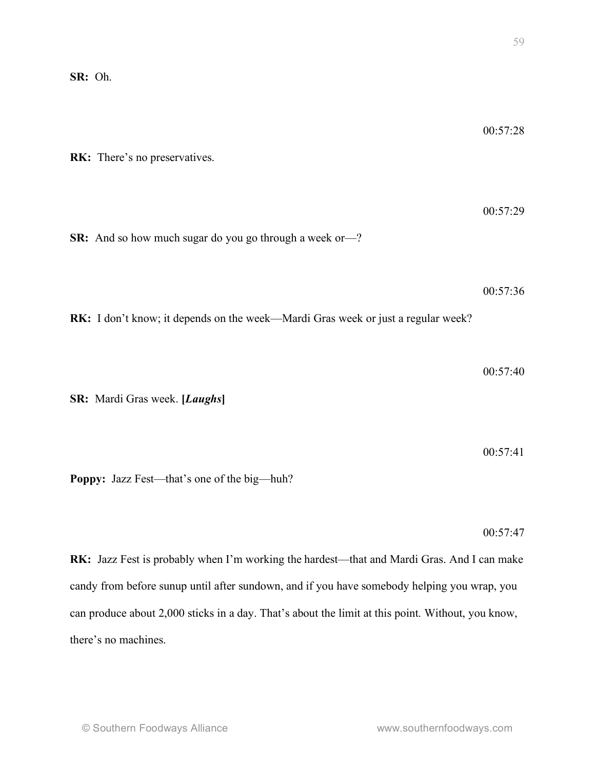**SR:** Oh.

00:57:28

**RK:** There's no preservatives.

00:57:29

**SR:** And so how much sugar do you go through a week or—?

00:57:36

**RK:** I don't know; it depends on the week—Mardi Gras week or just a regular week?

00:57:40

**SR:** Mardi Gras week. **[*Laughs*]**

00:57:41

**Poppy:** Jazz Fest—that's one of the big—huh?

00:57:47

**RK:** Jazz Fest is probably when I'm working the hardest—that and Mardi Gras. And I can make candy from before sunup until after sundown, and if you have somebody helping you wrap, you can produce about 2,000 sticks in a day. That's about the limit at this point. Without, you know, there's no machines.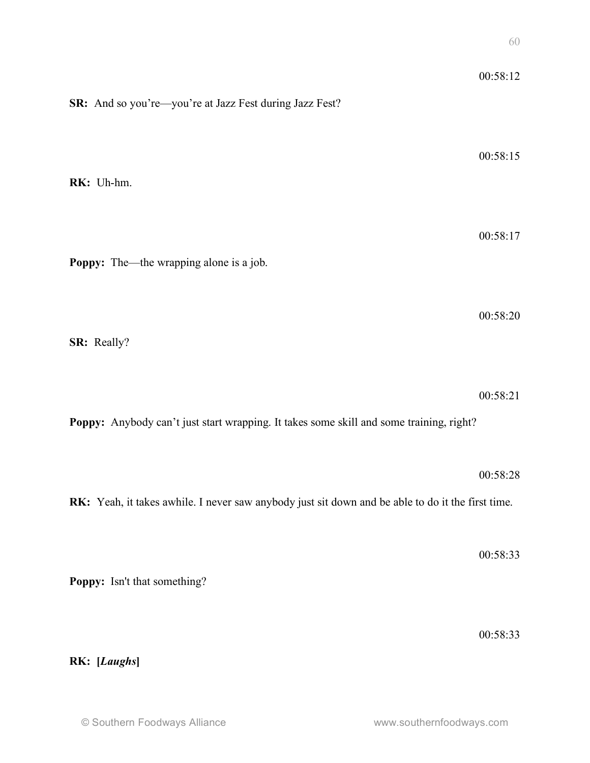00:58:12

**SR:** And so you're—you're at Jazz Fest during Jazz Fest?

00:58:15

**RK:** Uh-hm.

00:58:17

**Poppy:** The—the wrapping alone is a job.

00:58:20

**SR:** Really?

00:58:21

**Poppy:** Anybody can't just start wrapping. It takes some skill and some training, right?

00:58:28

**RK:** Yeah, it takes awhile. I never saw anybody just sit down and be able to do it the first time.

00:58:33

**Poppy:** Isn't that something?

00:58:33

**RK: [*Laughs*]**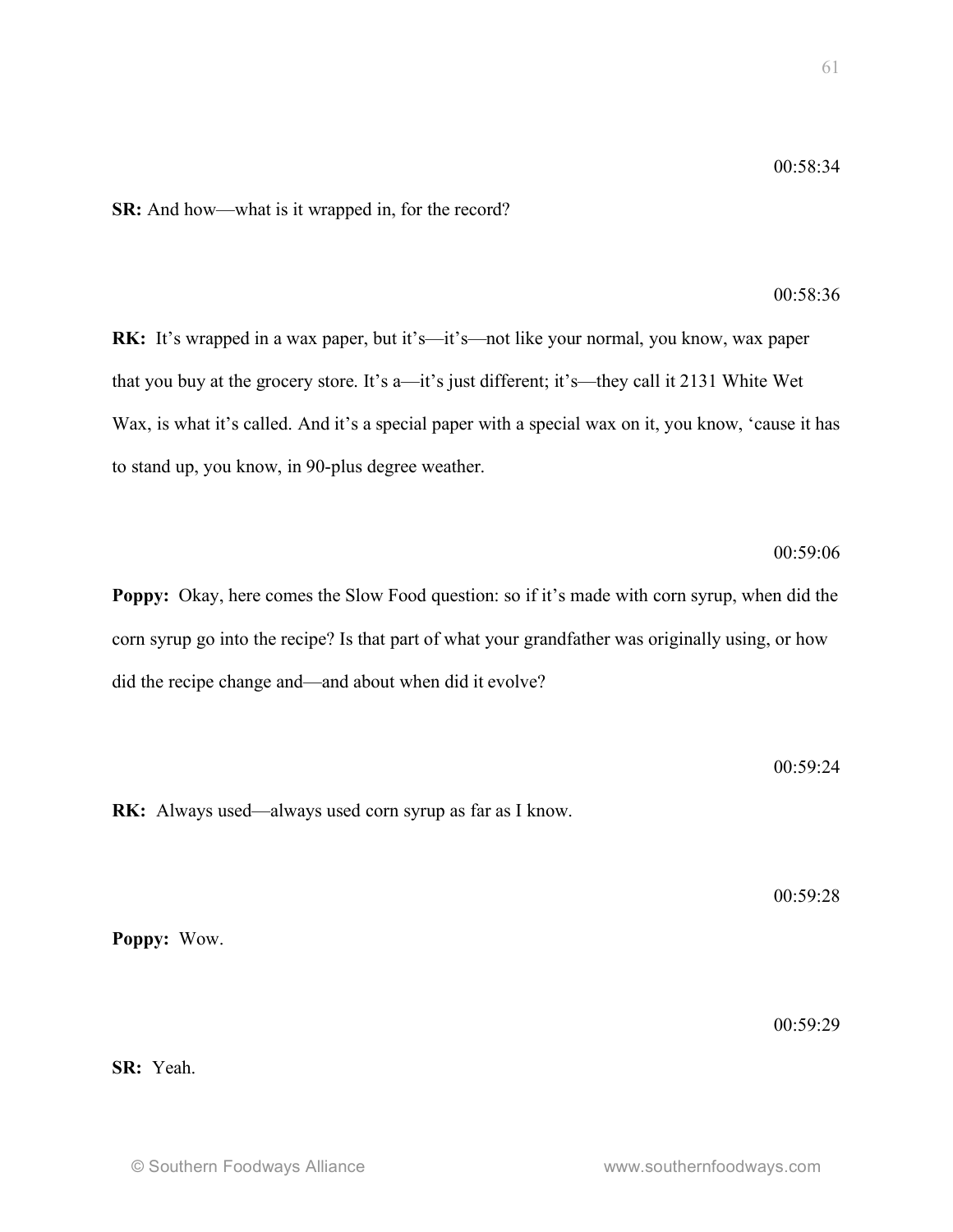00:58:34

**SR:** And how—what is it wrapped in, for the record?

00:58:36

**RK:** It's wrapped in a wax paper, but it's—it's—not like your normal, you know, wax paper that you buy at the grocery store. It's a—it's just different; it's—they call it 2131 White Wet Wax, is what it's called. And it's a special paper with a special wax on it, you know, 'cause it has to stand up, you know, in 90-plus degree weather.

00:59:06

**Poppy:** Okay, here comes the Slow Food question: so if it's made with corn syrup, when did the corn syrup go into the recipe? Is that part of what your grandfather was originally using, or how did the recipe change and—and about when did it evolve?

00:59:24

**RK:** Always used—always used corn syrup as far as I know.

00:59:28

**Poppy:** Wow.

00:59:29

**SR:** Yeah.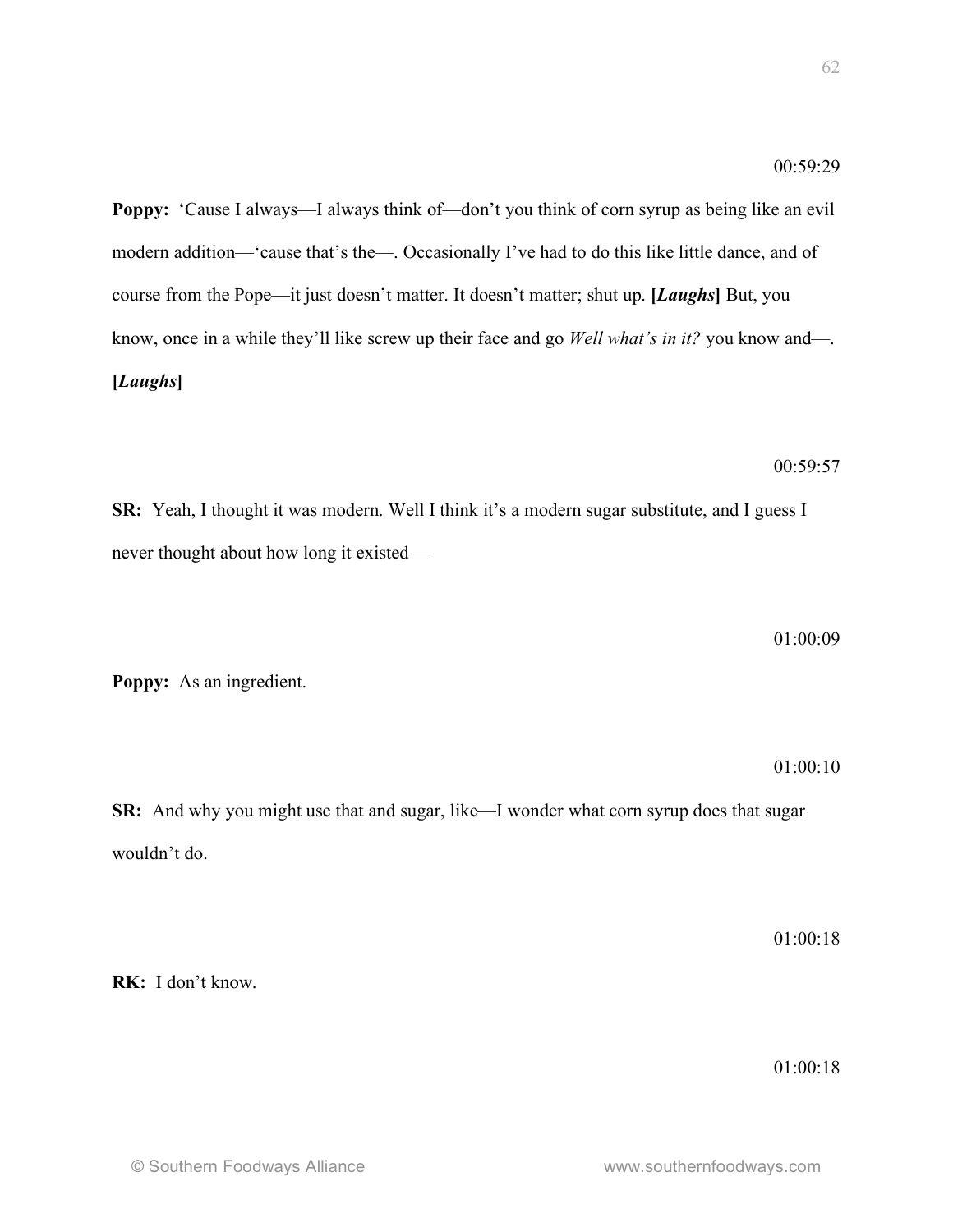00:59:29

**Poppy:** 'Cause I always—I always think of—don't you think of corn syrup as being like an evil modern addition—'cause that's the—. Occasionally I've had to do this like little dance, and of course from the Pope—it just doesn't matter. It doesn't matter; shut up. **[*Laughs*]** But, you know, once in a while they'll like screw up their face and go *Well what's in it?* you know and—. **[*Laughs*]**

00:59:57

**SR:** Yeah, I thought it was modern. Well I think it's a modern sugar substitute, and I guess I never thought about how long it existed—

01:00:09

**Poppy:** As an ingredient.

01:00:10

**SR:** And why you might use that and sugar, like—I wonder what corn syrup does that sugar wouldn't do.

01:00:18

**RK:** I don't know.

01:00:18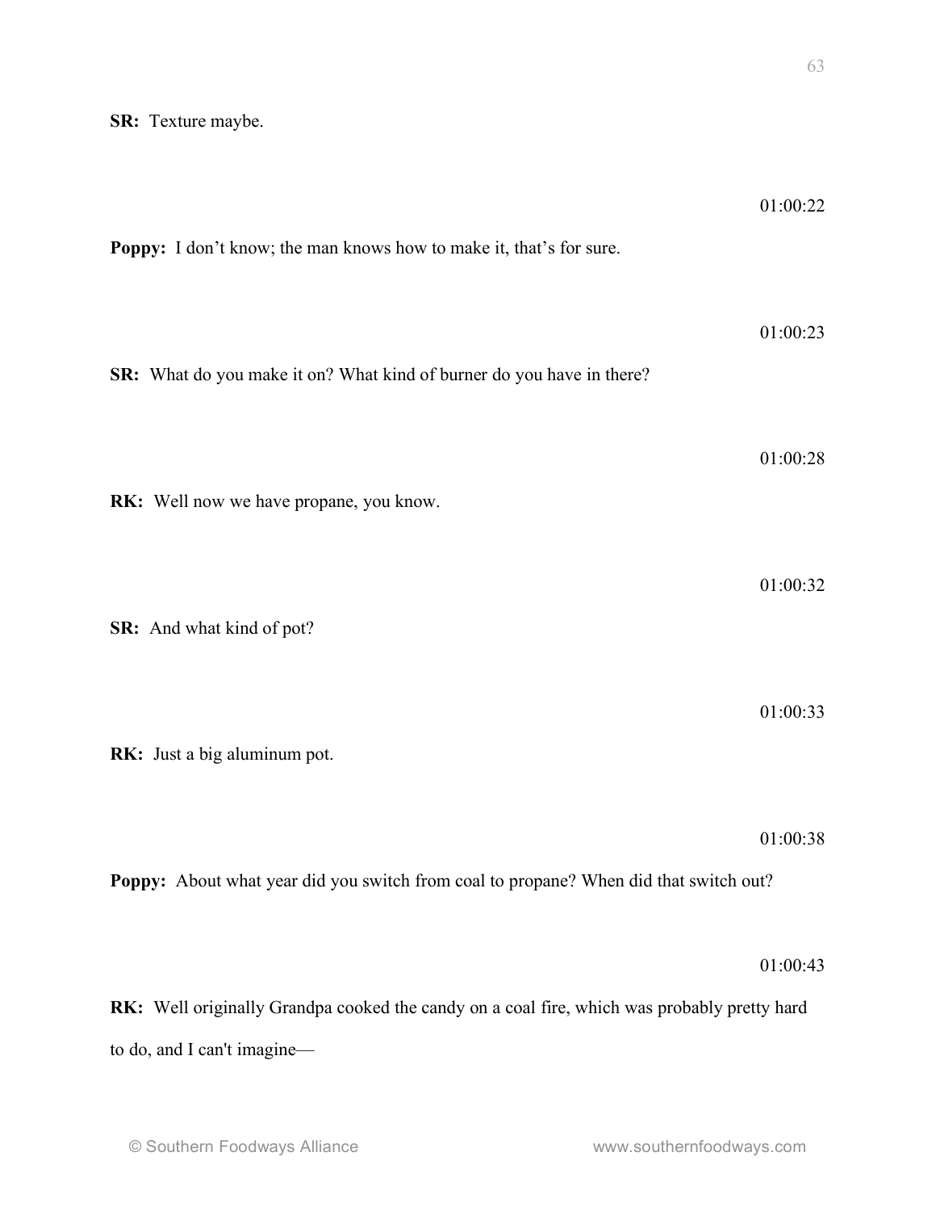**SR:** Texture maybe.

01:00:22

**Poppy:** I don't know; the man knows how to make it, that's for sure.

01:00:23

**SR:** What do you make it on? What kind of burner do you have in there?

01:00:28

**RK:** Well now we have propane, you know.

01:00:32

**SR:** And what kind of pot?

01:00:33

**RK:** Just a big aluminum pot.

01:00:38

**Poppy:** About what year did you switch from coal to propane? When did that switch out?

01:00:43

**RK:** Well originally Grandpa cooked the candy on a coal fire, which was probably pretty hard to do, and I can't imagine—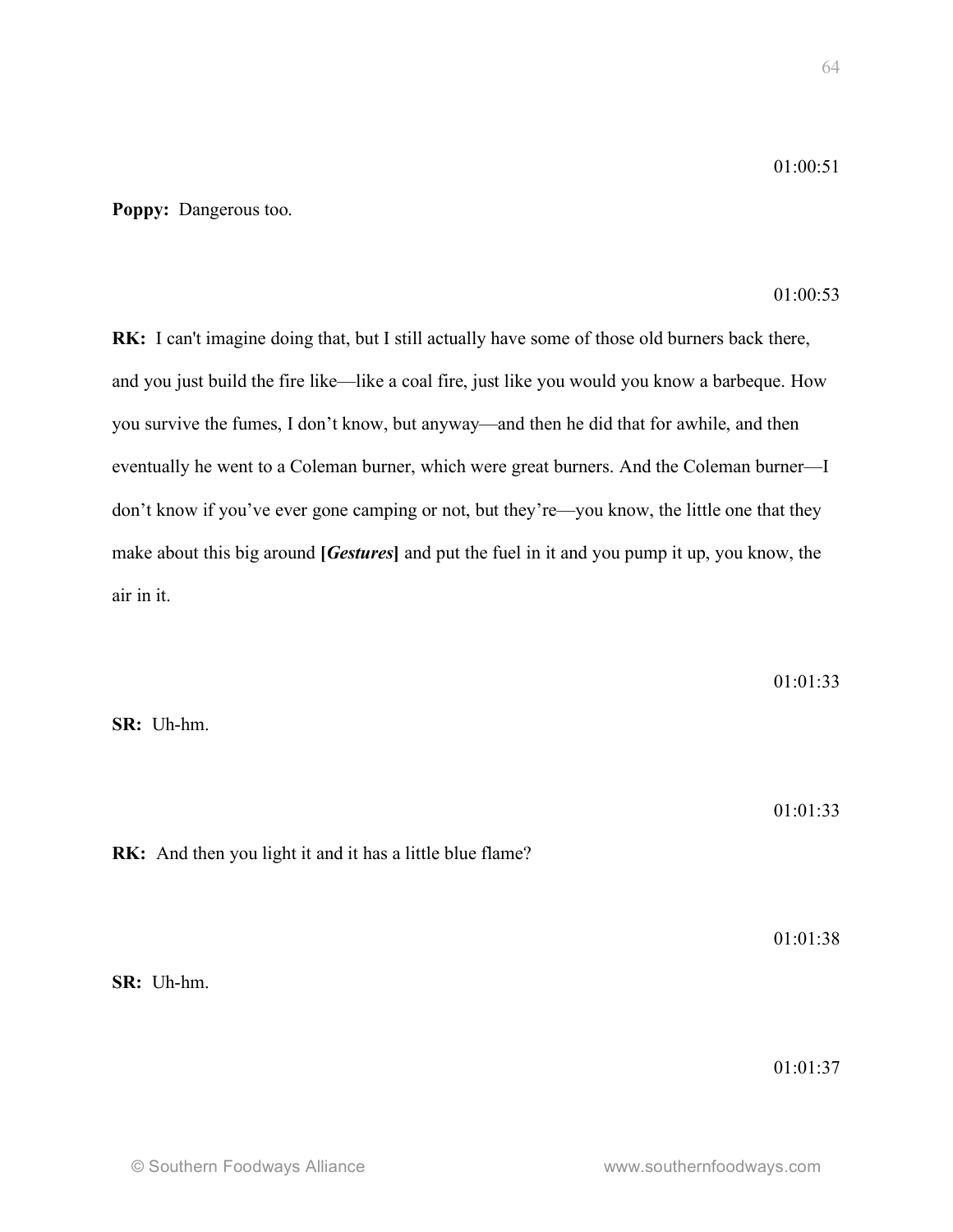01:00:51

**Poppy:** Dangerous too.

01:00:53

**RK:** I can't imagine doing that, but I still actually have some of those old burners back there, and you just build the fire like—like a coal fire, just like you would you know a barbeque. How you survive the fumes, I don't know, but anyway—and then he did that for awhile, and then eventually he went to a Coleman burner, which were great burners. And the Coleman burner—I don't know if you've ever gone camping or not, but they're—you know, the little one that they make about this big around **[*Gestures*]** and put the fuel in it and you pump it up, you know, the air in it.

01:01:33

**SR:** Uh-hm.

01:01:33

**RK:** And then you light it and it has a little blue flame?

01:01:38

**SR:** Uh-hm.

01:01:37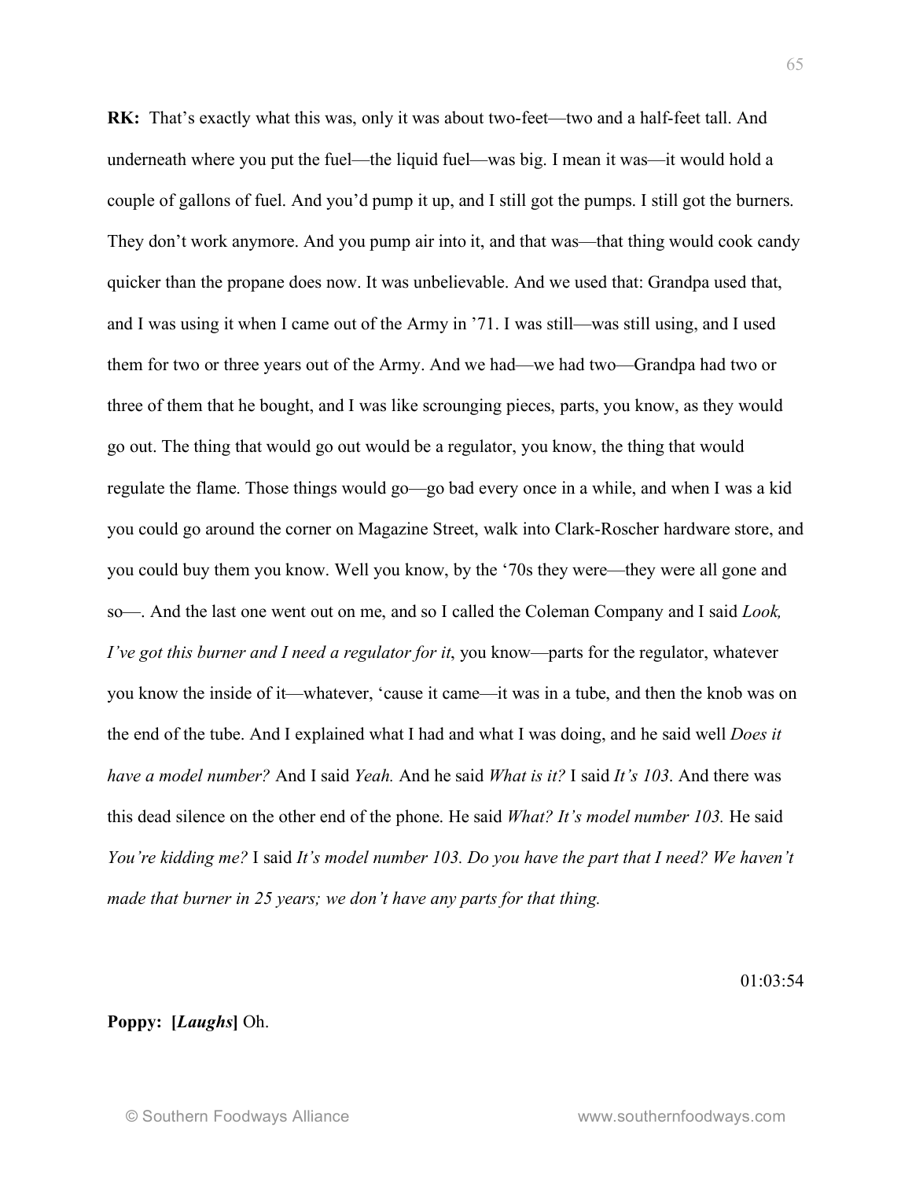**RK:** That's exactly what this was, only it was about two-feet—two and a half-feet tall. And underneath where you put the fuel—the liquid fuel—was big. I mean it was—it would hold a couple of gallons of fuel. And you'd pump it up, and I still got the pumps. I still got the burners. They don't work anymore. And you pump air into it, and that was—that thing would cook candy quicker than the propane does now. It was unbelievable. And we used that: Grandpa used that, and I was using it when I came out of the Army in '71. I was still—was still using, and I used them for two or three years out of the Army. And we had—we had two—Grandpa had two or three of them that he bought, and I was like scrounging pieces, parts, you know, as they would go out. The thing that would go out would be a regulator, you know, the thing that would regulate the flame. Those things would go—go bad every once in a while, and when I was a kid you could go around the corner on Magazine Street, walk into Clark-Roscher hardware store, and you could buy them you know. Well you know, by the '70s they were—they were all gone and so—. And the last one went out on me, and so I called the Coleman Company and I said *Look, I've got this burner and I need a regulator for it*, you know—parts for the regulator, whatever you know the inside of it—whatever, 'cause it came—it was in a tube, and then the knob was on the end of the tube. And I explained what I had and what I was doing, and he said well *Does it have a model number?* And I said *Yeah.* And he said *What is it?* I said *It's 103*. And there was this dead silence on the other end of the phone. He said *What? It's model number 103.* He said *You're kidding me?* I said *It's model number 103. Do you have the part that I need? We haven't made that burner in 25 years; we don't have any parts for that thing.*

01:03:54

**Poppy:** **[*Laughs*]** Oh.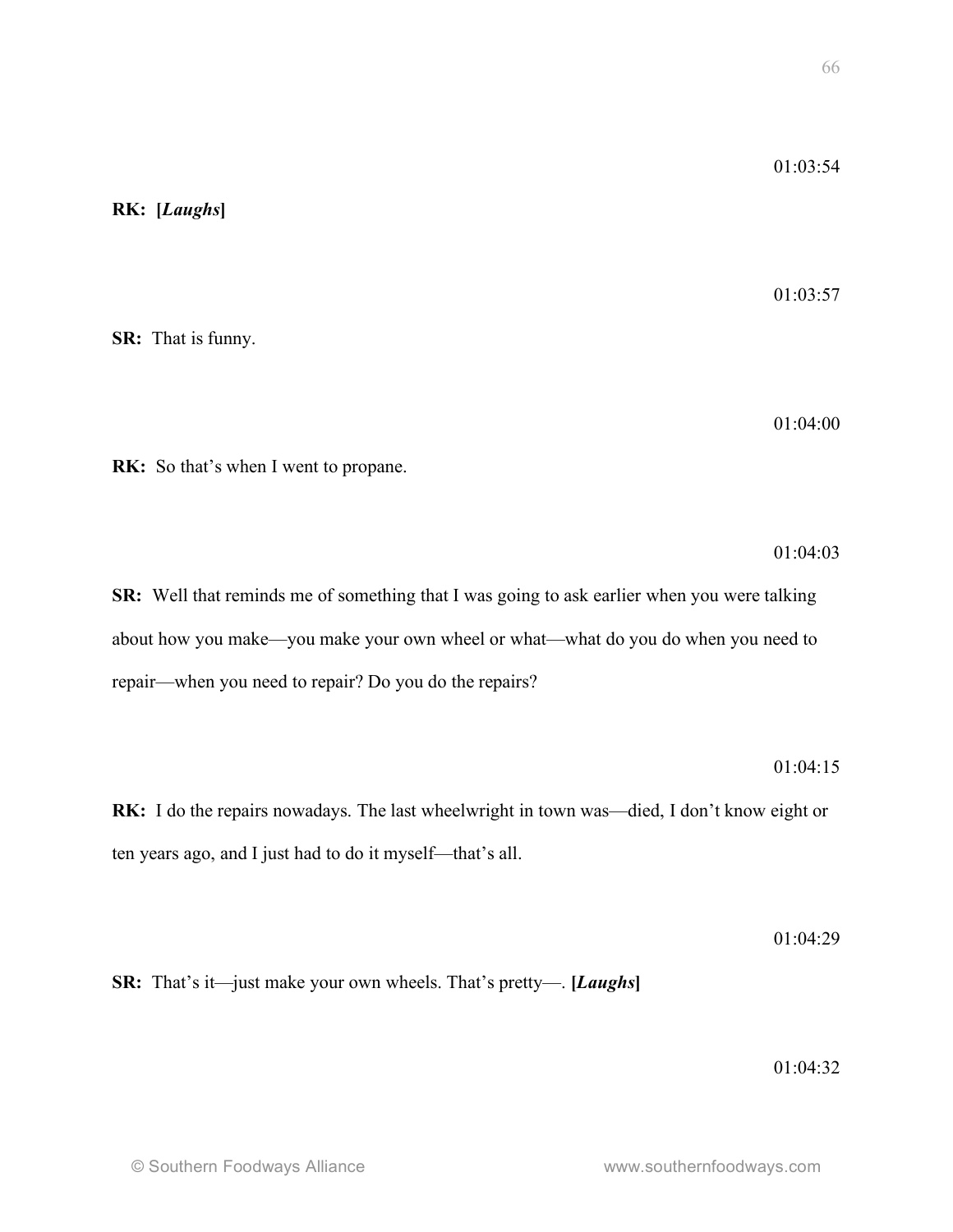01:03:54

**RK:** **[*Laughs*]**

01:03:57

**SR:** That is funny.

01:04:00

**RK:** So that's when I went to propane.

01:04:03

**SR:** Well that reminds me of something that I was going to ask earlier when you were talking about how you make—you make your own wheel or what—what do you do when you need to repair—when you need to repair? Do you do the repairs?

01:04:15

**RK:** I do the repairs nowadays. The last wheelwright in town was—died, I don't know eight or ten years ago, and I just had to do it myself—that's all.

01:04:29

**SR:** That's it—just make your own wheels. That's pretty—. **[*Laughs*]**

01:04:32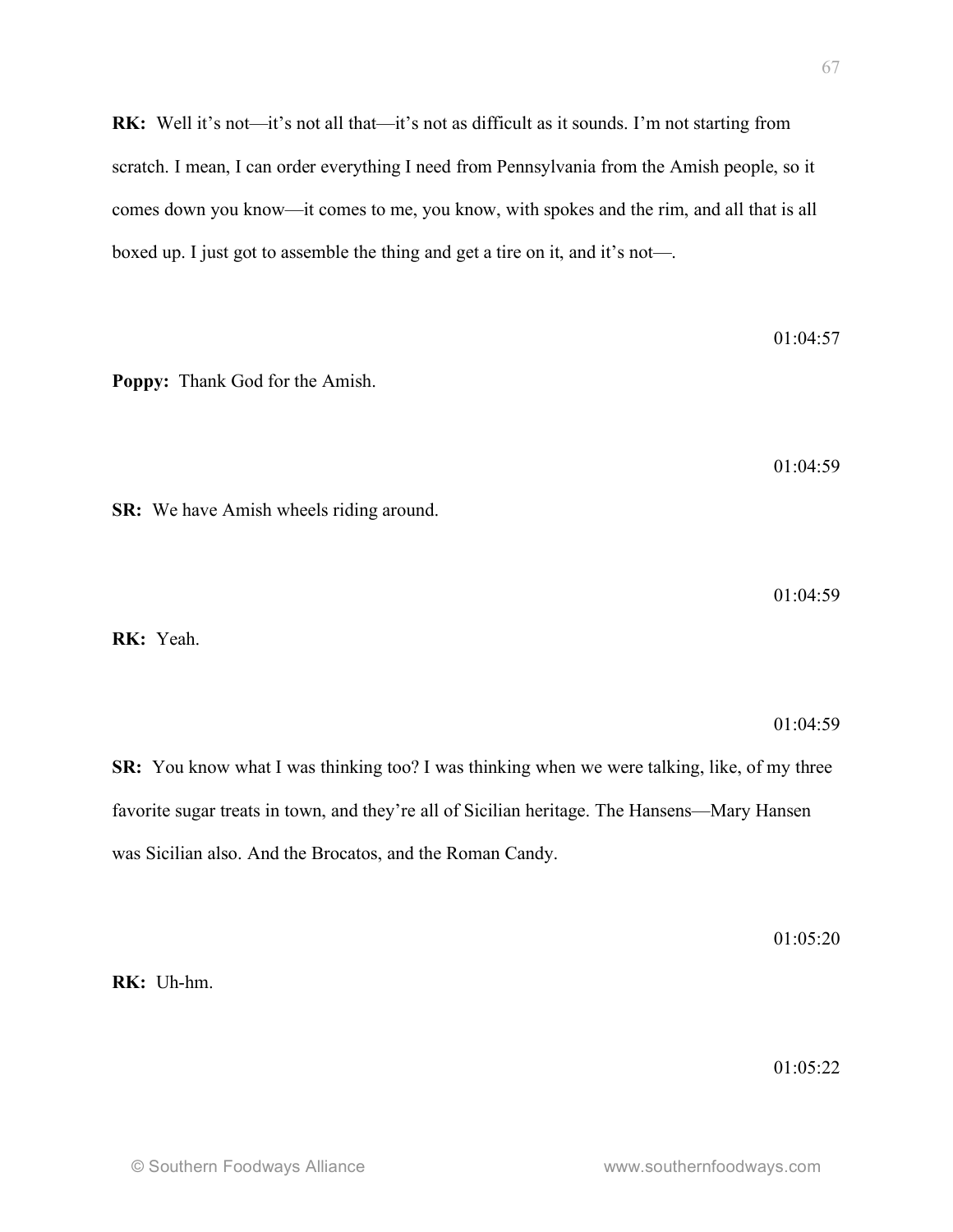**RK:** Well it's not—it's not all that—it's not as difficult as it sounds. I'm not starting from scratch. I mean, I can order everything I need from Pennsylvania from the Amish people, so it comes down you know—it comes to me, you know, with spokes and the rim, and all that is all boxed up. I just got to assemble the thing and get a tire on it, and it's not—.

01:04:57

**Poppy:** Thank God for the Amish.

01:04:59

**SR:** We have Amish wheels riding around.

01:04:59

**RK:** Yeah.

01:04:59

**SR:** You know what I was thinking too? I was thinking when we were talking, like, of my three favorite sugar treats in town, and they're all of Sicilian heritage. The Hansens—Mary Hansen was Sicilian also. And the Brocatos, and the Roman Candy.

01:05:20

**RK:** Uh-hm.

01:05:22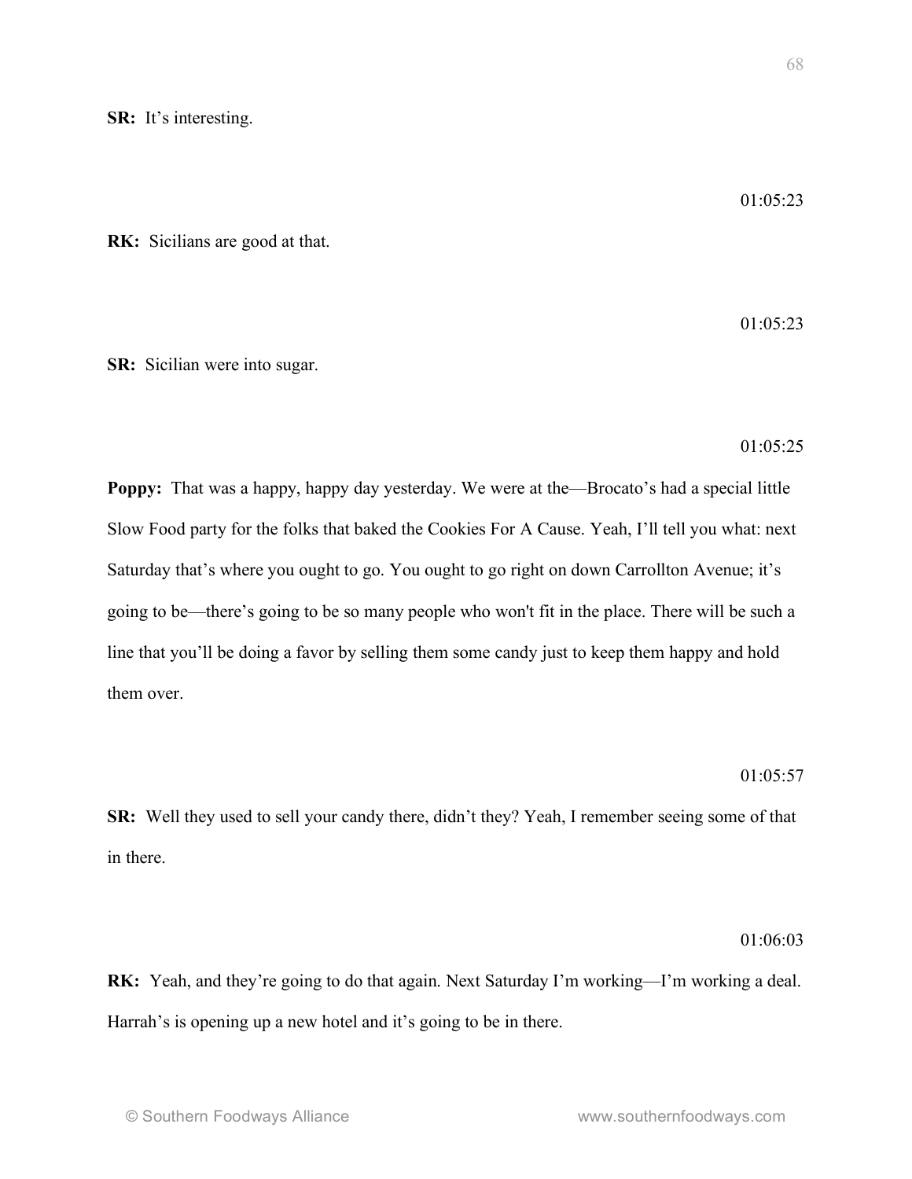**SR:** It's interesting.

01:05:23

**RK:** Sicilians are good at that.

01:05:23

**SR:** Sicilian were into sugar.

01:05:25

**Poppy:** That was a happy, happy day yesterday. We were at the—Brocato's had a special little Slow Food party for the folks that baked the Cookies For A Cause. Yeah, I'll tell you what: next Saturday that's where you ought to go. You ought to go right on down Carrollton Avenue; it's going to be—there's going to be so many people who won't fit in the place. There will be such a line that you'll be doing a favor by selling them some candy just to keep them happy and hold them over.

01:05:57

**SR:** Well they used to sell your candy there, didn't they? Yeah, I remember seeing some of that in there.

01:06:03

**RK:** Yeah, and they're going to do that again. Next Saturday I'm working—I'm working a deal. Harrah's is opening up a new hotel and it's going to be in there.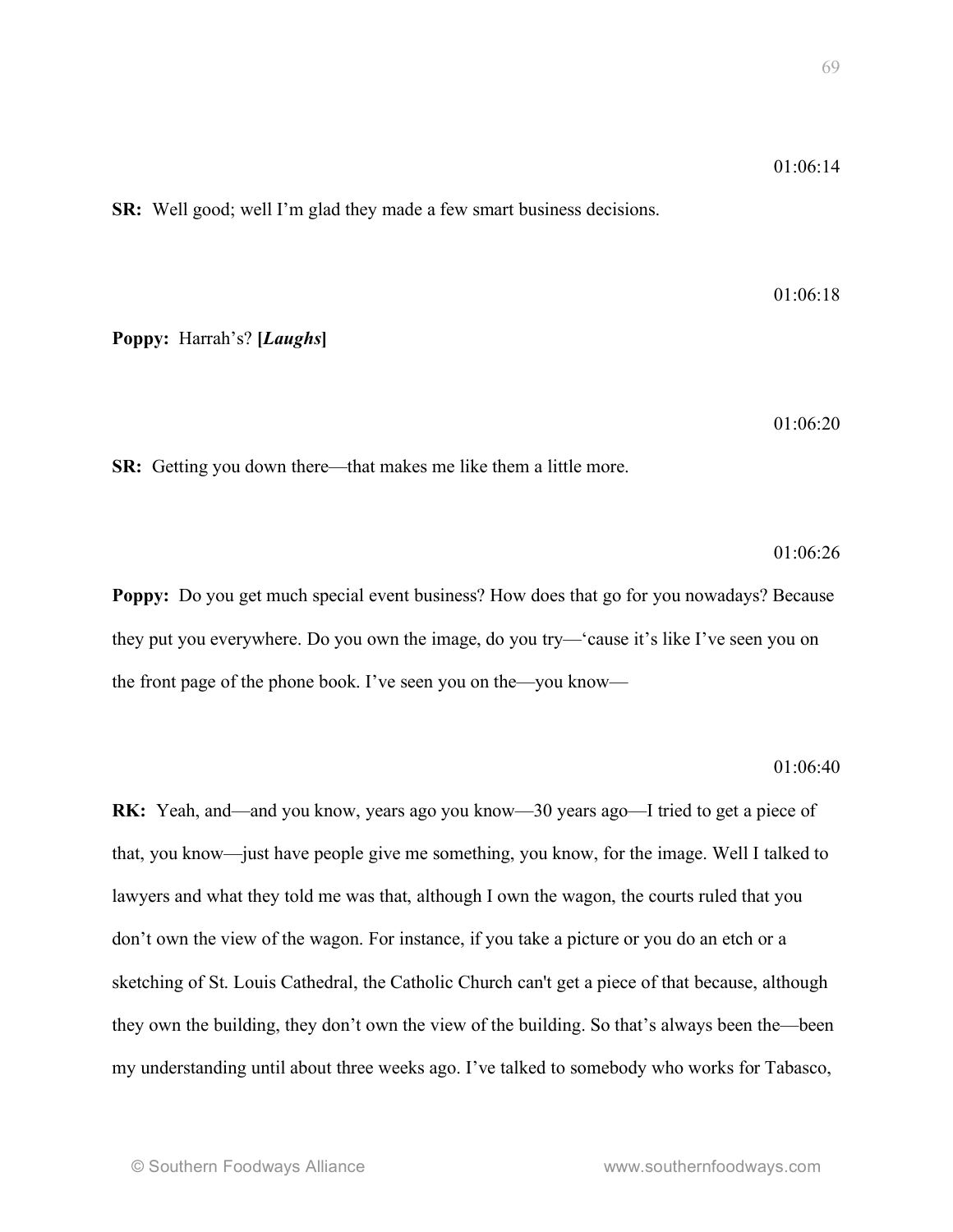01:06:14

**SR:** Well good; well I'm glad they made a few smart business decisions.

01:06:18

**Poppy:** Harrah's? **[*Laughs*]**

01:06:20

**SR:** Getting you down there—that makes me like them a little more.

01:06:26

**Poppy:** Do you get much special event business? How does that go for you nowadays? Because they put you everywhere. Do you own the image, do you try—'cause it's like I've seen you on the front page of the phone book. I've seen you on the—you know—

01:06:40

**RK:** Yeah, and—and you know, years ago you know—30 years ago—I tried to get a piece of that, you know—just have people give me something, you know, for the image. Well I talked to lawyers and what they told me was that, although I own the wagon, the courts ruled that you don't own the view of the wagon. For instance, if you take a picture or you do an etch or a sketching of St. Louis Cathedral, the Catholic Church can't get a piece of that because, although they own the building, they don't own the view of the building. So that's always been the—been my understanding until about three weeks ago. I've talked to somebody who works for Tabasco,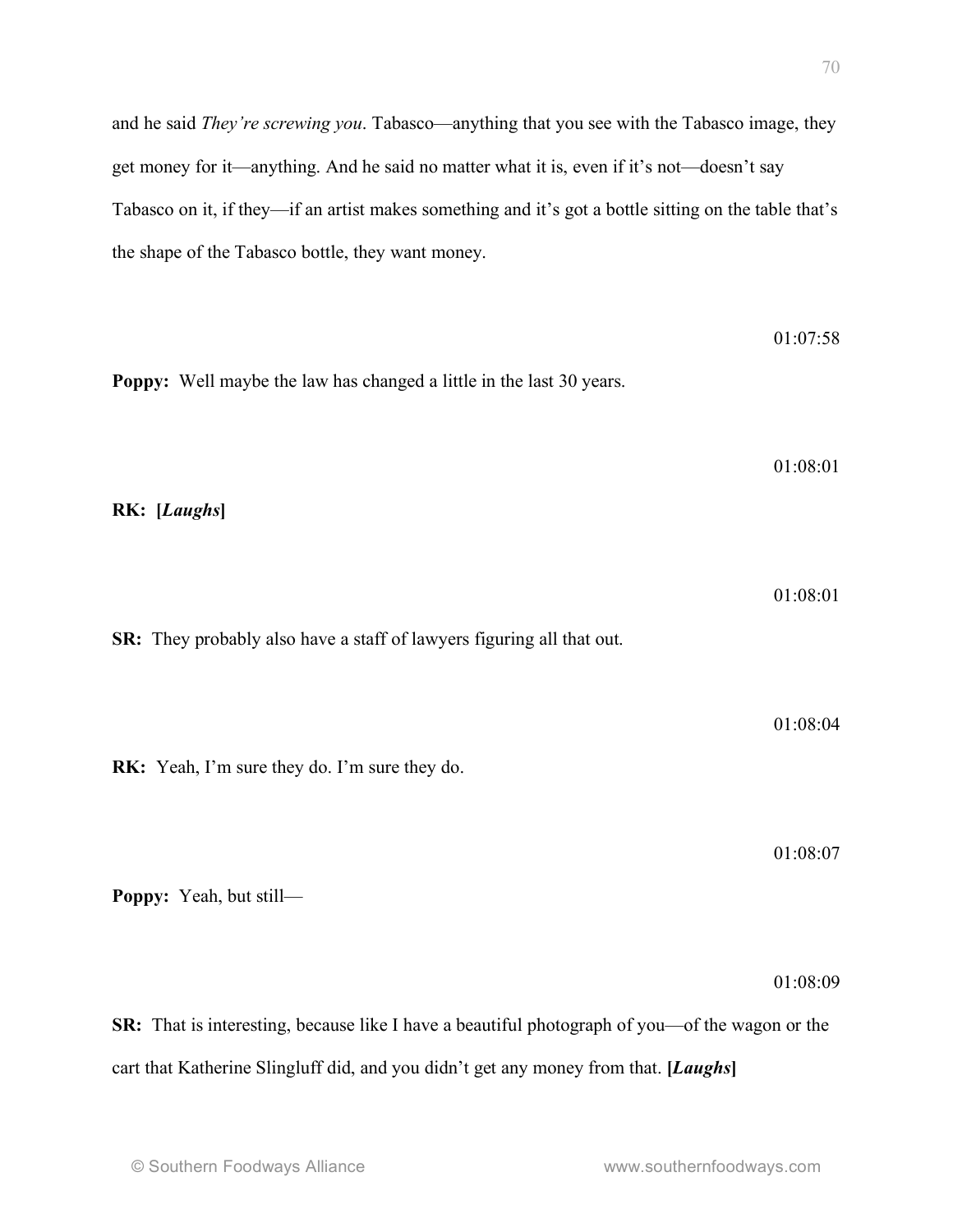and he said *They're screwing you*. Tabasco—anything that you see with the Tabasco image, they get money for it—anything. And he said no matter what it is, even if it's not—doesn't say Tabasco on it, if they—if an artist makes something and it's got a bottle sitting on the table that's the shape of the Tabasco bottle, they want money.

01:07:58

**Poppy:** Well maybe the law has changed a little in the last 30 years.

01:08:01

**RK:** **[*Laughs*]**

01:08:01

**SR:** They probably also have a staff of lawyers figuring all that out.

01:08:04

**RK:** Yeah, I'm sure they do. I'm sure they do.

01:08:07

**Poppy:** Yeah, but still—

01:08:09

**SR:** That is interesting, because like I have a beautiful photograph of you—of the wagon or the cart that Katherine Slingluff did, and you didn't get any money from that. **[*Laughs*]**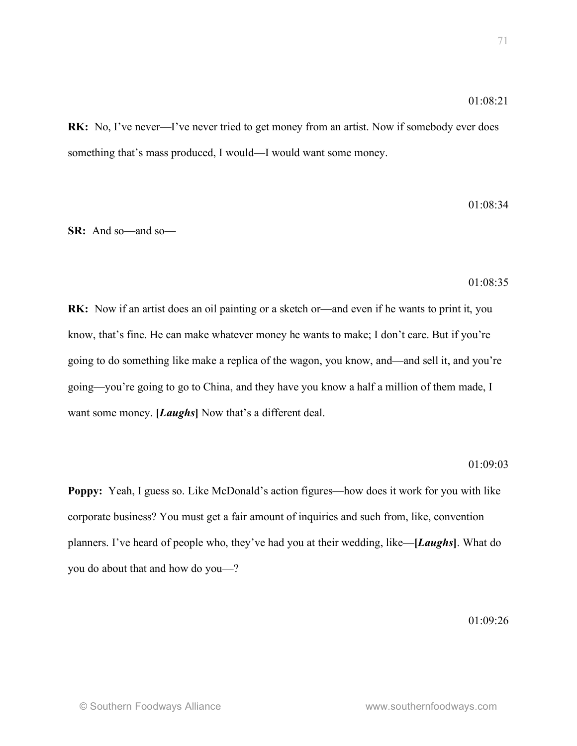01:08:21

**RK:** No, I've never—I've never tried to get money from an artist. Now if somebody ever does something that's mass produced, I would—I would want some money.

01:08:34

**SR:** And so—and so—

01:08:35

**RK:** Now if an artist does an oil painting or a sketch or—and even if he wants to print it, you know, that's fine. He can make whatever money he wants to make; I don't care. But if you're going to do something like make a replica of the wagon, you know, and—and sell it, and you're going—you're going to go to China, and they have you know a half a million of them made, I want some money. **[*Laughs*]** Now that's a different deal.

01:09:03

**Poppy:** Yeah, I guess so. Like McDonald's action figures—how does it work for you with like corporate business? You must get a fair amount of inquiries and such from, like, convention planners. I've heard of people who, they've had you at their wedding, like—**[*Laughs*]**. What do you do about that and how do you—?

01:09:26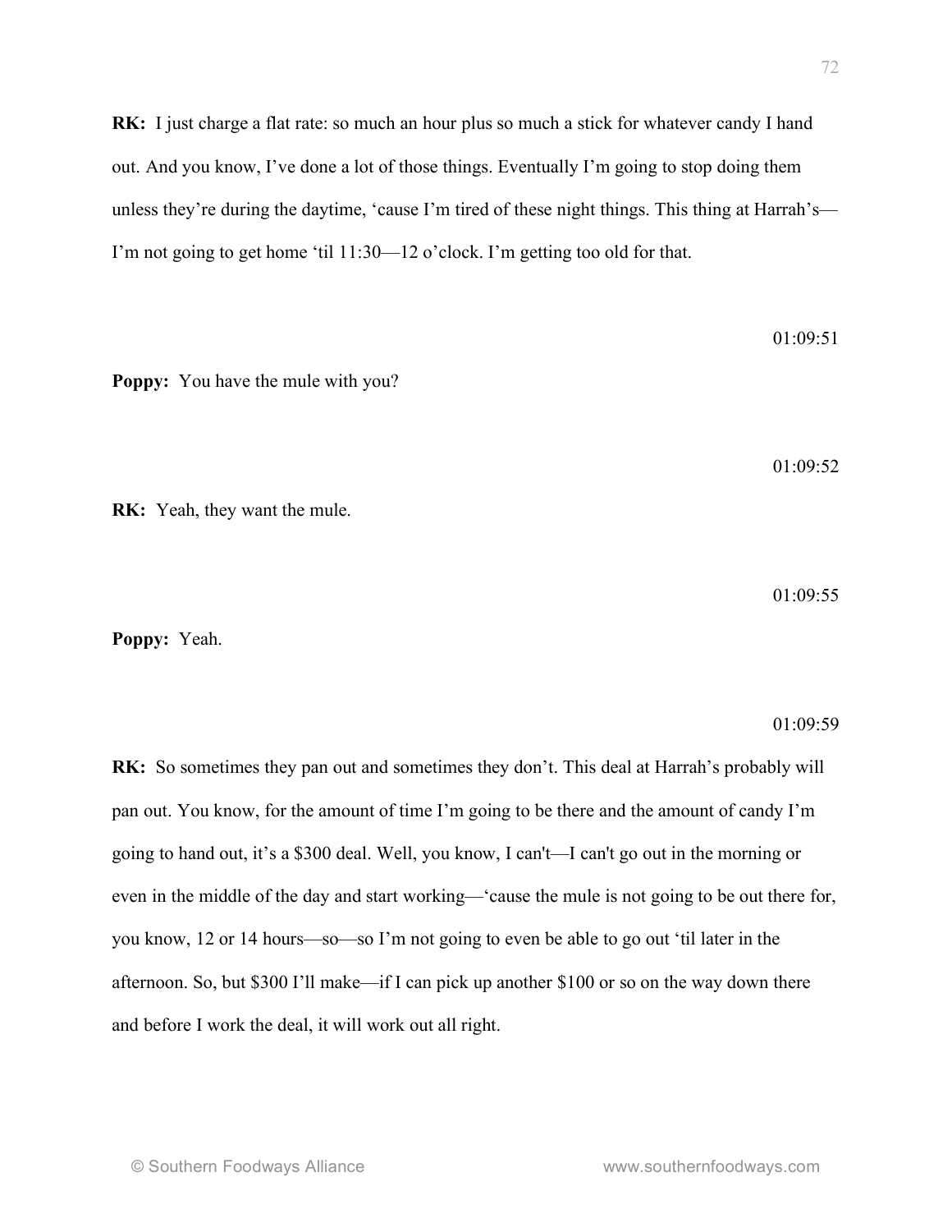**RK:** I just charge a flat rate: so much an hour plus so much a stick for whatever candy I hand out. And you know, I've done a lot of those things. Eventually I'm going to stop doing them unless they're during the daytime, 'cause I'm tired of these night things. This thing at Harrah's—I'm not going to get home 'til 11:30—12 o'clock. I'm getting too old for that.

01:09:51

**Poppy:** You have the mule with you?

01:09:52

**RK:** Yeah, they want the mule.

01:09:55

**Poppy:** Yeah.

01:09:59

**RK:** So sometimes they pan out and sometimes they don't. This deal at Harrah's probably will pan out. You know, for the amount of time I'm going to be there and the amount of candy I'm going to hand out, it's a $300 deal. Well, you know, I can't—I can't go out in the morning or even in the middle of the day and start working—'cause the mule is not going to be out there for, you know, 12 or 14 hours—so—so I'm not going to even be able to go out 'til later in the afternoon. So, but $300 I'll make—if I can pick up another $100 or so on the way down there and before I work the deal, it will work out all right.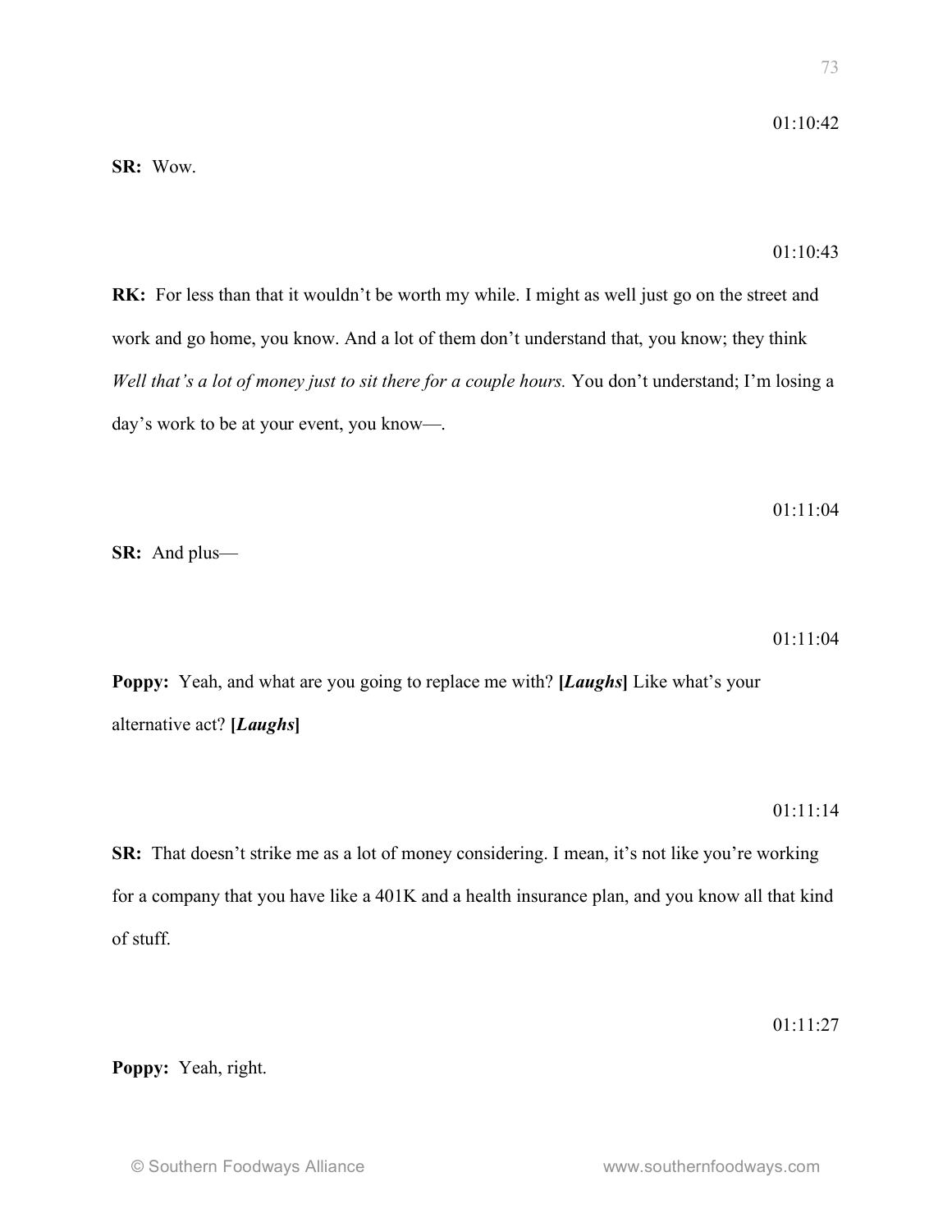01:10:42

**SR:** Wow.

01:10:43

**RK:** For less than that it wouldn't be worth my while. I might as well just go on the street and work and go home, you know. And a lot of them don't understand that, you know; they think *Well that's a lot of money just to sit there for a couple hours.* You don't understand; I'm losing a day's work to be at your event, you know—.

01:11:04

**SR:** And plus—

01:11:04

**Poppy:** Yeah, and what are you going to replace me with? **[*Laughs*]** Like what's your alternative act? **[*Laughs*]**

01:11:14

**SR:** That doesn't strike me as a lot of money considering. I mean, it's not like you're working for a company that you have like a 401K and a health insurance plan, and you know all that kind of stuff.

01:11:27

**Poppy:** Yeah, right.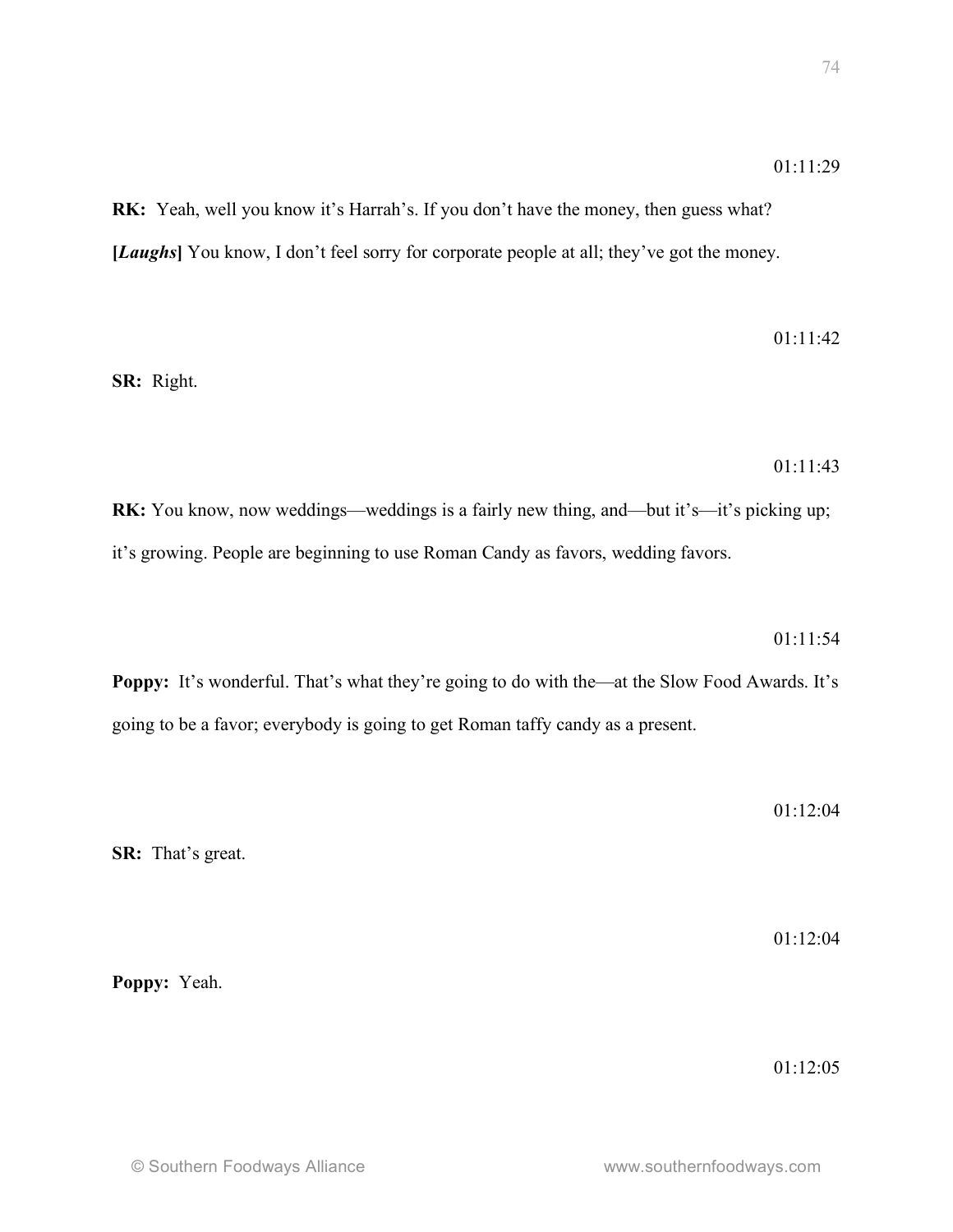01:11:29

**RK:** Yeah, well you know it's Harrah's. If you don't have the money, then guess what? **[*Laughs*]** You know, I don't feel sorry for corporate people at all; they've got the money.

01:11:42

**SR:** Right.

01:11:43

**RK:** You know, now weddings—weddings is a fairly new thing, and—but it's—it's picking up; it's growing. People are beginning to use Roman Candy as favors, wedding favors.

01:11:54

**Poppy:** It's wonderful. That's what they're going to do with the—at the Slow Food Awards. It's going to be a favor; everybody is going to get Roman taffy candy as a present.

01:12:04

**SR:** That's great.

01:12:04

**Poppy:** Yeah.

01:12:05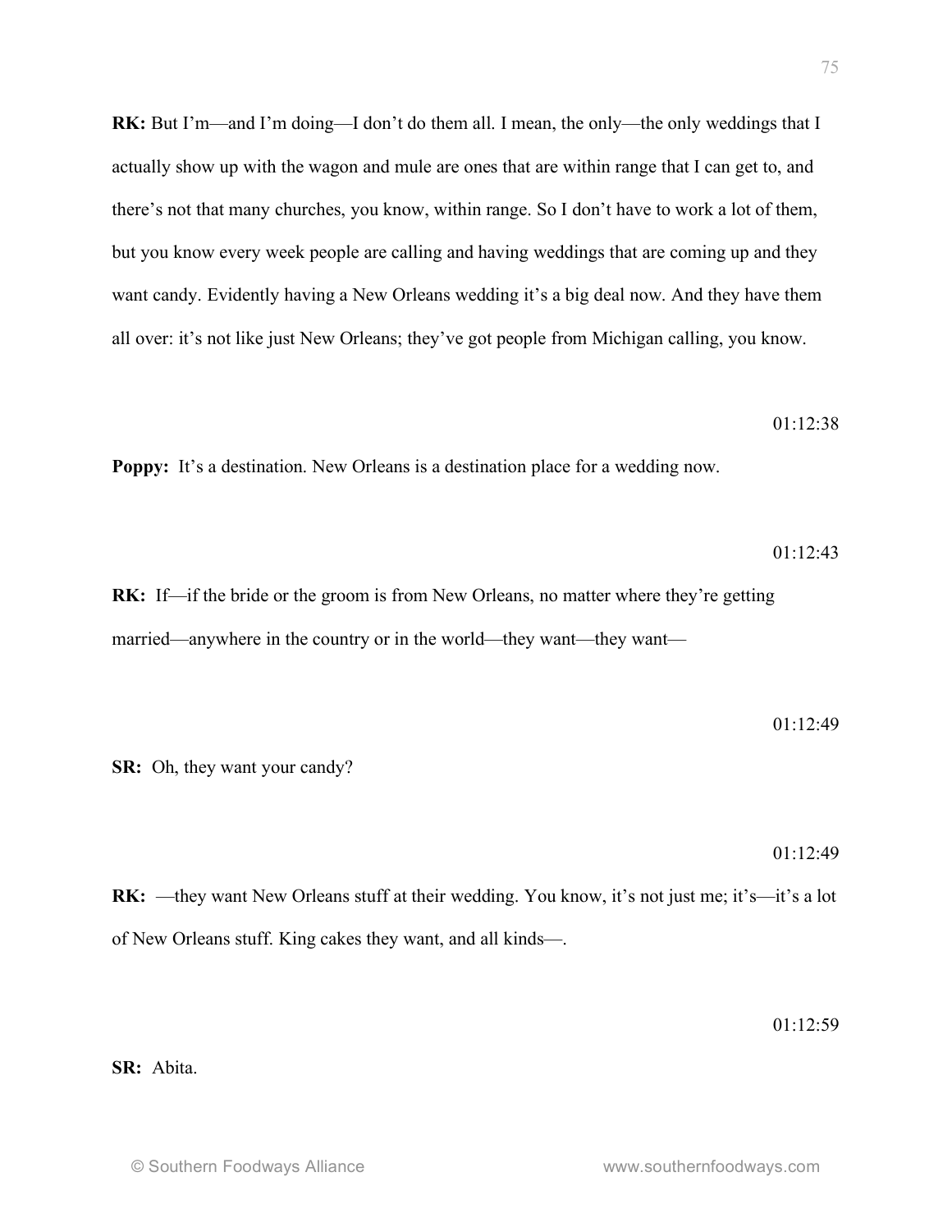**RK:** But I'm—and I'm doing—I don't do them all. I mean, the only—the only weddings that I actually show up with the wagon and mule are ones that are within range that I can get to, and there's not that many churches, you know, within range. So I don't have to work a lot of them, but you know every week people are calling and having weddings that are coming up and they want candy. Evidently having a New Orleans wedding it's a big deal now. And they have them all over: it's not like just New Orleans; they've got people from Michigan calling, you know.

01:12:38

**Poppy:** It's a destination. New Orleans is a destination place for a wedding now.

01:12:43

**RK:** If—if the bride or the groom is from New Orleans, no matter where they're getting married—anywhere in the country or in the world—they want—they want—

01:12:49

**SR:** Oh, they want your candy?

01:12:49

**RK:** —they want New Orleans stuff at their wedding. You know, it's not just me; it's—it's a lot of New Orleans stuff. King cakes they want, and all kinds—.

01:12:59

**SR:** Abita.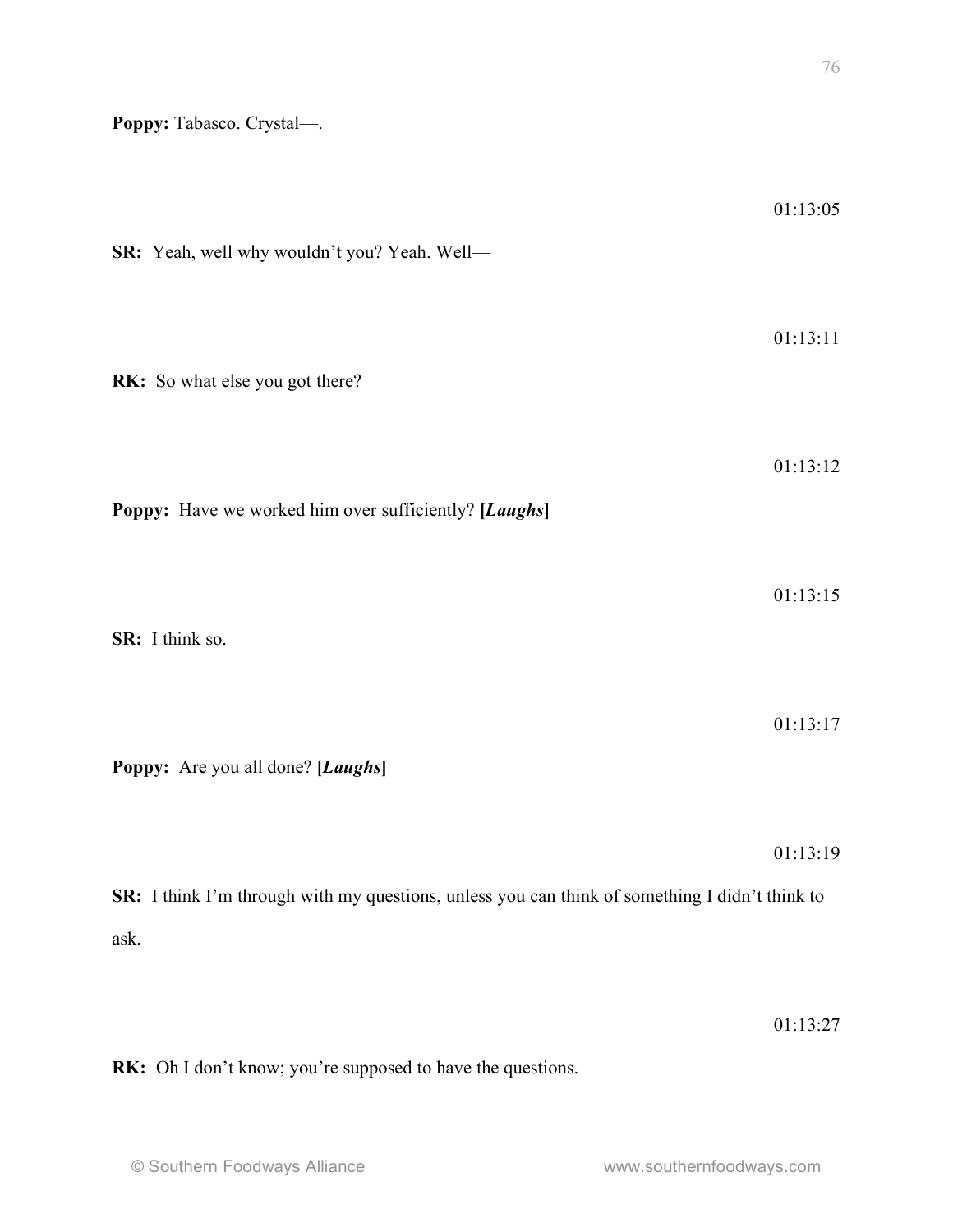**Poppy:** Tabasco. Crystal—.

01:13:05

**SR:** Yeah, well why wouldn't you? Yeah. Well—

01:13:11

**RK:** So what else you got there?

01:13:12

**Poppy:** Have we worked him over sufficiently? **[*Laughs*]**

01:13:15

**SR:** I think so.

01:13:17

**Poppy:** Are you all done? **[*Laughs*]**

01:13:19

**SR:** I think I'm through with my questions, unless you can think of something I didn't think to ask.

01:13:27

**RK:** Oh I don't know; you're supposed to have the questions.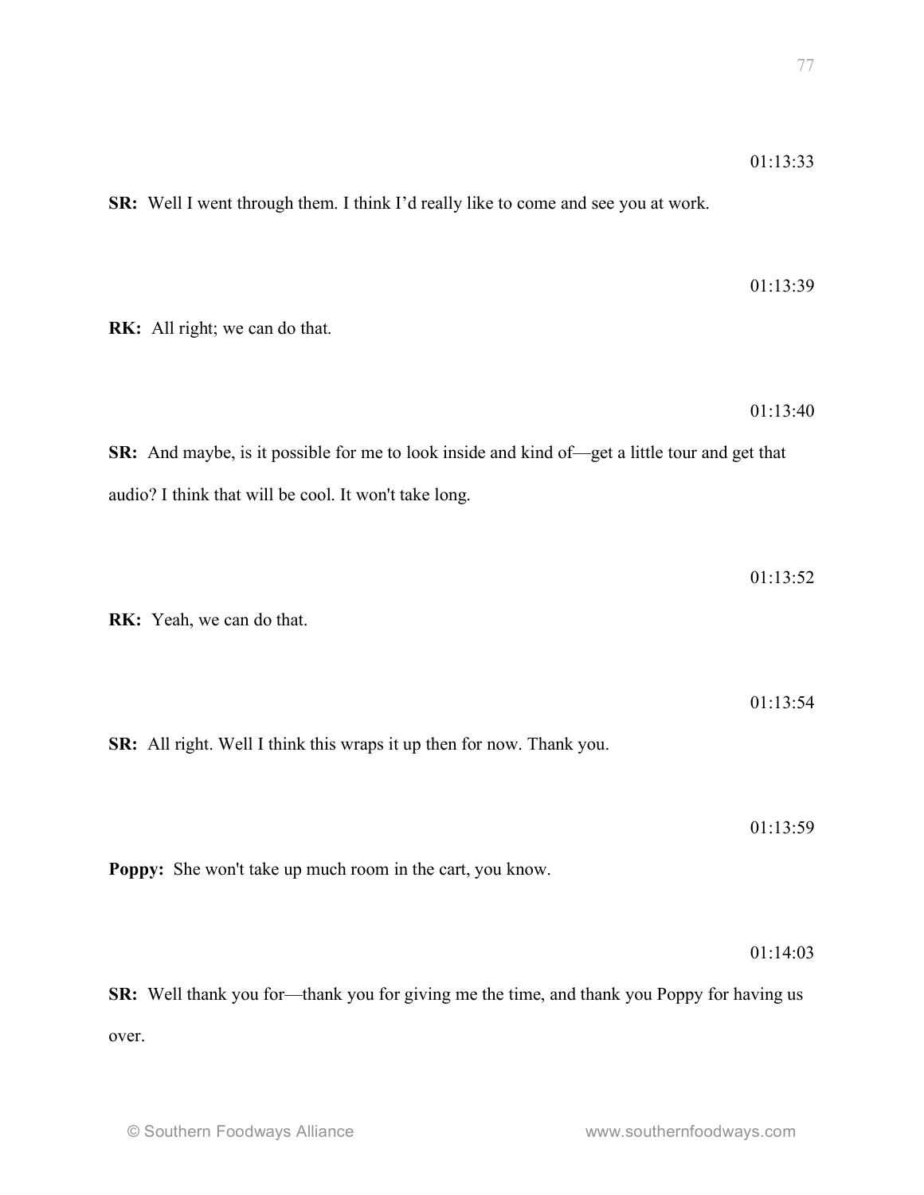01:13:33

**SR:** Well I went through them. I think I'd really like to come and see you at work.

01:13:39

**RK:** All right; we can do that.

01:13:40

**SR:** And maybe, is it possible for me to look inside and kind of—get a little tour and get that audio? I think that will be cool. It won't take long.

01:13:52

**RK:** Yeah, we can do that.

01:13:54

**SR:** All right. Well I think this wraps it up then for now. Thank you.

01:13:59

**Poppy:** She won't take up much room in the cart, you know.

01:14:03

**SR:** Well thank you for—thank you for giving me the time, and thank you Poppy for having us over.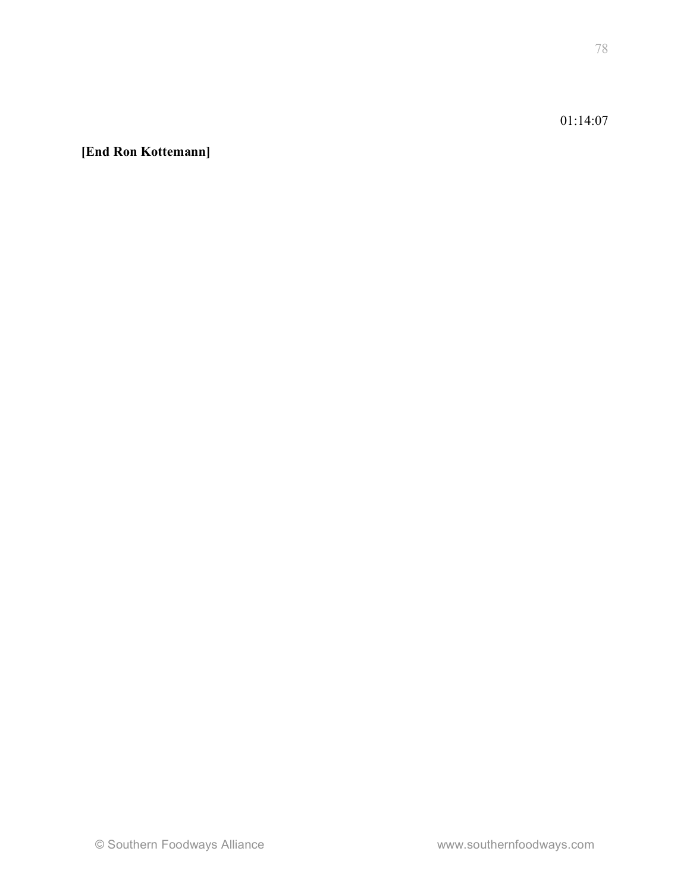01:14:07

**[End Ron Kottemann]**